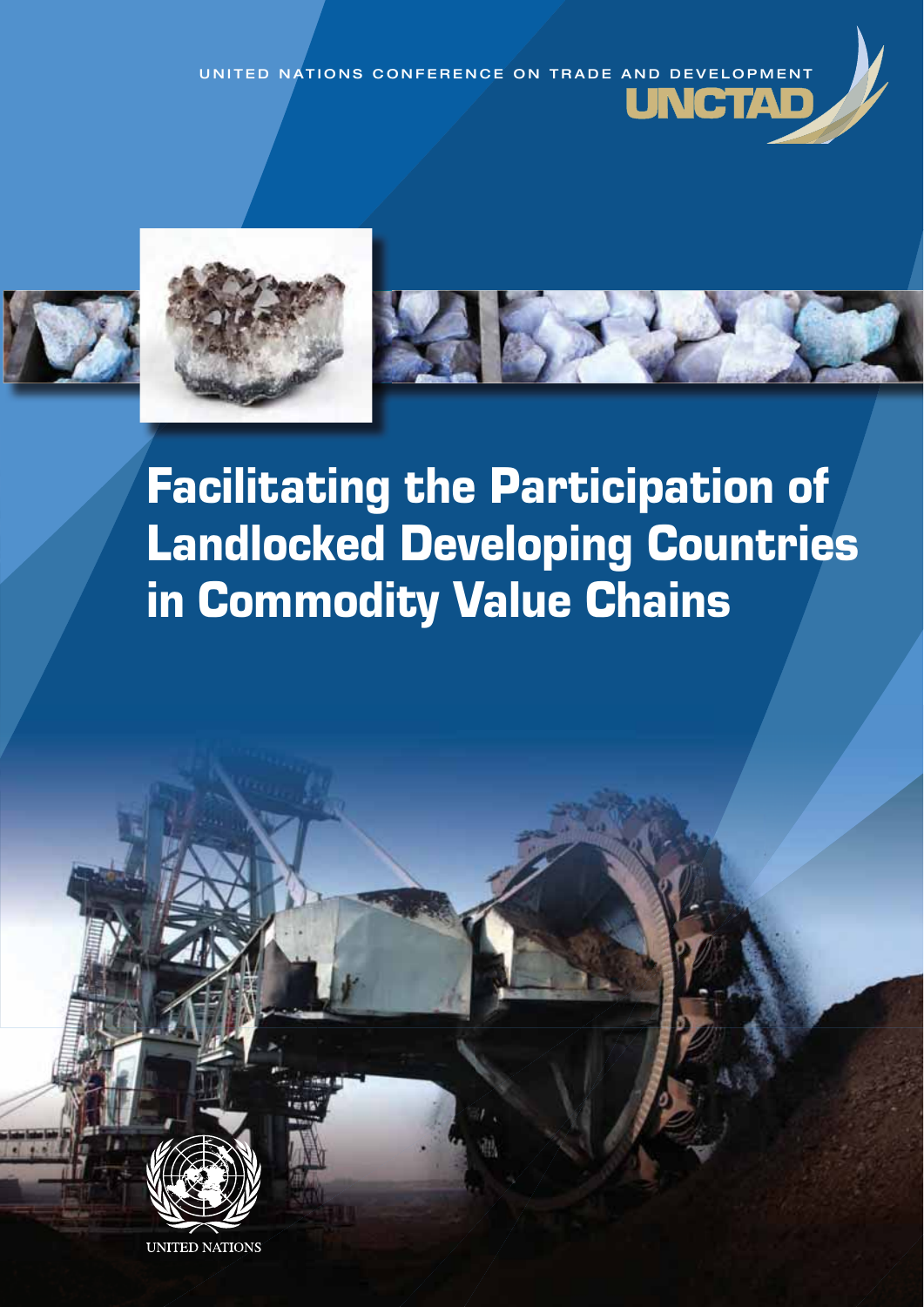UNITED NATIONS CONFERENCE ON TRADE AND DEVELOPMENT

UNCTAD

# Facilitating the Participation of Landlocked Developing Countries in Commodity Value Chains

UNITED NATIONS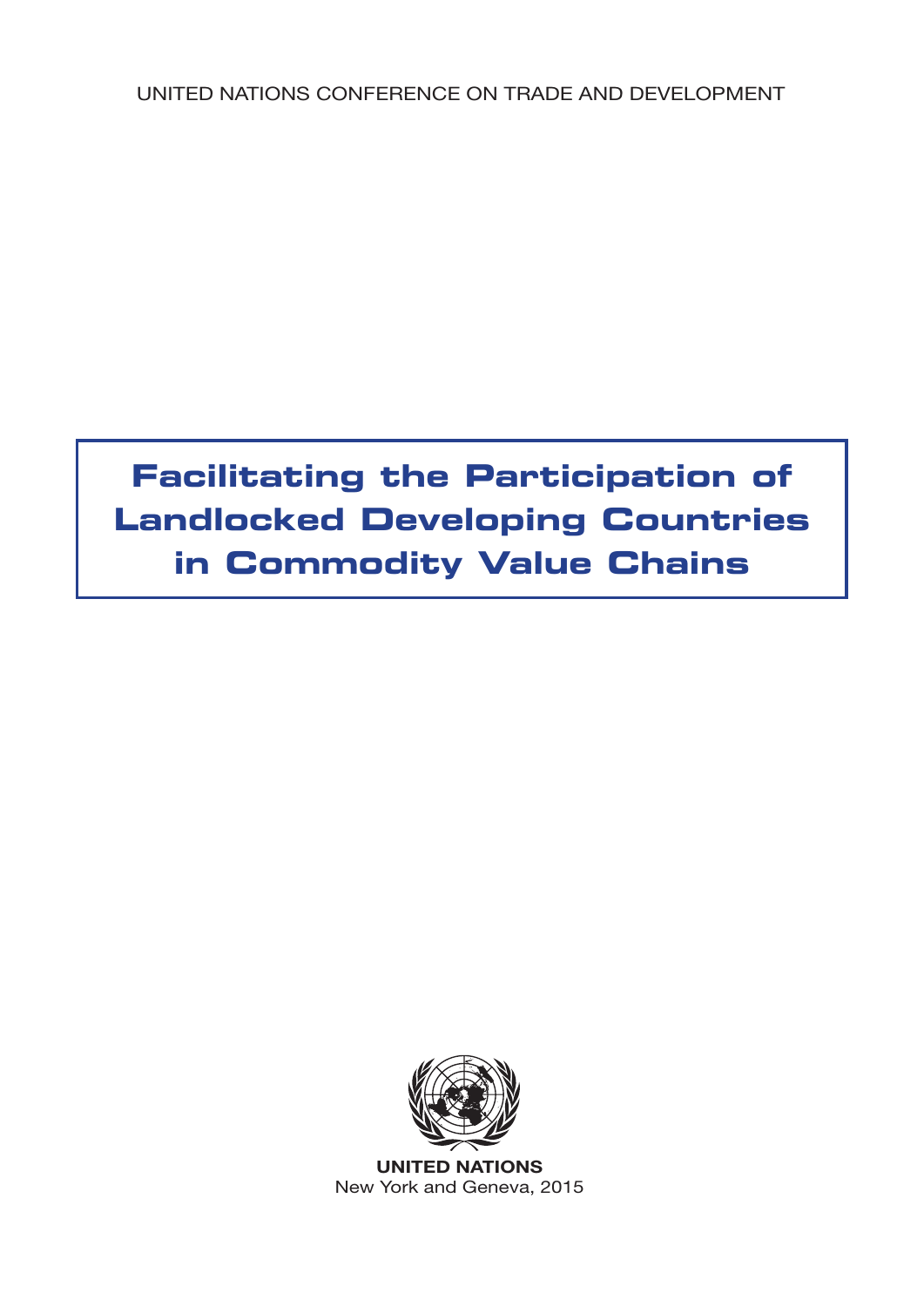UNITED NATIONS CONFERENCE ON TRADE AND DEVELOPMENT

# Facilitating the Participation of Landlocked Developing Countries in Commodity Value Chains

**UNITED NATIONS**
New York and Geneva, 2015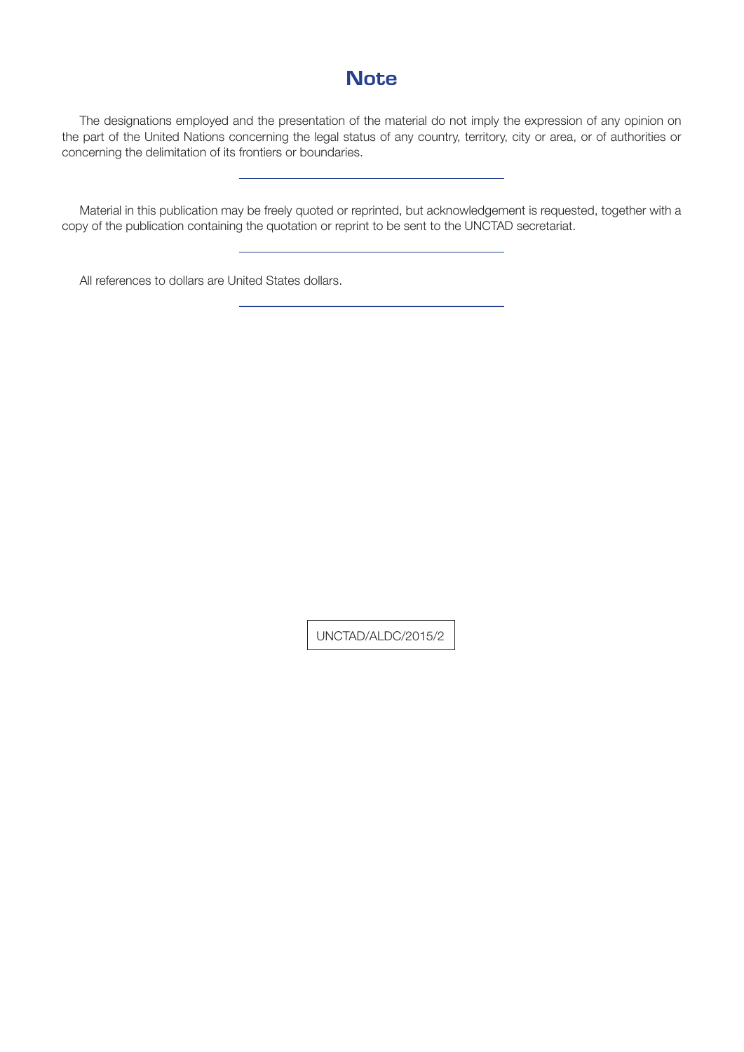# Note

The designations employed and the presentation of the material do not imply the expression of any opinion on the part of the United Nations concerning the legal status of any country, territory, city or area, or of authorities or concerning the delimitation of its frontiers or boundaries.

---

Material in this publication may be freely quoted or reprinted, but acknowledgement is requested, together with a copy of the publication containing the quotation or reprint to be sent to the UNCTAD secretariat.

---

All references to dollars are United States dollars.

---

UNCTAD/ALDC/2015/2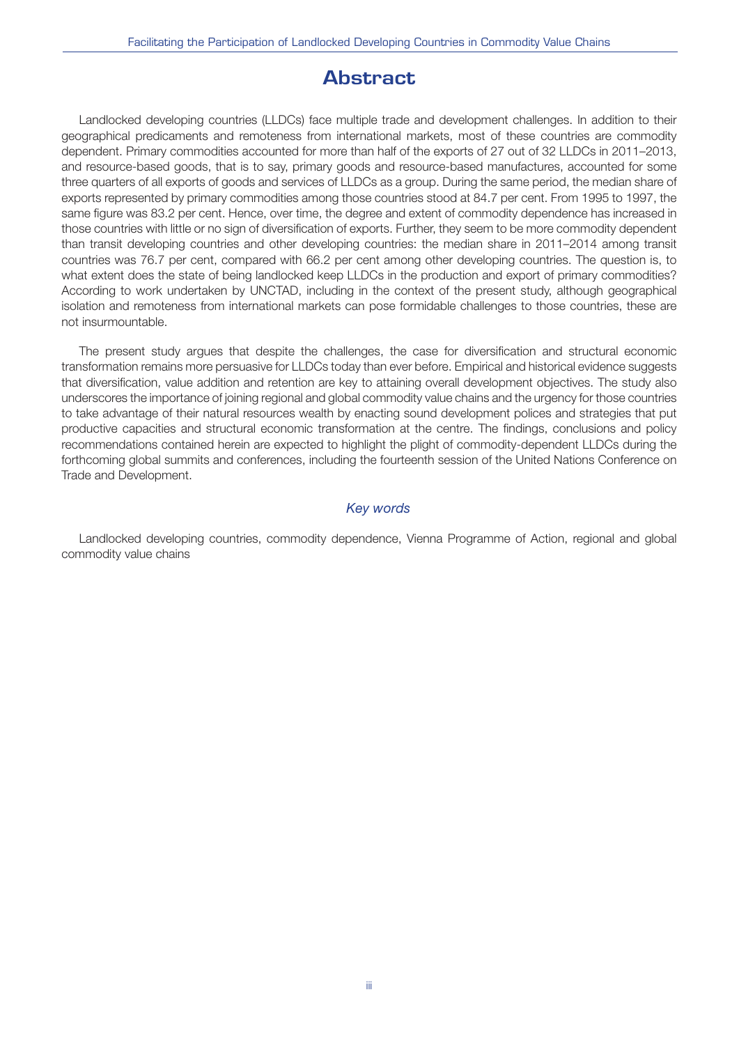# Abstract

Landlocked developing countries (LLDCs) face multiple trade and development challenges. In addition to their geographical predicaments and remoteness from international markets, most of these countries are commodity dependent. Primary commodities accounted for more than half of the exports of 27 out of 32 LLDCs in 2011–2013, and resource-based goods, that is to say, primary goods and resource-based manufactures, accounted for some three quarters of all exports of goods and services of LLDCs as a group. During the same period, the median share of exports represented by primary commodities among those countries stood at 84.7 per cent. From 1995 to 1997, the same figure was 83.2 per cent. Hence, over time, the degree and extent of commodity dependence has increased in those countries with little or no sign of diversification of exports. Further, they seem to be more commodity dependent than transit developing countries and other developing countries: the median share in 2011–2014 among transit countries was 76.7 per cent, compared with 66.2 per cent among other developing countries. The question is, to what extent does the state of being landlocked keep LLDCs in the production and export of primary commodities? According to work undertaken by UNCTAD, including in the context of the present study, although geographical isolation and remoteness from international markets can pose formidable challenges to those countries, these are not insurmountable.

The present study argues that despite the challenges, the case for diversification and structural economic transformation remains more persuasive for LLDCs today than ever before. Empirical and historical evidence suggests that diversification, value addition and retention are key to attaining overall development objectives. The study also underscores the importance of joining regional and global commodity value chains and the urgency for those countries to take advantage of their natural resources wealth by enacting sound development polices and strategies that put productive capacities and structural economic transformation at the centre. The findings, conclusions and policy recommendations contained herein are expected to highlight the plight of commodity-dependent LLDCs during the forthcoming global summits and conferences, including the fourteenth session of the United Nations Conference on Trade and Development.

*Key words*

Landlocked developing countries, commodity dependence, Vienna Programme of Action, regional and global commodity value chains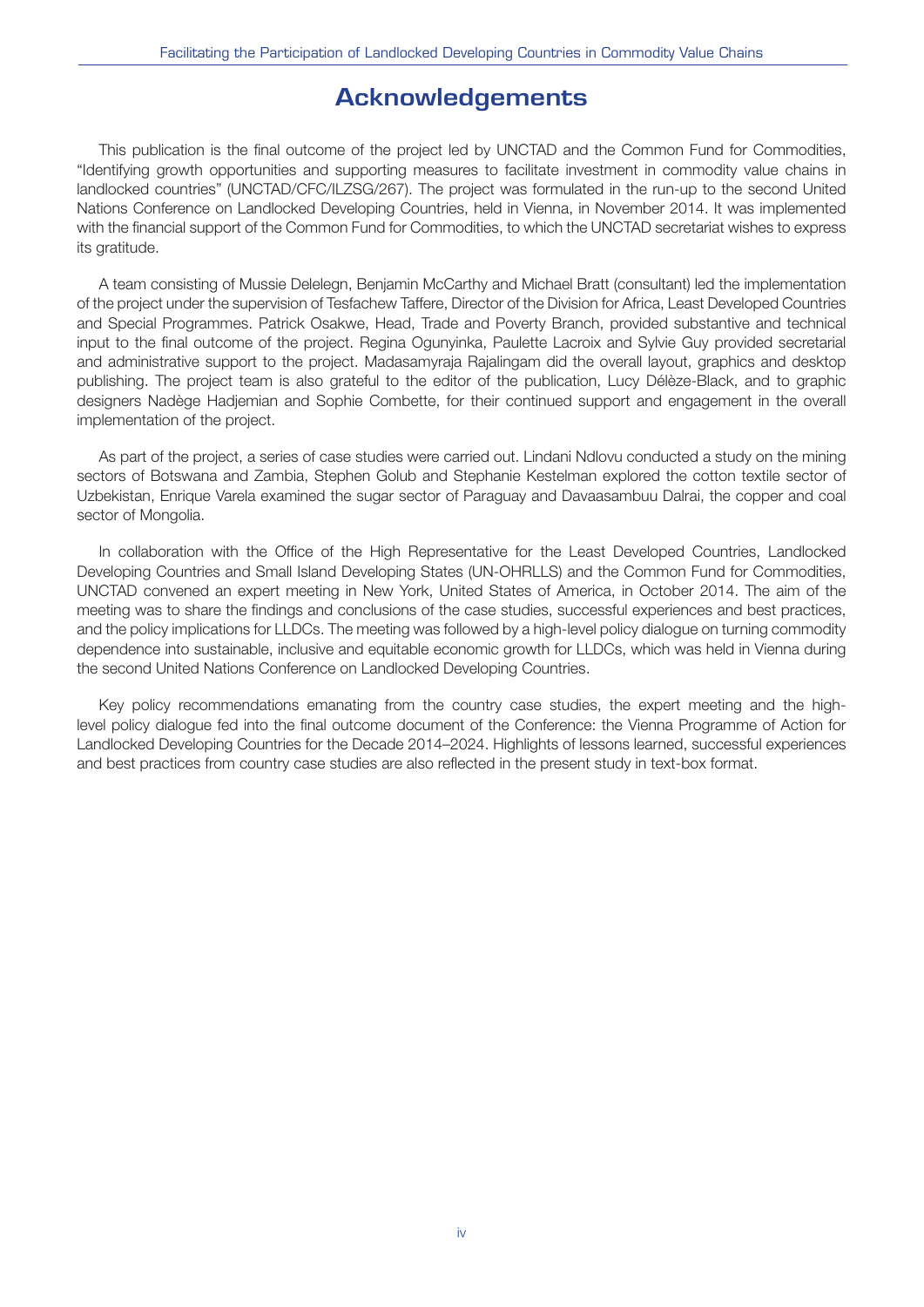# Acknowledgements

This publication is the final outcome of the project led by UNCTAD and the Common Fund for Commodities, "Identifying growth opportunities and supporting measures to facilitate investment in commodity value chains in landlocked countries" (UNCTAD/CFC/ILZSG/267). The project was formulated in the run-up to the second United Nations Conference on Landlocked Developing Countries, held in Vienna, in November 2014. It was implemented with the financial support of the Common Fund for Commodities, to which the UNCTAD secretariat wishes to express its gratitude.

A team consisting of Mussie Delelegn, Benjamin McCarthy and Michael Bratt (consultant) led the implementation of the project under the supervision of Tesfachew Taffere, Director of the Division for Africa, Least Developed Countries and Special Programmes. Patrick Osakwe, Head, Trade and Poverty Branch, provided substantive and technical input to the final outcome of the project. Regina Ogunyinka, Paulette Lacroix and Sylvie Guy provided secretarial and administrative support to the project. Madasamyraja Rajalingam did the overall layout, graphics and desktop publishing. The project team is also grateful to the editor of the publication, Lucy Délèze-Black, and to graphic designers Nadège Hadjemian and Sophie Combette, for their continued support and engagement in the overall implementation of the project.

As part of the project, a series of case studies were carried out. Lindani Ndlovu conducted a study on the mining sectors of Botswana and Zambia, Stephen Golub and Stephanie Kestelman explored the cotton textile sector of Uzbekistan, Enrique Varela examined the sugar sector of Paraguay and Davaasambuu Dalrai, the copper and coal sector of Mongolia.

In collaboration with the Office of the High Representative for the Least Developed Countries, Landlocked Developing Countries and Small Island Developing States (UN-OHRLLS) and the Common Fund for Commodities, UNCTAD convened an expert meeting in New York, United States of America, in October 2014. The aim of the meeting was to share the findings and conclusions of the case studies, successful experiences and best practices, and the policy implications for LLDCs. The meeting was followed by a high-level policy dialogue on turning commodity dependence into sustainable, inclusive and equitable economic growth for LLDCs, which was held in Vienna during the second United Nations Conference on Landlocked Developing Countries.

Key policy recommendations emanating from the country case studies, the expert meeting and the high-level policy dialogue fed into the final outcome document of the Conference: the Vienna Programme of Action for Landlocked Developing Countries for the Decade 2014–2024. Highlights of lessons learned, successful experiences and best practices from country case studies are also reflected in the present study in text-box format.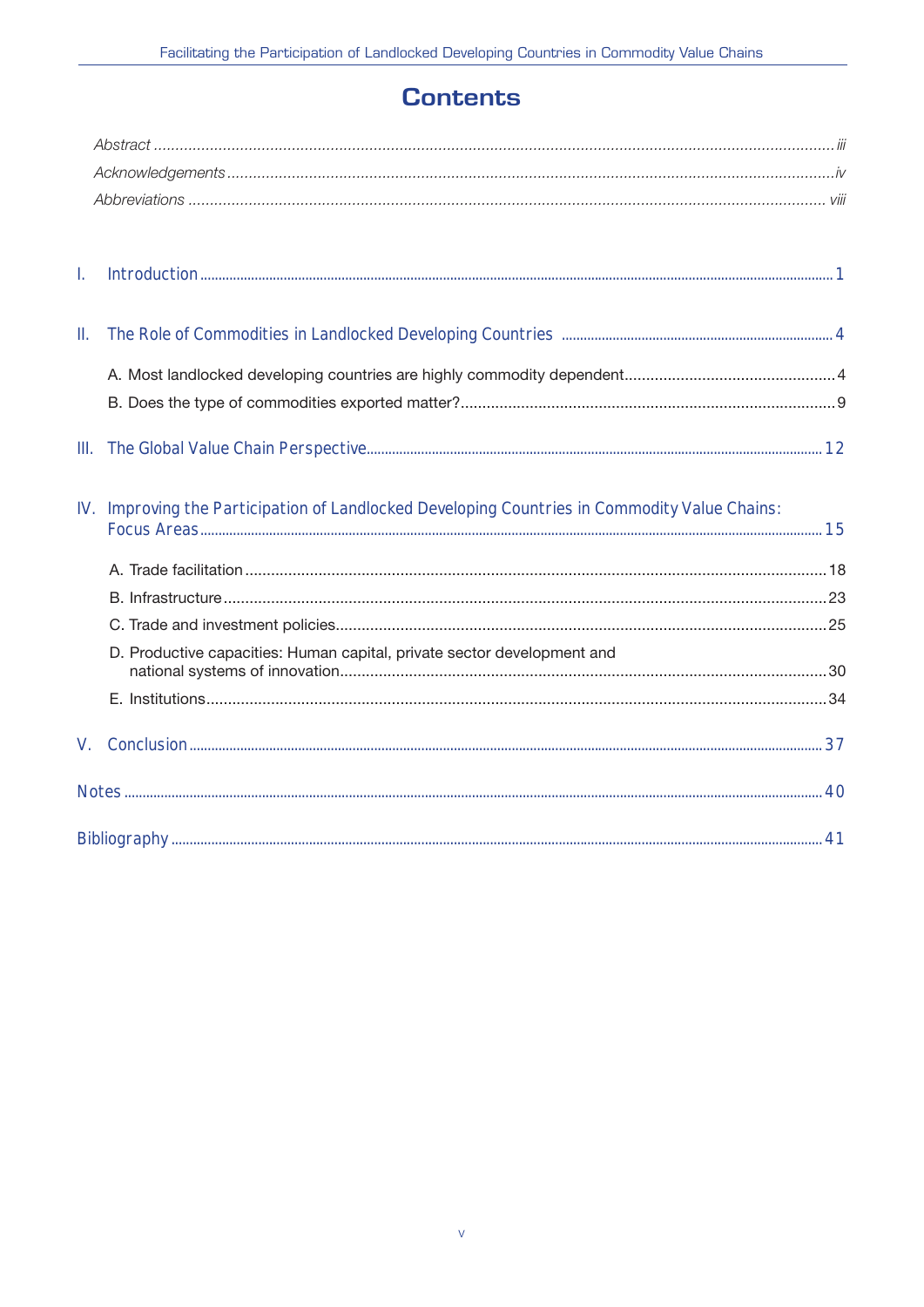# Contents

*Abstract* ..... *iii*

*Acknowledgements* ..... *iv*

*Abbreviations* ..... *viii*

I. Introduction ..... 1

II. The Role of Commodities in Landlocked Developing Countries ..... 4

- A. Most landlocked developing countries are highly commodity dependent ..... 4
- B. Does the type of commodities exported matter? ..... 9

III. The Global Value Chain Perspective ..... 12

IV. Improving the Participation of Landlocked Developing Countries in Commodity Value Chains: Focus Areas ..... 15

- A. Trade facilitation ..... 18
- B. Infrastructure ..... 23
- C. Trade and investment policies ..... 25
- D. Productive capacities: Human capital, private sector development and national systems of innovation ..... 30
- E. Institutions ..... 34

V. Conclusion ..... 37

Notes ..... 40

Bibliography ..... 41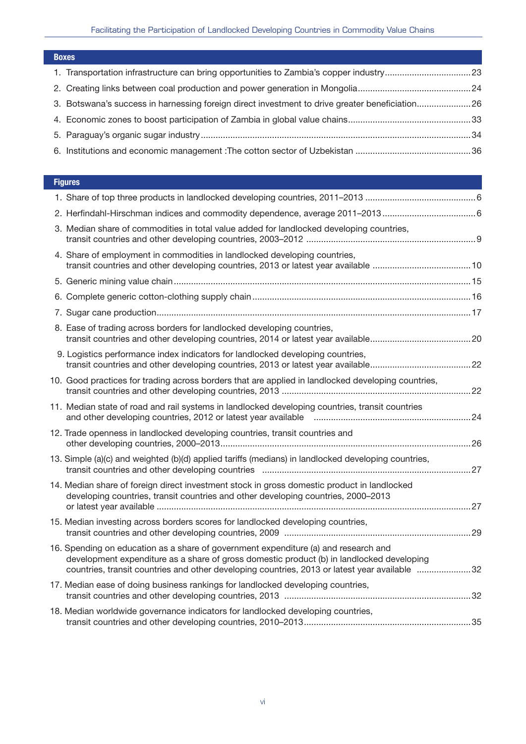## Boxes

1. Transportation infrastructure can bring opportunities to Zambia's copper industry....23
2. Creating links between coal production and power generation in Mongolia....24
3. Botswana's success in harnessing foreign direct investment to drive greater beneficiation....26
4. Economic zones to boost participation of Zambia in global value chains....33
5. Paraguay's organic sugar industry....34
6. Institutions and economic management :The cotton sector of Uzbekistan ....36

## Figures

1. Share of top three products in landlocked developing countries, 2011–2013 ....6
2. Herfindahl-Hirschman indices and commodity dependence, average 2011–2013....6
3. Median share of commodities in total value added for landlocked developing countries, transit countries and other developing countries, 2003–2012 ....9
4. Share of employment in commodities in landlocked developing countries, transit countries and other developing countries, 2013 or latest year available ....10
5. Generic mining value chain....15
6. Complete generic cotton-clothing supply chain....16
7. Sugar cane production....17
8. Ease of trading across borders for landlocked developing countries, transit countries and other developing countries, 2014 or latest year available....20
9. Logistics performance index indicators for landlocked developing countries, transit countries and other developing countries, 2013 or latest year available....22
10. Good practices for trading across borders that are applied in landlocked developing countries, transit countries and other developing countries, 2013 ....22
11. Median state of road and rail systems in landlocked developing countries, transit countries and other developing countries, 2012 or latest year available ....24
12. Trade openness in landlocked developing countries, transit countries and other developing countries, 2000–2013....26
13. Simple (a)(c) and weighted (b)(d) applied tariffs (medians) in landlocked developing countries, transit countries and other developing countries ....27
14. Median share of foreign direct investment stock in gross domestic product in landlocked developing countries, transit countries and other developing countries, 2000–2013 or latest year available ....27
15. Median investing across borders scores for landlocked developing countries, transit countries and other developing countries, 2009 ....29
16. Spending on education as a share of government expenditure (a) and research and development expenditure as a share of gross domestic product (b) in landlocked developing countries, transit countries and other developing countries, 2013 or latest year available ....32
17. Median ease of doing business rankings for landlocked developing countries, transit countries and other developing countries, 2013 ....32
18. Median worldwide governance indicators for landlocked developing countries, transit countries and other developing countries, 2010–2013....35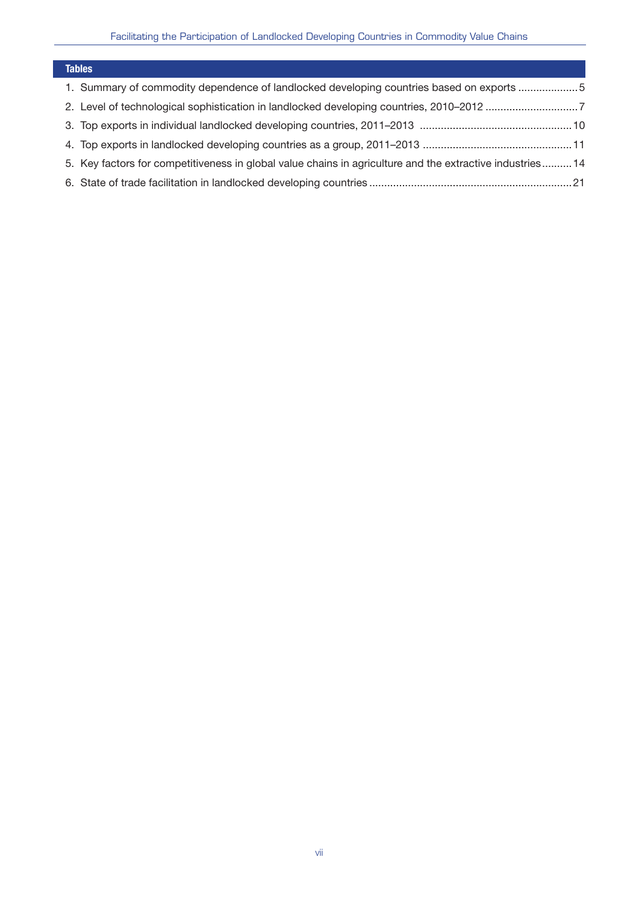## Tables

1. Summary of commodity dependence of landlocked developing countries based on exports .................... 5
2. Level of technological sophistication in landlocked developing countries, 2010–2012 ............................... 7
3. Top exports in individual landlocked developing countries, 2011–2013 .................................................. 10
4. Top exports in landlocked developing countries as a group, 2011–2013 ................................................. 11
5. Key factors for competitiveness in global value chains in agriculture and the extractive industries.......... 14
6. State of trade facilitation in landlocked developing countries .................................................................. 21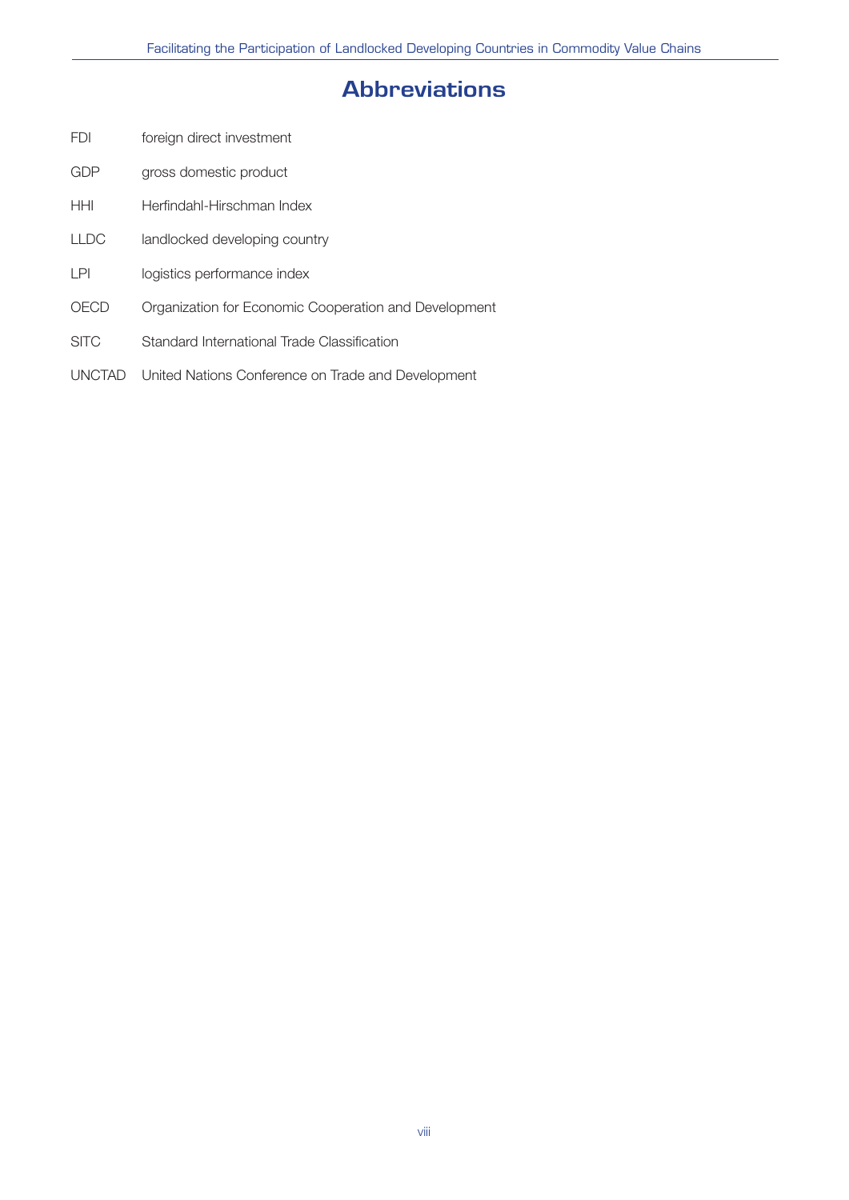# Abbreviations

| | |
|---|---|
| FDI | foreign direct investment |
| GDP | gross domestic product |
| HHI | Herfindahl-Hirschman Index |
| LLDC | landlocked developing country |
| LPI | logistics performance index |
| OECD | Organization for Economic Cooperation and Development |
| SITC | Standard International Trade Classification |
| UNCTAD | United Nations Conference on Trade and Development |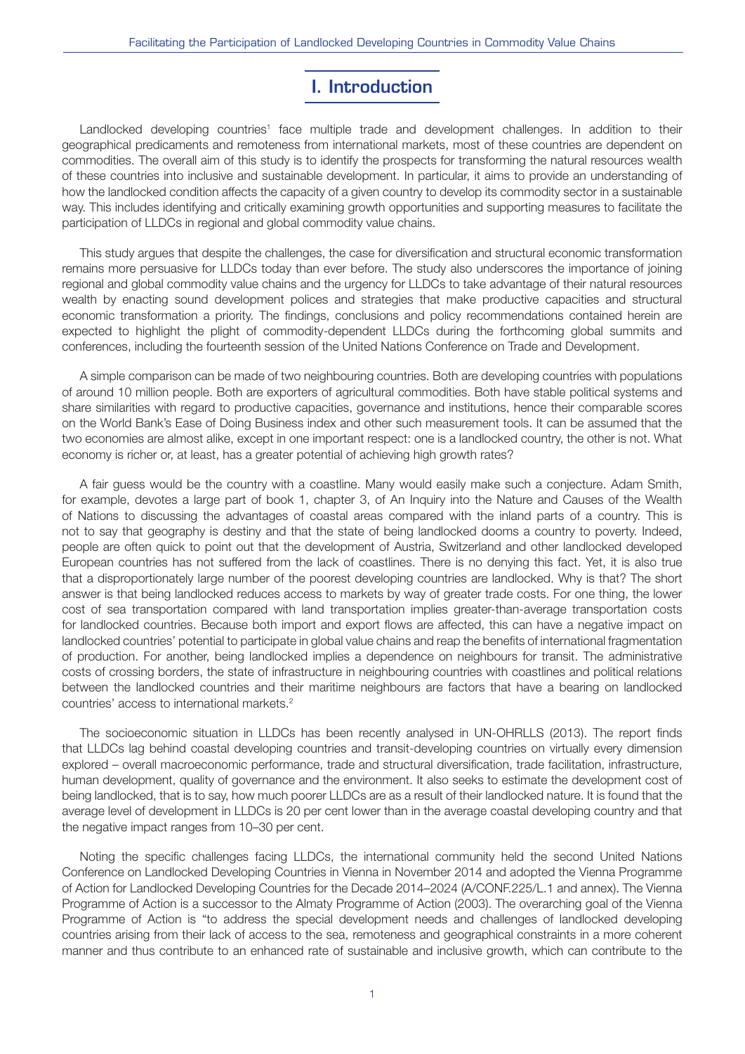# I. Introduction

Landlocked developing countries[1] face multiple trade and development challenges. In addition to their geographical predicaments and remoteness from international markets, most of these countries are dependent on commodities. The overall aim of this study is to identify the prospects for transforming the natural resources wealth of these countries into inclusive and sustainable development. In particular, it aims to provide an understanding of how the landlocked condition affects the capacity of a given country to develop its commodity sector in a sustainable way. This includes identifying and critically examining growth opportunities and supporting measures to facilitate the participation of LLDCs in regional and global commodity value chains.

This study argues that despite the challenges, the case for diversification and structural economic transformation remains more persuasive for LLDCs today than ever before. The study also underscores the importance of joining regional and global commodity value chains and the urgency for LLDCs to take advantage of their natural resources wealth by enacting sound development polices and strategies that make productive capacities and structural economic transformation a priority. The findings, conclusions and policy recommendations contained herein are expected to highlight the plight of commodity-dependent LLDCs during the forthcoming global summits and conferences, including the fourteenth session of the United Nations Conference on Trade and Development.

A simple comparison can be made of two neighbouring countries. Both are developing countries with populations of around 10 million people. Both are exporters of agricultural commodities. Both have stable political systems and share similarities with regard to productive capacities, governance and institutions, hence their comparable scores on the World Bank's Ease of Doing Business index and other such measurement tools. It can be assumed that the two economies are almost alike, except in one important respect: one is a landlocked country, the other is not. What economy is richer or, at least, has a greater potential of achieving high growth rates?

A fair guess would be the country with a coastline. Many would easily make such a conjecture. Adam Smith, for example, devotes a large part of book 1, chapter 3, of An Inquiry into the Nature and Causes of the Wealth of Nations to discussing the advantages of coastal areas compared with the inland parts of a country. This is not to say that geography is destiny and that the state of being landlocked dooms a country to poverty. Indeed, people are often quick to point out that the development of Austria, Switzerland and other landlocked developed European countries has not suffered from the lack of coastlines. There is no denying this fact. Yet, it is also true that a disproportionately large number of the poorest developing countries are landlocked. Why is that? The short answer is that being landlocked reduces access to markets by way of greater trade costs. For one thing, the lower cost of sea transportation compared with land transportation implies greater-than-average transportation costs for landlocked countries. Because both import and export flows are affected, this can have a negative impact on landlocked countries' potential to participate in global value chains and reap the benefits of international fragmentation of production. For another, being landlocked implies a dependence on neighbours for transit. The administrative costs of crossing borders, the state of infrastructure in neighbouring countries with coastlines and political relations between the landlocked countries and their maritime neighbours are factors that have a bearing on landlocked countries' access to international markets.[2]

The socioeconomic situation in LLDCs has been recently analysed in UN-OHRLLS (2013). The report finds that LLDCs lag behind coastal developing countries and transit-developing countries on virtually every dimension explored – overall macroeconomic performance, trade and structural diversification, trade facilitation, infrastructure, human development, quality of governance and the environment. It also seeks to estimate the development cost of being landlocked, that is to say, how much poorer LLDCs are as a result of their landlocked nature. It is found that the average level of development in LLDCs is 20 per cent lower than in the average coastal developing country and that the negative impact ranges from 10–30 per cent.

Noting the specific challenges facing LLDCs, the international community held the second United Nations Conference on Landlocked Developing Countries in Vienna in November 2014 and adopted the Vienna Programme of Action for Landlocked Developing Countries for the Decade 2014–2024 (A/CONF.225/L.1 and annex). The Vienna Programme of Action is a successor to the Almaty Programme of Action (2003). The overarching goal of the Vienna Programme of Action is "to address the special development needs and challenges of landlocked developing countries arising from their lack of access to the sea, remoteness and geographical constraints in a more coherent manner and thus contribute to an enhanced rate of sustainable and inclusive growth, which can contribute to the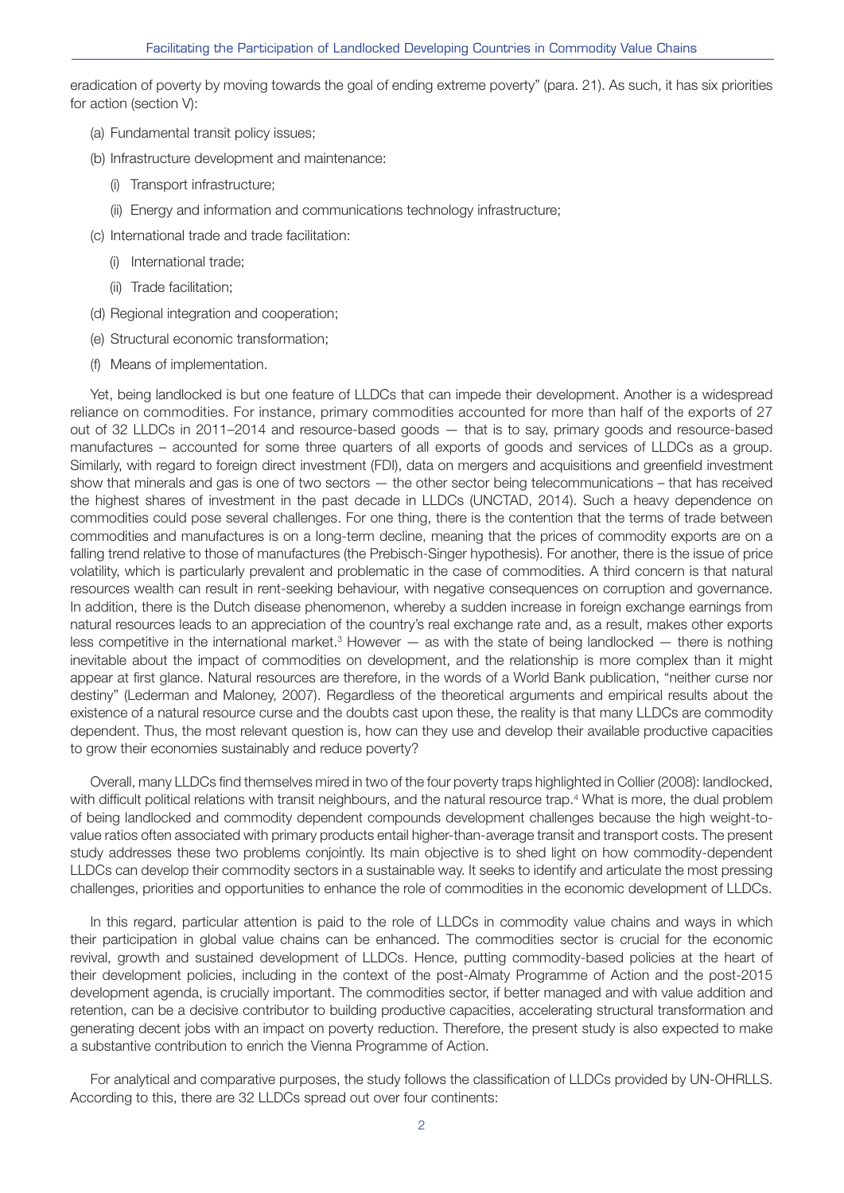eradication of poverty by moving towards the goal of ending extreme poverty" (para. 21). As such, it has six priorities for action (section V):

(a) Fundamental transit policy issues;

(b) Infrastructure development and maintenance:

  (i) Transport infrastructure;

  (ii) Energy and information and communications technology infrastructure;

(c) International trade and trade facilitation:

  (i) International trade;

  (ii) Trade facilitation;

(d) Regional integration and cooperation;

(e) Structural economic transformation;

(f) Means of implementation.

Yet, being landlocked is but one feature of LLDCs that can impede their development. Another is a widespread reliance on commodities. For instance, primary commodities accounted for more than half of the exports of 27 out of 32 LLDCs in 2011–2014 and resource-based goods — that is to say, primary goods and resource-based manufactures – accounted for some three quarters of all exports of goods and services of LLDCs as a group. Similarly, with regard to foreign direct investment (FDI), data on mergers and acquisitions and greenfield investment show that minerals and gas is one of two sectors — the other sector being telecommunications – that has received the highest shares of investment in the past decade in LLDCs (UNCTAD, 2014). Such a heavy dependence on commodities could pose several challenges. For one thing, there is the contention that the terms of trade between commodities and manufactures is on a long-term decline, meaning that the prices of commodity exports are on a falling trend relative to those of manufactures (the Prebisch-Singer hypothesis). For another, there is the issue of price volatility, which is particularly prevalent and problematic in the case of commodities. A third concern is that natural resources wealth can result in rent-seeking behaviour, with negative consequences on corruption and governance. In addition, there is the Dutch disease phenomenon, whereby a sudden increase in foreign exchange earnings from natural resources leads to an appreciation of the country's real exchange rate and, as a result, makes other exports less competitive in the international market.[3] However — as with the state of being landlocked — there is nothing inevitable about the impact of commodities on development, and the relationship is more complex than it might appear at first glance. Natural resources are therefore, in the words of a World Bank publication, "neither curse nor destiny" (Lederman and Maloney, 2007). Regardless of the theoretical arguments and empirical results about the existence of a natural resource curse and the doubts cast upon these, the reality is that many LLDCs are commodity dependent. Thus, the most relevant question is, how can they use and develop their available productive capacities to grow their economies sustainably and reduce poverty?

Overall, many LLDCs find themselves mired in two of the four poverty traps highlighted in Collier (2008): landlocked, with difficult political relations with transit neighbours, and the natural resource trap.[4] What is more, the dual problem of being landlocked and commodity dependent compounds development challenges because the high weight-to-value ratios often associated with primary products entail higher-than-average transit and transport costs. The present study addresses these two problems conjointly. Its main objective is to shed light on how commodity-dependent LLDCs can develop their commodity sectors in a sustainable way. It seeks to identify and articulate the most pressing challenges, priorities and opportunities to enhance the role of commodities in the economic development of LLDCs.

In this regard, particular attention is paid to the role of LLDCs in commodity value chains and ways in which their participation in global value chains can be enhanced. The commodities sector is crucial for the economic revival, growth and sustained development of LLDCs. Hence, putting commodity-based policies at the heart of their development policies, including in the context of the post-Almaty Programme of Action and the post-2015 development agenda, is crucially important. The commodities sector, if better managed and with value addition and retention, can be a decisive contributor to building productive capacities, accelerating structural transformation and generating decent jobs with an impact on poverty reduction. Therefore, the present study is also expected to make a substantive contribution to enrich the Vienna Programme of Action.

For analytical and comparative purposes, the study follows the classification of LLDCs provided by UN-OHRLLS. According to this, there are 32 LLDCs spread out over four continents: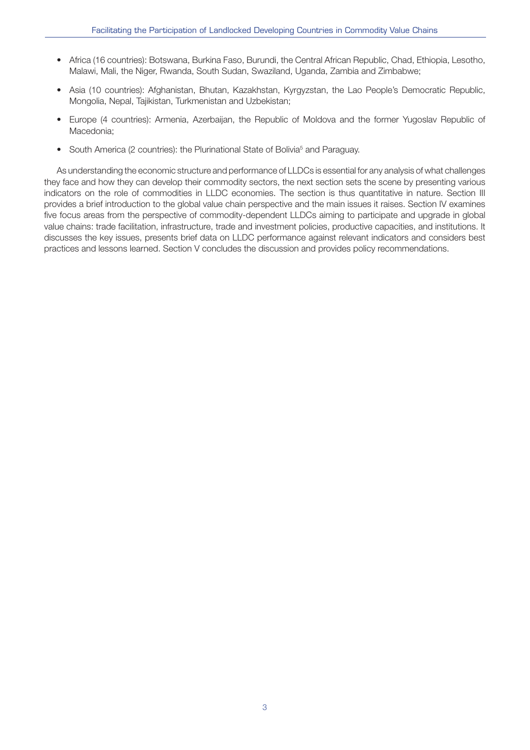- Africa (16 countries): Botswana, Burkina Faso, Burundi, the Central African Republic, Chad, Ethiopia, Lesotho, Malawi, Mali, the Niger, Rwanda, South Sudan, Swaziland, Uganda, Zambia and Zimbabwe;
- Asia (10 countries): Afghanistan, Bhutan, Kazakhstan, Kyrgyzstan, the Lao People's Democratic Republic, Mongolia, Nepal, Tajikistan, Turkmenistan and Uzbekistan;
- Europe (4 countries): Armenia, Azerbaijan, the Republic of Moldova and the former Yugoslav Republic of Macedonia;
- South America (2 countries): the Plurinational State of Bolivia[5] and Paraguay.

As understanding the economic structure and performance of LLDCs is essential for any analysis of what challenges they face and how they can develop their commodity sectors, the next section sets the scene by presenting various indicators on the role of commodities in LLDC economies. The section is thus quantitative in nature. Section III provides a brief introduction to the global value chain perspective and the main issues it raises. Section IV examines five focus areas from the perspective of commodity-dependent LLDCs aiming to participate and upgrade in global value chains: trade facilitation, infrastructure, trade and investment policies, productive capacities, and institutions. It discusses the key issues, presents brief data on LLDC performance against relevant indicators and considers best practices and lessons learned. Section V concludes the discussion and provides policy recommendations.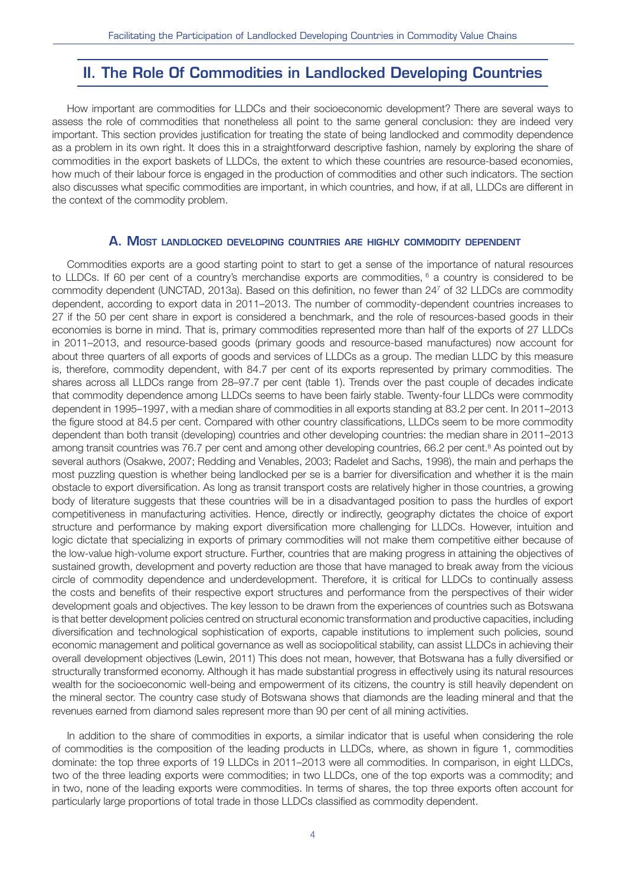## II. The Role Of Commodities in Landlocked Developing Countries

How important are commodities for LLDCs and their socioeconomic development? There are several ways to assess the role of commodities that nonetheless all point to the same general conclusion: they are indeed very important. This section provides justification for treating the state of being landlocked and commodity dependence as a problem in its own right. It does this in a straightforward descriptive fashion, namely by exploring the share of commodities in the export baskets of LLDCs, the extent to which these countries are resource-based economies, how much of their labour force is engaged in the production of commodities and other such indicators. The section also discusses what specific commodities are important, in which countries, and how, if at all, LLDCs are different in the context of the commodity problem.

### A. Most landlocked developing countries are highly commodity dependent

Commodities exports are a good starting point to start to get a sense of the importance of natural resources to LLDCs. If 60 per cent of a country's merchandise exports are commodities, [6] a country is considered to be commodity dependent (UNCTAD, 2013a). Based on this definition, no fewer than 24[7] of 32 LLDCs are commodity dependent, according to export data in 2011–2013. The number of commodity-dependent countries increases to 27 if the 50 per cent share in export is considered a benchmark, and the role of resources-based goods in their economies is borne in mind. That is, primary commodities represented more than half of the exports of 27 LLDCs in 2011–2013, and resource-based goods (primary goods and resource-based manufactures) now account for about three quarters of all exports of goods and services of LLDCs as a group. The median LLDC by this measure is, therefore, commodity dependent, with 84.7 per cent of its exports represented by primary commodities. The shares across all LLDCs range from 28–97.7 per cent (table 1). Trends over the past couple of decades indicate that commodity dependence among LLDCs seems to have been fairly stable. Twenty-four LLDCs were commodity dependent in 1995–1997, with a median share of commodities in all exports standing at 83.2 per cent. In 2011–2013 the figure stood at 84.5 per cent. Compared with other country classifications, LLDCs seem to be more commodity dependent than both transit (developing) countries and other developing countries: the median share in 2011–2013 among transit countries was 76.7 per cent and among other developing countries, 66.2 per cent.[8] As pointed out by several authors (Osakwe, 2007; Redding and Venables, 2003; Radelet and Sachs, 1998), the main and perhaps the most puzzling question is whether being landlocked per se is a barrier for diversification and whether it is the main obstacle to export diversification. As long as transit transport costs are relatively higher in those countries, a growing body of literature suggests that these countries will be in a disadvantaged position to pass the hurdles of export competitiveness in manufacturing activities. Hence, directly or indirectly, geography dictates the choice of export structure and performance by making export diversification more challenging for LLDCs. However, intuition and logic dictate that specializing in exports of primary commodities will not make them competitive either because of the low-value high-volume export structure. Further, countries that are making progress in attaining the objectives of sustained growth, development and poverty reduction are those that have managed to break away from the vicious circle of commodity dependence and underdevelopment. Therefore, it is critical for LLDCs to continually assess the costs and benefits of their respective export structures and performance from the perspectives of their wider development goals and objectives. The key lesson to be drawn from the experiences of countries such as Botswana is that better development policies centred on structural economic transformation and productive capacities, including diversification and technological sophistication of exports, capable institutions to implement such policies, sound economic management and political governance as well as sociopolitical stability, can assist LLDCs in achieving their overall development objectives (Lewin, 2011) This does not mean, however, that Botswana has a fully diversified or structurally transformed economy. Although it has made substantial progress in effectively using its natural resources wealth for the socioeconomic well-being and empowerment of its citizens, the country is still heavily dependent on the mineral sector. The country case study of Botswana shows that diamonds are the leading mineral and that the revenues earned from diamond sales represent more than 90 per cent of all mining activities.

In addition to the share of commodities in exports, a similar indicator that is useful when considering the role of commodities is the composition of the leading products in LLDCs, where, as shown in figure 1, commodities dominate: the top three exports of 19 LLDCs in 2011–2013 were all commodities. In comparison, in eight LLDCs, two of the three leading exports were commodities; in two LLDCs, one of the top exports was a commodity; and in two, none of the leading exports were commodities. In terms of shares, the top three exports often account for particularly large proportions of total trade in those LLDCs classified as commodity dependent.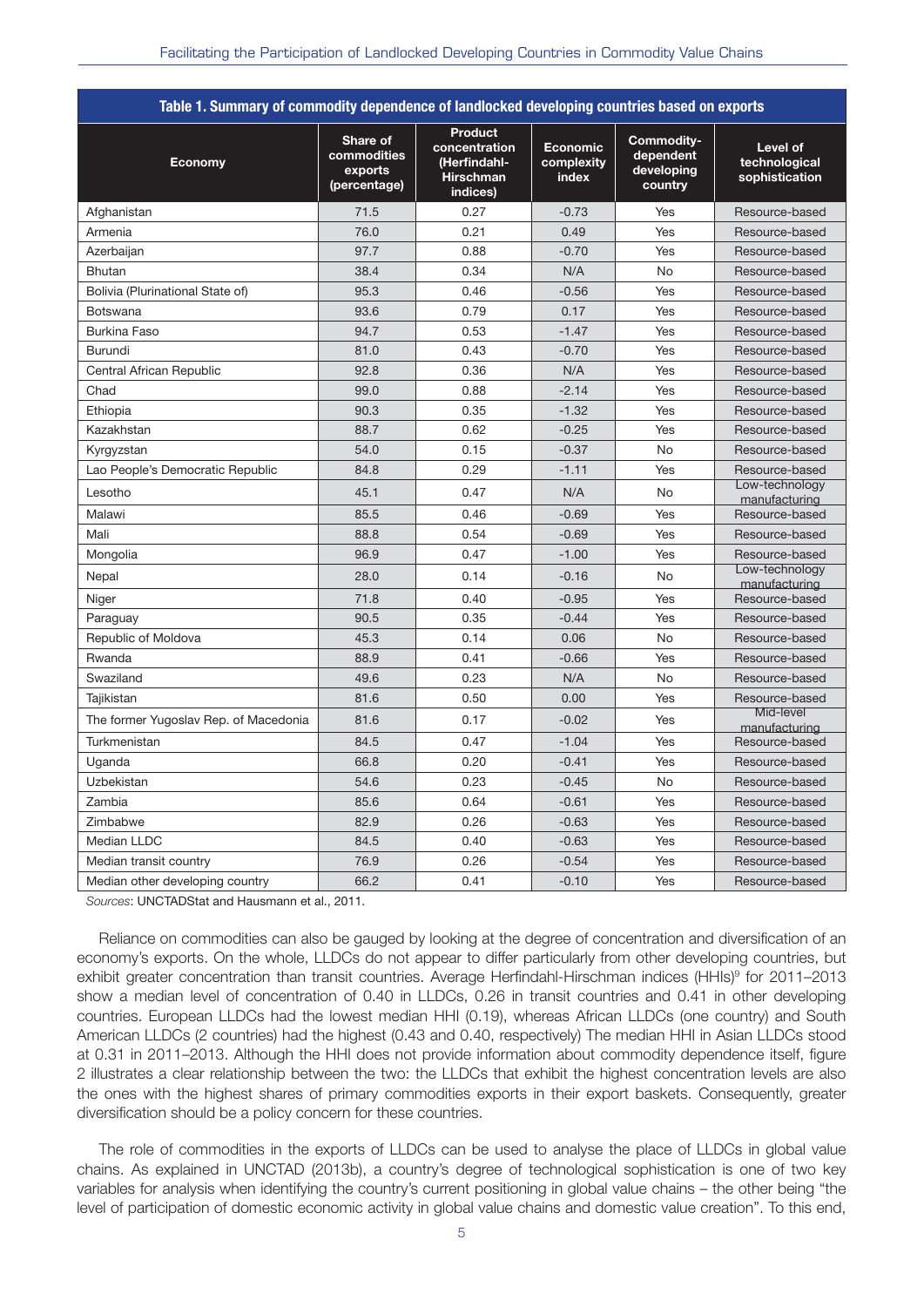**Table 1. Summary of commodity dependence of landlocked developing countries based on exports**

| Economy | Share of commodities exports (percentage) | Product concentration (Herfindahl-Hirschman indices) | Economic complexity index | Commodity-dependent developing country | Level of technological sophistication |
|---|---|---|---|---|---|
| Afghanistan | 71.5 | 0.27 | -0.73 | Yes | Resource-based |
| Armenia | 76.0 | 0.21 | 0.49 | Yes | Resource-based |
| Azerbaijan | 97.7 | 0.88 | -0.70 | Yes | Resource-based |
| Bhutan | 38.4 | 0.34 | N/A | No | Resource-based |
| Bolivia (Plurinational State of) | 95.3 | 0.46 | -0.56 | Yes | Resource-based |
| Botswana | 93.6 | 0.79 | 0.17 | Yes | Resource-based |
| Burkina Faso | 94.7 | 0.53 | -1.47 | Yes | Resource-based |
| Burundi | 81.0 | 0.43 | -0.70 | Yes | Resource-based |
| Central African Republic | 92.8 | 0.36 | N/A | Yes | Resource-based |
| Chad | 99.0 | 0.88 | -2.14 | Yes | Resource-based |
| Ethiopia | 90.3 | 0.35 | -1.32 | Yes | Resource-based |
| Kazakhstan | 88.7 | 0.62 | -0.25 | Yes | Resource-based |
| Kyrgyzstan | 54.0 | 0.15 | -0.37 | No | Resource-based |
| Lao People's Democratic Republic | 84.8 | 0.29 | -1.11 | Yes | Resource-based |
| Lesotho | 45.1 | 0.47 | N/A | No | Low-technology manufacturing |
| Malawi | 85.5 | 0.46 | -0.69 | Yes | Resource-based |
| Mali | 88.8 | 0.54 | -0.69 | Yes | Resource-based |
| Mongolia | 96.9 | 0.47 | -1.00 | Yes | Resource-based |
| Nepal | 28.0 | 0.14 | -0.16 | No | Low-technology manufacturing |
| Niger | 71.8 | 0.40 | -0.95 | Yes | Resource-based |
| Paraguay | 90.5 | 0.35 | -0.44 | Yes | Resource-based |
| Republic of Moldova | 45.3 | 0.14 | 0.06 | No | Resource-based |
| Rwanda | 88.9 | 0.41 | -0.66 | Yes | Resource-based |
| Swaziland | 49.6 | 0.23 | N/A | No | Resource-based |
| Tajikistan | 81.6 | 0.50 | 0.00 | Yes | Resource-based |
| The former Yugoslav Rep. of Macedonia | 81.6 | 0.17 | -0.02 | Yes | Mid-level manufacturing |
| Turkmenistan | 84.5 | 0.47 | -1.04 | Yes | Resource-based |
| Uganda | 66.8 | 0.20 | -0.41 | Yes | Resource-based |
| Uzbekistan | 54.6 | 0.23 | -0.45 | No | Resource-based |
| Zambia | 85.6 | 0.64 | -0.61 | Yes | Resource-based |
| Zimbabwe | 82.9 | 0.26 | -0.63 | Yes | Resource-based |
| Median LLDC | 84.5 | 0.40 | -0.63 | Yes | Resource-based |
| Median transit country | 76.9 | 0.26 | -0.54 | Yes | Resource-based |
| Median other developing country | 66.2 | 0.41 | -0.10 | Yes | Resource-based |

*Sources*: UNCTADStat and Hausmann et al., 2011.

Reliance on commodities can also be gauged by looking at the degree of concentration and diversification of an economy's exports. On the whole, LLDCs do not appear to differ particularly from other developing countries, but exhibit greater concentration than transit countries. Average Herfindahl-Hirschman indices (HHIs)[9] for 2011–2013 show a median level of concentration of 0.40 in LLDCs, 0.26 in transit countries and 0.41 in other developing countries. European LLDCs had the lowest median HHI (0.19), whereas African LLDCs (one country) and South American LLDCs (2 countries) had the highest (0.43 and 0.40, respectively) The median HHI in Asian LLDCs stood at 0.31 in 2011–2013. Although the HHI does not provide information about commodity dependence itself, figure 2 illustrates a clear relationship between the two: the LLDCs that exhibit the highest concentration levels are also the ones with the highest shares of primary commodities exports in their export baskets. Consequently, greater diversification should be a policy concern for these countries.

The role of commodities in the exports of LLDCs can be used to analyse the place of LLDCs in global value chains. As explained in UNCTAD (2013b), a country's degree of technological sophistication is one of two key variables for analysis when identifying the country's current positioning in global value chains – the other being "the level of participation of domestic economic activity in global value chains and domestic value creation". To this end,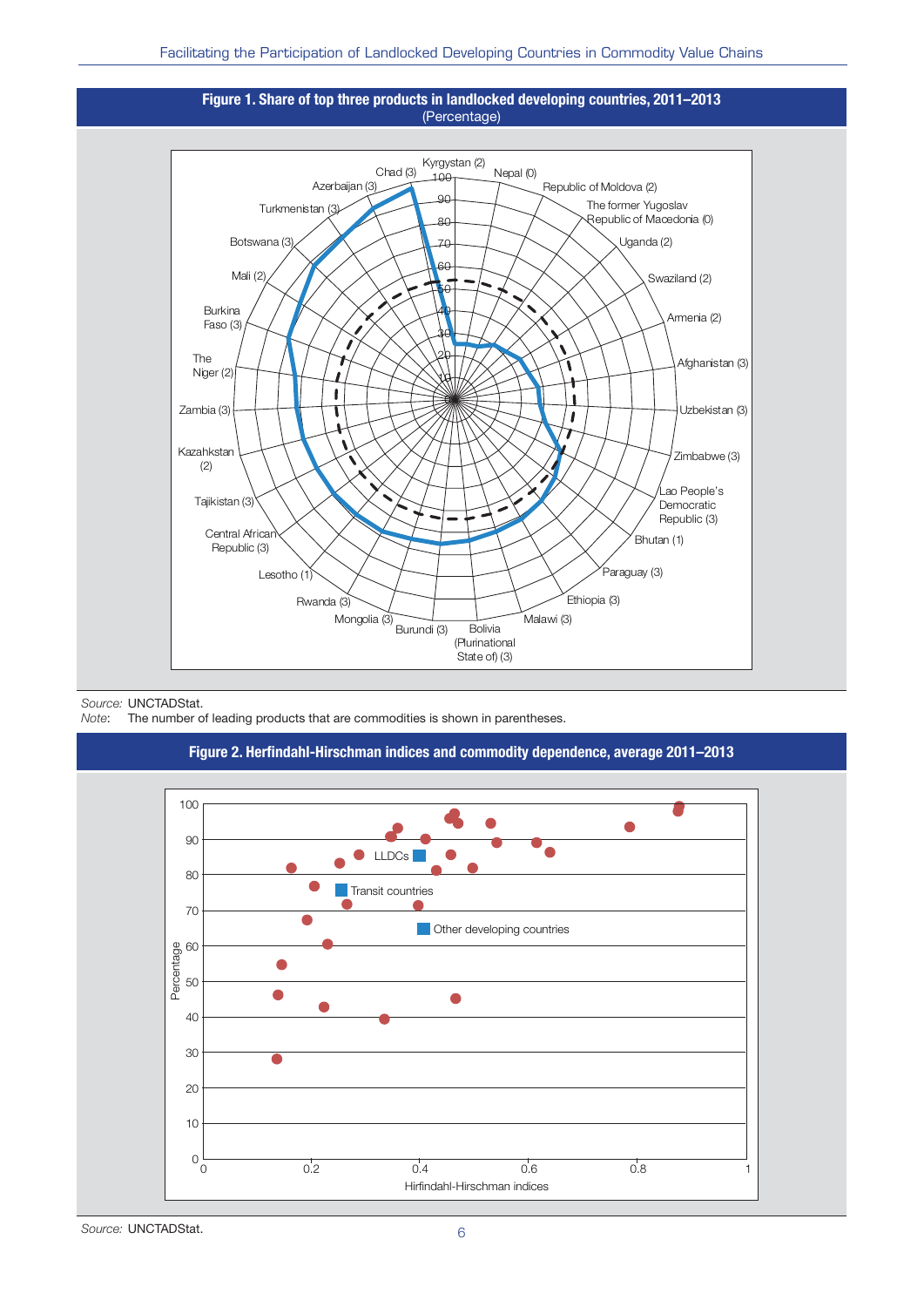**Figure 1. Share of top three products in landlocked developing countries, 2011–2013**
(Percentage)

*Source:* UNCTADStat.
*Note*: The number of leading products that are commodities is shown in parentheses.

**Figure 2. Herfindahl-Hirschman indices and commodity dependence, average 2011–2013**

*Source:* UNCTADStat.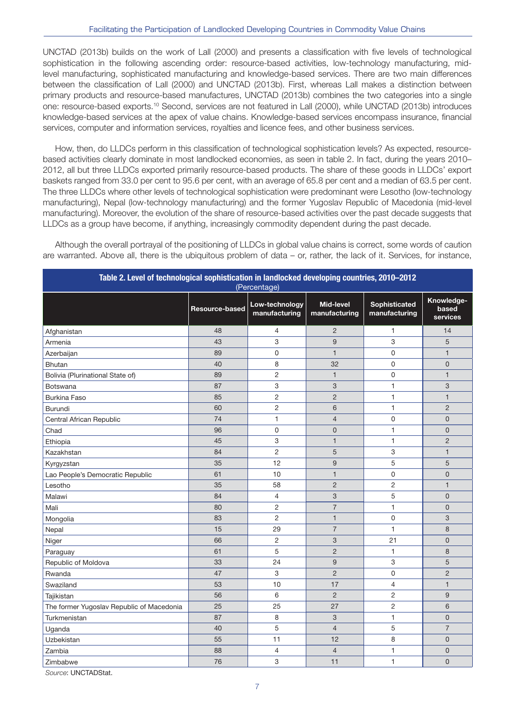UNCTAD (2013b) builds on the work of Lall (2000) and presents a classification with five levels of technological sophistication in the following ascending order: resource-based activities, low-technology manufacturing, mid-level manufacturing, sophisticated manufacturing and knowledge-based services. There are two main differences between the classification of Lall (2000) and UNCTAD (2013b). First, whereas Lall makes a distinction between primary products and resource-based manufactures, UNCTAD (2013b) combines the two categories into a single one: resource-based exports.[10] Second, services are not featured in Lall (2000), while UNCTAD (2013b) introduces knowledge-based services at the apex of value chains. Knowledge-based services encompass insurance, financial services, computer and information services, royalties and licence fees, and other business services.

How, then, do LLDCs perform in this classification of technological sophistication levels? As expected, resource-based activities clearly dominate in most landlocked economies, as seen in table 2. In fact, during the years 2010–2012, all but three LLDCs exported primarily resource-based products. The share of these goods in LLDCs' export baskets ranged from 33.0 per cent to 95.6 per cent, with an average of 65.8 per cent and a median of 63.5 per cent. The three LLDCs where other levels of technological sophistication were predominant were Lesotho (low-technology manufacturing), Nepal (low-technology manufacturing) and the former Yugoslav Republic of Macedonia (mid-level manufacturing). Moreover, the evolution of the share of resource-based activities over the past decade suggests that LLDCs as a group have become, if anything, increasingly commodity dependent during the past decade.

Although the overall portrayal of the positioning of LLDCs in global value chains is correct, some words of caution are warranted. Above all, there is the ubiquitous problem of data – or, rather, the lack of it. Services, for instance,

**Table 2. Level of technological sophistication in landlocked developing countries, 2010–2012**
(Percentage)

| | Resource-based | Low-technology manufacturing | Mid-level manufacturing | Sophisticated manufacturing | Knowledge-based services |
|---|---|---|---|---|---|
| Afghanistan | 48 | 4 | 2 | 1 | 14 |
| Armenia | 43 | 3 | 9 | 3 | 5 |
| Azerbaijan | 89 | 0 | 1 | 0 | 1 |
| Bhutan | 40 | 8 | 32 | 0 | 0 |
| Bolivia (Plurinational State of) | 89 | 2 | 1 | 0 | 1 |
| Botswana | 87 | 3 | 3 | 1 | 3 |
| Burkina Faso | 85 | 2 | 2 | 1 | 1 |
| Burundi | 60 | 2 | 6 | 1 | 2 |
| Central African Republic | 74 | 1 | 4 | 0 | 0 |
| Chad | 96 | 0 | 0 | 1 | 0 |
| Ethiopia | 45 | 3 | 1 | 1 | 2 |
| Kazakhstan | 84 | 2 | 5 | 3 | 1 |
| Kyrgyzstan | 35 | 12 | 9 | 5 | 5 |
| Lao People's Democratic Republic | 61 | 10 | 1 | 0 | 0 |
| Lesotho | 35 | 58 | 2 | 2 | 1 |
| Malawi | 84 | 4 | 3 | 5 | 0 |
| Mali | 80 | 2 | 7 | 1 | 0 |
| Mongolia | 83 | 2 | 1 | 0 | 3 |
| Nepal | 15 | 29 | 7 | 1 | 8 |
| Niger | 66 | 2 | 3 | 21 | 0 |
| Paraguay | 61 | 5 | 2 | 1 | 8 |
| Republic of Moldova | 33 | 24 | 9 | 3 | 5 |
| Rwanda | 47 | 3 | 2 | 0 | 2 |
| Swaziland | 53 | 10 | 17 | 4 | 1 |
| Tajikistan | 56 | 6 | 2 | 2 | 9 |
| The former Yugoslav Republic of Macedonia | 25 | 25 | 27 | 2 | 6 |
| Turkmenistan | 87 | 8 | 3 | 1 | 0 |
| Uganda | 40 | 5 | 4 | 5 | 7 |
| Uzbekistan | 55 | 11 | 12 | 8 | 0 |
| Zambia | 88 | 4 | 4 | 1 | 0 |
| Zimbabwe | 76 | 3 | 11 | 1 | 0 |

*Source*: UNCTADStat.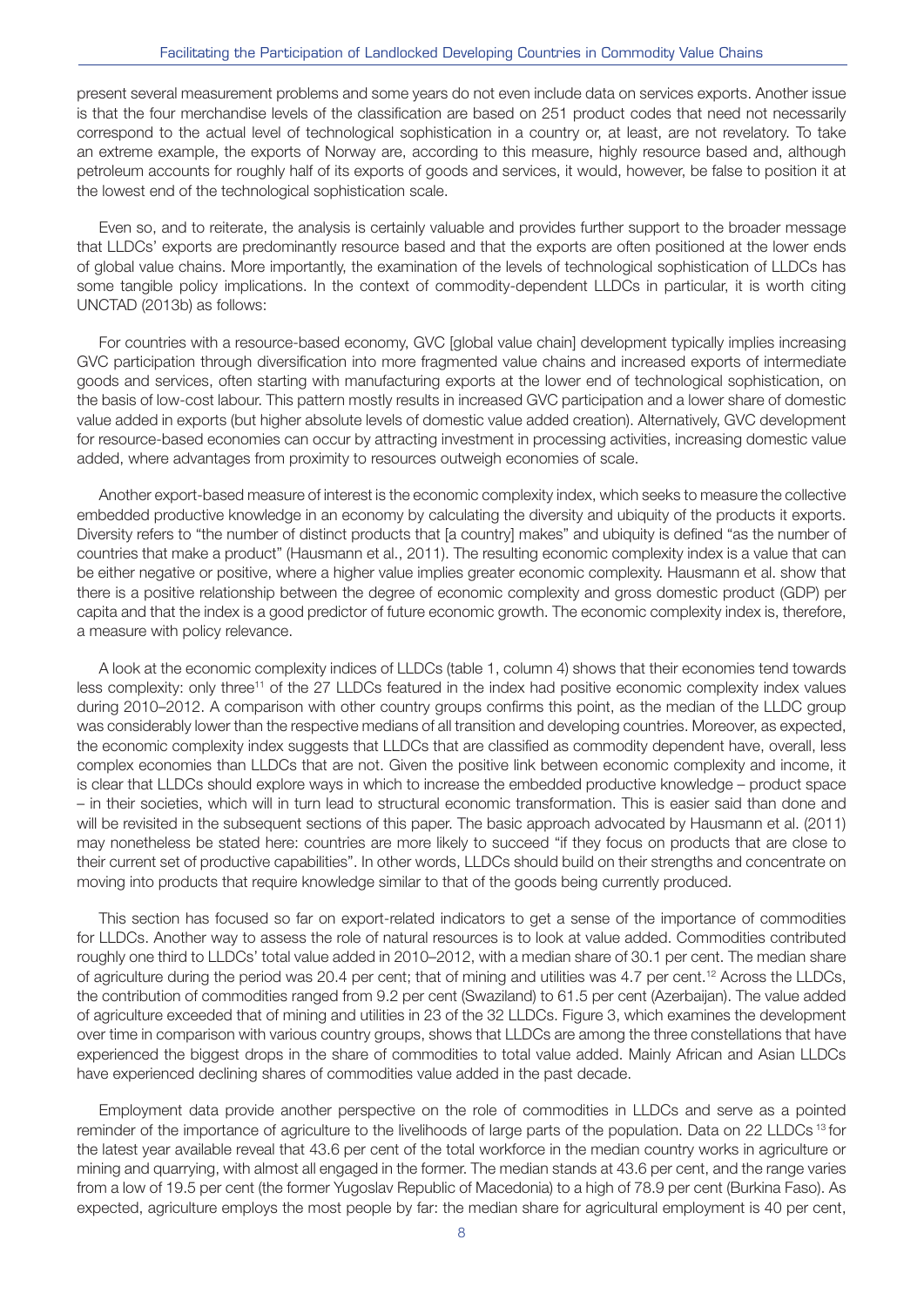present several measurement problems and some years do not even include data on services exports. Another issue is that the four merchandise levels of the classification are based on 251 product codes that need not necessarily correspond to the actual level of technological sophistication in a country or, at least, are not revelatory. To take an extreme example, the exports of Norway are, according to this measure, highly resource based and, although petroleum accounts for roughly half of its exports of goods and services, it would, however, be false to position it at the lowest end of the technological sophistication scale.

Even so, and to reiterate, the analysis is certainly valuable and provides further support to the broader message that LLDCs' exports are predominantly resource based and that the exports are often positioned at the lower ends of global value chains. More importantly, the examination of the levels of technological sophistication of LLDCs has some tangible policy implications. In the context of commodity-dependent LLDCs in particular, it is worth citing UNCTAD (2013b) as follows:

For countries with a resource-based economy, GVC [global value chain] development typically implies increasing GVC participation through diversification into more fragmented value chains and increased exports of intermediate goods and services, often starting with manufacturing exports at the lower end of technological sophistication, on the basis of low-cost labour. This pattern mostly results in increased GVC participation and a lower share of domestic value added in exports (but higher absolute levels of domestic value added creation). Alternatively, GVC development for resource-based economies can occur by attracting investment in processing activities, increasing domestic value added, where advantages from proximity to resources outweigh economies of scale.

Another export-based measure of interest is the economic complexity index, which seeks to measure the collective embedded productive knowledge in an economy by calculating the diversity and ubiquity of the products it exports. Diversity refers to "the number of distinct products that [a country] makes" and ubiquity is defined "as the number of countries that make a product" (Hausmann et al., 2011). The resulting economic complexity index is a value that can be either negative or positive, where a higher value implies greater economic complexity. Hausmann et al. show that there is a positive relationship between the degree of economic complexity and gross domestic product (GDP) per capita and that the index is a good predictor of future economic growth. The economic complexity index is, therefore, a measure with policy relevance.

A look at the economic complexity indices of LLDCs (table 1, column 4) shows that their economies tend towards less complexity: only three[11] of the 27 LLDCs featured in the index had positive economic complexity index values during 2010–2012. A comparison with other country groups confirms this point, as the median of the LLDC group was considerably lower than the respective medians of all transition and developing countries. Moreover, as expected, the economic complexity index suggests that LLDCs that are classified as commodity dependent have, overall, less complex economies than LLDCs that are not. Given the positive link between economic complexity and income, it is clear that LLDCs should explore ways in which to increase the embedded productive knowledge – product space – in their societies, which will in turn lead to structural economic transformation. This is easier said than done and will be revisited in the subsequent sections of this paper. The basic approach advocated by Hausmann et al. (2011) may nonetheless be stated here: countries are more likely to succeed "if they focus on products that are close to their current set of productive capabilities". In other words, LLDCs should build on their strengths and concentrate on moving into products that require knowledge similar to that of the goods being currently produced.

This section has focused so far on export-related indicators to get a sense of the importance of commodities for LLDCs. Another way to assess the role of natural resources is to look at value added. Commodities contributed roughly one third to LLDCs' total value added in 2010–2012, with a median share of 30.1 per cent. The median share of agriculture during the period was 20.4 per cent; that of mining and utilities was 4.7 per cent.[12] Across the LLDCs, the contribution of commodities ranged from 9.2 per cent (Swaziland) to 61.5 per cent (Azerbaijan). The value added of agriculture exceeded that of mining and utilities in 23 of the 32 LLDCs. Figure 3, which examines the development over time in comparison with various country groups, shows that LLDCs are among the three constellations that have experienced the biggest drops in the share of commodities to total value added. Mainly African and Asian LLDCs have experienced declining shares of commodities value added in the past decade.

Employment data provide another perspective on the role of commodities in LLDCs and serve as a pointed reminder of the importance of agriculture to the livelihoods of large parts of the population. Data on 22 LLDCs[13] for the latest year available reveal that 43.6 per cent of the total workforce in the median country works in agriculture or mining and quarrying, with almost all engaged in the former. The median stands at 43.6 per cent, and the range varies from a low of 19.5 per cent (the former Yugoslav Republic of Macedonia) to a high of 78.9 per cent (Burkina Faso). As expected, agriculture employs the most people by far: the median share for agricultural employment is 40 per cent,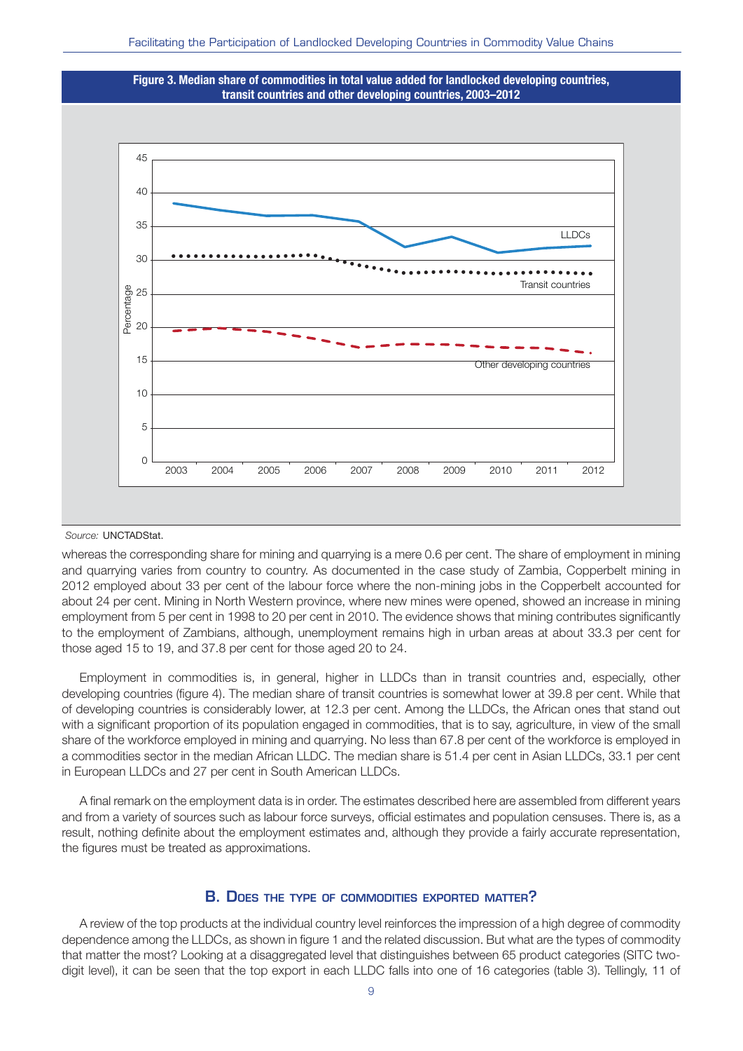**Figure 3. Median share of commodities in total value added for landlocked developing countries, transit countries and other developing countries, 2003–2012**

*Source:* UNCTADStat.

whereas the corresponding share for mining and quarrying is a mere 0.6 per cent. The share of employment in mining and quarrying varies from country to country. As documented in the case study of Zambia, Copperbelt mining in 2012 employed about 33 per cent of the labour force where the non-mining jobs in the Copperbelt accounted for about 24 per cent. Mining in North Western province, where new mines were opened, showed an increase in mining employment from 5 per cent in 1998 to 20 per cent in 2010. The evidence shows that mining contributes significantly to the employment of Zambians, although, unemployment remains high in urban areas at about 33.3 per cent for those aged 15 to 19, and 37.8 per cent for those aged 20 to 24.

Employment in commodities is, in general, higher in LLDCs than in transit countries and, especially, other developing countries (figure 4). The median share of transit countries is somewhat lower at 39.8 per cent. While that of developing countries is considerably lower, at 12.3 per cent. Among the LLDCs, the African ones that stand out with a significant proportion of its population engaged in commodities, that is to say, agriculture, in view of the small share of the workforce employed in mining and quarrying. No less than 67.8 per cent of the workforce is employed in a commodities sector in the median African LLDC. The median share is 51.4 per cent in Asian LLDCs, 33.1 per cent in European LLDCs and 27 per cent in South American LLDCs.

A final remark on the employment data is in order. The estimates described here are assembled from different years and from a variety of sources such as labour force surveys, official estimates and population censuses. There is, as a result, nothing definite about the employment estimates and, although they provide a fairly accurate representation, the figures must be treated as approximations.

## B. Does the type of commodities exported matter?

A review of the top products at the individual country level reinforces the impression of a high degree of commodity dependence among the LLDCs, as shown in figure 1 and the related discussion. But what are the types of commodity that matter the most? Looking at a disaggregated level that distinguishes between 65 product categories (SITC two-digit level), it can be seen that the top export in each LLDC falls into one of 16 categories (table 3). Tellingly, 11 of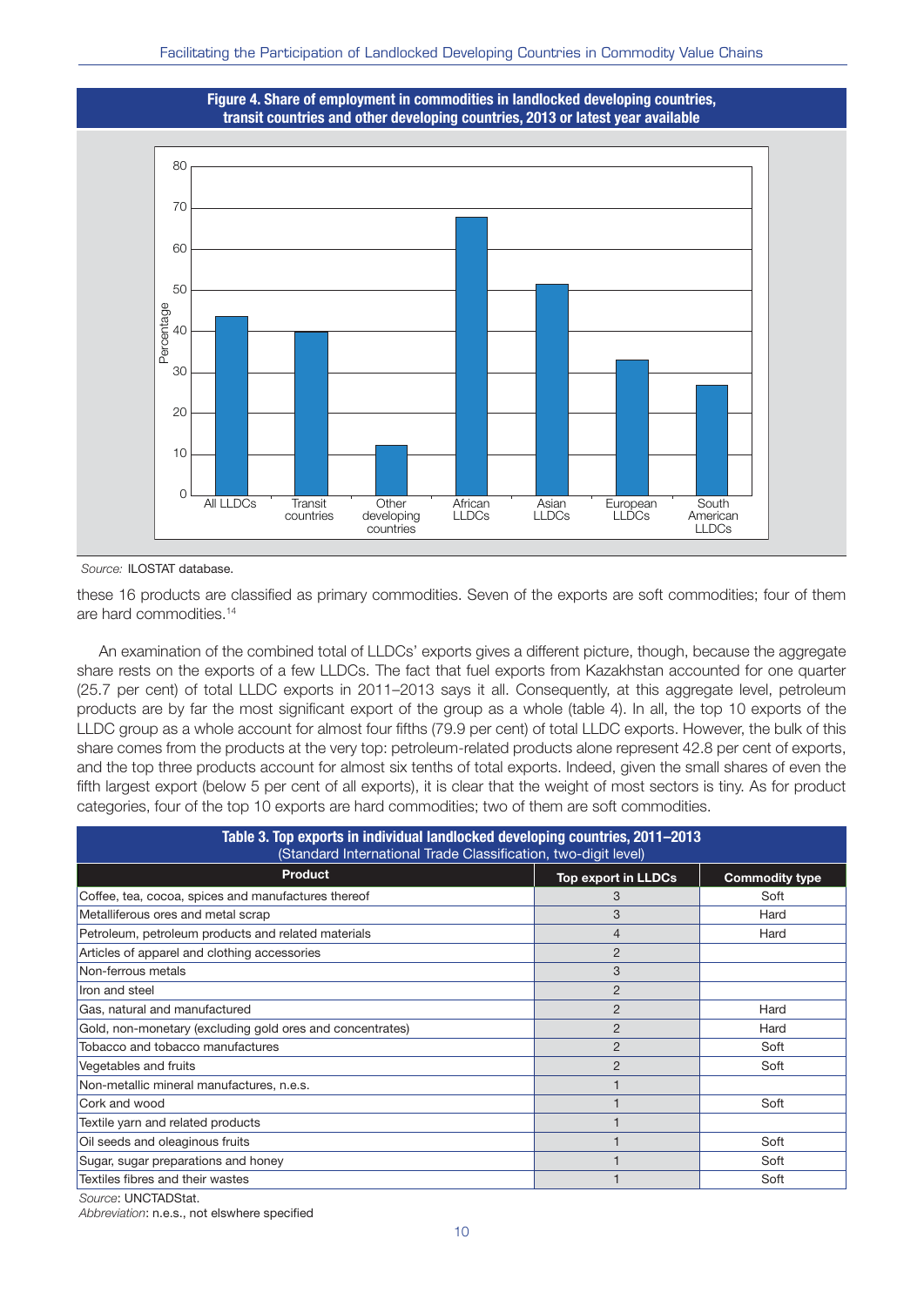**Figure 4. Share of employment in commodities in landlocked developing countries, transit countries and other developing countries, 2013 or latest year available**

| Group | Percentage |
|---|---|
| All LLDCs | 43.6 |
| Transit countries | 39.7 |
| Other developing countries | 12.2 |
| African LLDCs | 67.8 |
| Asian LLDCs | 51.5 |
| European LLDCs | 33.1 |
| South American LLDCs | 26.9 |

*Source:* ILOSTAT database.

these 16 products are classified as primary commodities. Seven of the exports are soft commodities; four of them are hard commodities.[14]

An examination of the combined total of LLDCs' exports gives a different picture, though, because the aggregate share rests on the exports of a few LLDCs. The fact that fuel exports from Kazakhstan accounted for one quarter (25.7 per cent) of total LLDC exports in 2011–2013 says it all. Consequently, at this aggregate level, petroleum products are by far the most significant export of the group as a whole (table 4). In all, the top 10 exports of the LLDC group as a whole account for almost four fifths (79.9 per cent) of total LLDC exports. However, the bulk of this share comes from the products at the very top: petroleum-related products alone represent 42.8 per cent of exports, and the top three products account for almost six tenths of total exports. Indeed, given the small shares of even the fifth largest export (below 5 per cent of all exports), it is clear that the weight of most sectors is tiny. As for product categories, four of the top 10 exports are hard commodities; two of them are soft commodities.

**Table 3. Top exports in individual landlocked developing countries, 2011–2013**
(Standard International Trade Classification, two-digit level)

| Product | Top export in LLDCs | Commodity type |
|---|---|---|
| Coffee, tea, cocoa, spices and manufactures thereof | 3 | Soft |
| Metalliferous ores and metal scrap | 3 | Hard |
| Petroleum, petroleum products and related materials | 4 | Hard |
| Articles of apparel and clothing accessories | 2 | |
| Non-ferrous metals | 3 | |
| Iron and steel | 2 | |
| Gas, natural and manufactured | 2 | Hard |
| Gold, non-monetary (excluding gold ores and concentrates) | 2 | Hard |
| Tobacco and tobacco manufactures | 2 | Soft |
| Vegetables and fruits | 2 | Soft |
| Non-metallic mineral manufactures, n.e.s. | 1 | |
| Cork and wood | 1 | Soft |
| Textile yarn and related products | 1 | |
| Oil seeds and oleaginous fruits | 1 | Soft |
| Sugar, sugar preparations and honey | 1 | Soft |
| Textiles fibres and their wastes | 1 | Soft |

*Source*: UNCTADStat.
*Abbreviation*: n.e.s., not elswhere specified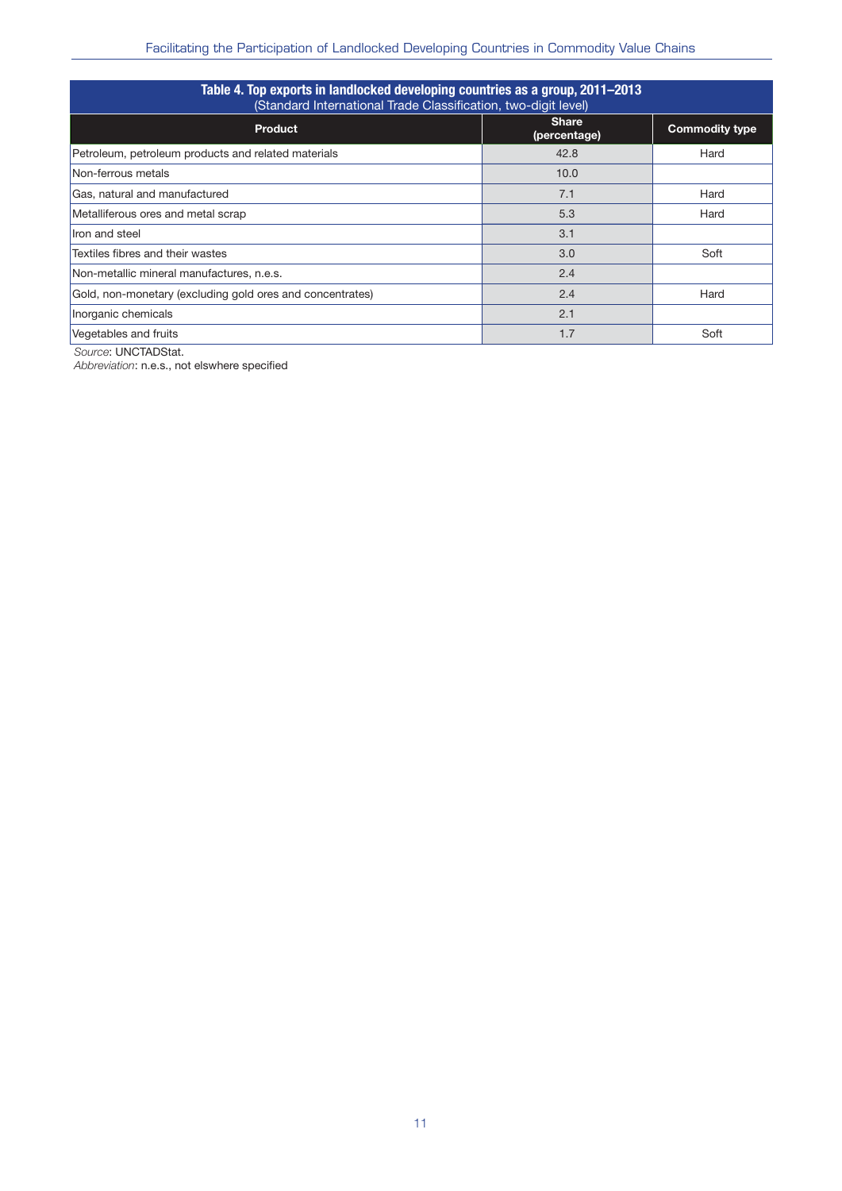**Table 4. Top exports in landlocked developing countries as a group, 2011–2013**
(Standard International Trade Classification, two-digit level)

| Product | Share (percentage) | Commodity type |
|---|---|---|
| Petroleum, petroleum products and related materials | 42.8 | Hard |
| Non-ferrous metals | 10.0 | |
| Gas, natural and manufactured | 7.1 | Hard |
| Metalliferous ores and metal scrap | 5.3 | Hard |
| Iron and steel | 3.1 | |
| Textiles fibres and their wastes | 3.0 | Soft |
| Non-metallic mineral manufactures, n.e.s. | 2.4 | |
| Gold, non-monetary (excluding gold ores and concentrates) | 2.4 | Hard |
| Inorganic chemicals | 2.1 | |
| Vegetables and fruits | 1.7 | Soft |

*Source*: UNCTADStat.
*Abbreviation*: n.e.s., not elswhere specified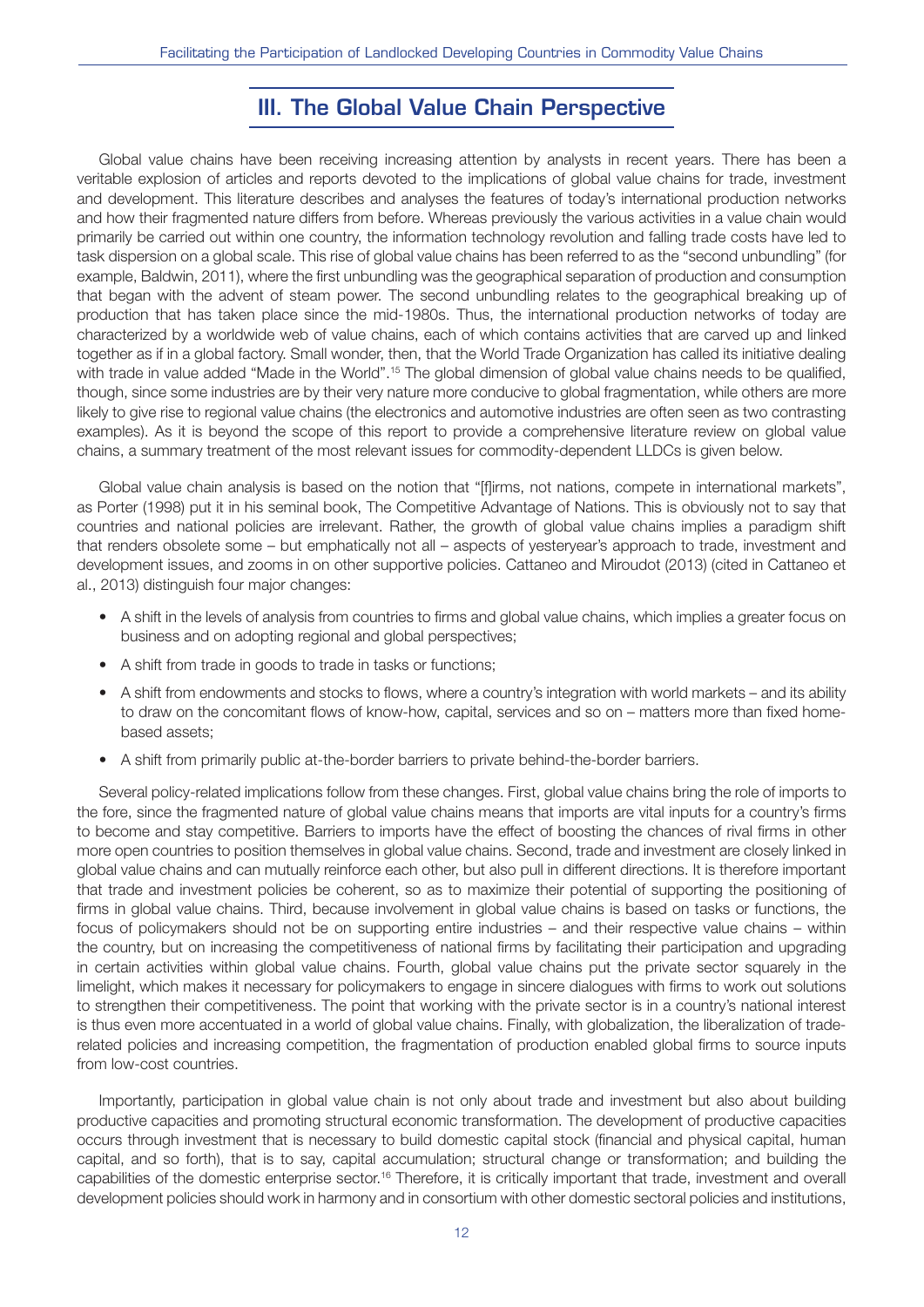# III. The Global Value Chain Perspective

Global value chains have been receiving increasing attention by analysts in recent years. There has been a veritable explosion of articles and reports devoted to the implications of global value chains for trade, investment and development. This literature describes and analyses the features of today's international production networks and how their fragmented nature differs from before. Whereas previously the various activities in a value chain would primarily be carried out within one country, the information technology revolution and falling trade costs have led to task dispersion on a global scale. This rise of global value chains has been referred to as the "second unbundling" (for example, Baldwin, 2011), where the first unbundling was the geographical separation of production and consumption that began with the advent of steam power. The second unbundling relates to the geographical breaking up of production that has taken place since the mid-1980s. Thus, the international production networks of today are characterized by a worldwide web of value chains, each of which contains activities that are carved up and linked together as if in a global factory. Small wonder, then, that the World Trade Organization has called its initiative dealing with trade in value added "Made in the World".[15] The global dimension of global value chains needs to be qualified, though, since some industries are by their very nature more conducive to global fragmentation, while others are more likely to give rise to regional value chains (the electronics and automotive industries are often seen as two contrasting examples). As it is beyond the scope of this report to provide a comprehensive literature review on global value chains, a summary treatment of the most relevant issues for commodity-dependent LLDCs is given below.

Global value chain analysis is based on the notion that "[f]irms, not nations, compete in international markets", as Porter (1998) put it in his seminal book, The Competitive Advantage of Nations. This is obviously not to say that countries and national policies are irrelevant. Rather, the growth of global value chains implies a paradigm shift that renders obsolete some – but emphatically not all – aspects of yesteryear's approach to trade, investment and development issues, and zooms in on other supportive policies. Cattaneo and Miroudot (2013) (cited in Cattaneo et al., 2013) distinguish four major changes:

- A shift in the levels of analysis from countries to firms and global value chains, which implies a greater focus on business and on adopting regional and global perspectives;
- A shift from trade in goods to trade in tasks or functions;
- A shift from endowments and stocks to flows, where a country's integration with world markets – and its ability to draw on the concomitant flows of know-how, capital, services and so on – matters more than fixed home-based assets;
- A shift from primarily public at-the-border barriers to private behind-the-border barriers.

Several policy-related implications follow from these changes. First, global value chains bring the role of imports to the fore, since the fragmented nature of global value chains means that imports are vital inputs for a country's firms to become and stay competitive. Barriers to imports have the effect of boosting the chances of rival firms in other more open countries to position themselves in global value chains. Second, trade and investment are closely linked in global value chains and can mutually reinforce each other, but also pull in different directions. It is therefore important that trade and investment policies be coherent, so as to maximize their potential of supporting the positioning of firms in global value chains. Third, because involvement in global value chains is based on tasks or functions, the focus of policymakers should not be on supporting entire industries – and their respective value chains – within the country, but on increasing the competitiveness of national firms by facilitating their participation and upgrading in certain activities within global value chains. Fourth, global value chains put the private sector squarely in the limelight, which makes it necessary for policymakers to engage in sincere dialogues with firms to work out solutions to strengthen their competitiveness. The point that working with the private sector is in a country's national interest is thus even more accentuated in a world of global value chains. Finally, with globalization, the liberalization of trade-related policies and increasing competition, the fragmentation of production enabled global firms to source inputs from low-cost countries.

Importantly, participation in global value chain is not only about trade and investment but also about building productive capacities and promoting structural economic transformation. The development of productive capacities occurs through investment that is necessary to build domestic capital stock (financial and physical capital, human capital, and so forth), that is to say, capital accumulation; structural change or transformation; and building the capabilities of the domestic enterprise sector.[16] Therefore, it is critically important that trade, investment and overall development policies should work in harmony and in consortium with other domestic sectoral policies and institutions,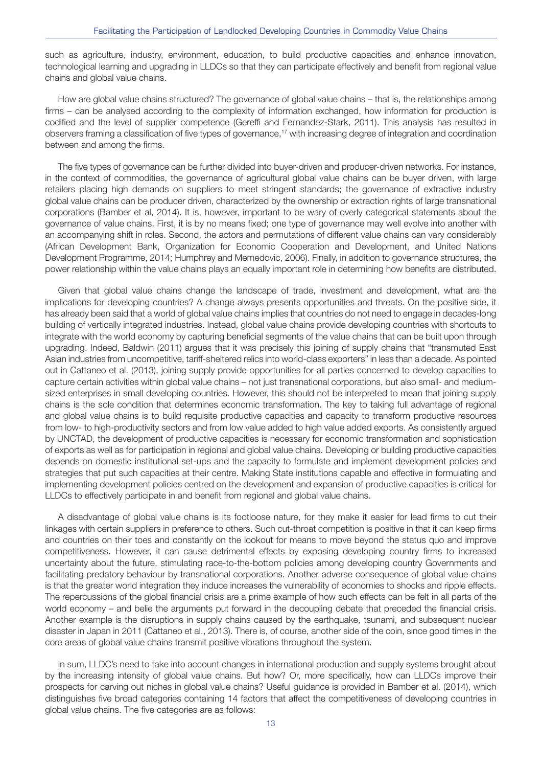such as agriculture, industry, environment, education, to build productive capacities and enhance innovation, technological learning and upgrading in LLDCs so that they can participate effectively and benefit from regional value chains and global value chains.

How are global value chains structured? The governance of global value chains – that is, the relationships among firms – can be analysed according to the complexity of information exchanged, how information for production is codified and the level of supplier competence (Gereffi and Fernandez-Stark, 2011). This analysis has resulted in observers framing a classification of five types of governance,[17] with increasing degree of integration and coordination between and among the firms.

The five types of governance can be further divided into buyer-driven and producer-driven networks. For instance, in the context of commodities, the governance of agricultural global value chains can be buyer driven, with large retailers placing high demands on suppliers to meet stringent standards; the governance of extractive industry global value chains can be producer driven, characterized by the ownership or extraction rights of large transnational corporations (Bamber et al, 2014). It is, however, important to be wary of overly categorical statements about the governance of value chains. First, it is by no means fixed; one type of governance may well evolve into another with an accompanying shift in roles. Second, the actors and permutations of different value chains can vary considerably (African Development Bank, Organization for Economic Cooperation and Development, and United Nations Development Programme, 2014; Humphrey and Memedovic, 2006). Finally, in addition to governance structures, the power relationship within the value chains plays an equally important role in determining how benefits are distributed.

Given that global value chains change the landscape of trade, investment and development, what are the implications for developing countries? A change always presents opportunities and threats. On the positive side, it has already been said that a world of global value chains implies that countries do not need to engage in decades-long building of vertically integrated industries. Instead, global value chains provide developing countries with shortcuts to integrate with the world economy by capturing beneficial segments of the value chains that can be built upon through upgrading. Indeed, Baldwin (2011) argues that it was precisely this joining of supply chains that "transmuted East Asian industries from uncompetitive, tariff-sheltered relics into world-class exporters" in less than a decade. As pointed out in Cattaneo et al. (2013), joining supply provide opportunities for all parties concerned to develop capacities to capture certain activities within global value chains – not just transnational corporations, but also small- and medium-sized enterprises in small developing countries. However, this should not be interpreted to mean that joining supply chains is the sole condition that determines economic transformation. The key to taking full advantage of regional and global value chains is to build requisite productive capacities and capacity to transform productive resources from low- to high-productivity sectors and from low value added to high value added exports. As consistently argued by UNCTAD, the development of productive capacities is necessary for economic transformation and sophistication of exports as well as for participation in regional and global value chains. Developing or building productive capacities depends on domestic institutional set-ups and the capacity to formulate and implement development policies and strategies that put such capacities at their centre. Making State institutions capable and effective in formulating and implementing development policies centred on the development and expansion of productive capacities is critical for LLDCs to effectively participate in and benefit from regional and global value chains.

A disadvantage of global value chains is its footloose nature, for they make it easier for lead firms to cut their linkages with certain suppliers in preference to others. Such cut-throat competition is positive in that it can keep firms and countries on their toes and constantly on the lookout for means to move beyond the status quo and improve competitiveness. However, it can cause detrimental effects by exposing developing country firms to increased uncertainty about the future, stimulating race-to-the-bottom policies among developing country Governments and facilitating predatory behaviour by transnational corporations. Another adverse consequence of global value chains is that the greater world integration they induce increases the vulnerability of economies to shocks and ripple effects. The repercussions of the global financial crisis are a prime example of how such effects can be felt in all parts of the world economy – and belie the arguments put forward in the decoupling debate that preceded the financial crisis. Another example is the disruptions in supply chains caused by the earthquake, tsunami, and subsequent nuclear disaster in Japan in 2011 (Cattaneo et al., 2013). There is, of course, another side of the coin, since good times in the core areas of global value chains transmit positive vibrations throughout the system.

In sum, LLDC's need to take into account changes in international production and supply systems brought about by the increasing intensity of global value chains. But how? Or, more specifically, how can LLDCs improve their prospects for carving out niches in global value chains? Useful guidance is provided in Bamber et al. (2014), which distinguishes five broad categories containing 14 factors that affect the competitiveness of developing countries in global value chains. The five categories are as follows: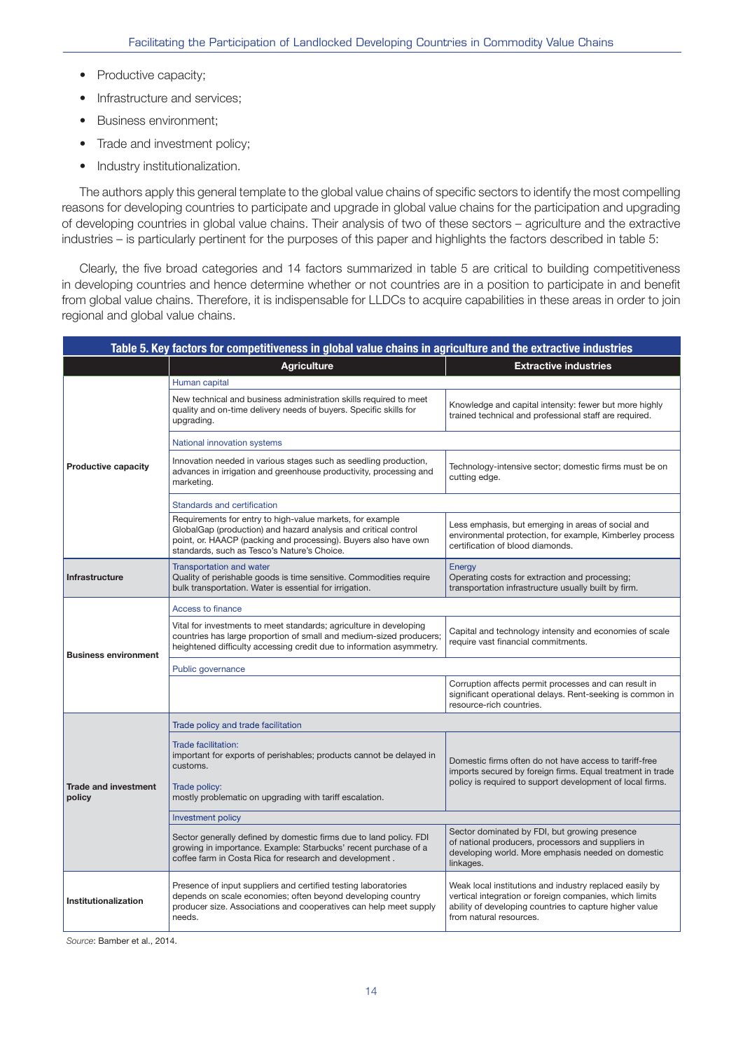- Productive capacity;
- Infrastructure and services;
- Business environment;
- Trade and investment policy;
- Industry institutionalization.

The authors apply this general template to the global value chains of specific sectors to identify the most compelling reasons for developing countries to participate and upgrade in global value chains for the participation and upgrading of developing countries in global value chains. Their analysis of two of these sectors – agriculture and the extractive industries – is particularly pertinent for the purposes of this paper and highlights the factors described in table 5:

Clearly, the five broad categories and 14 factors summarized in table 5 are critical to building competitiveness in developing countries and hence determine whether or not countries are in a position to participate in and benefit from global value chains. Therefore, it is indispensable for LLDCs to acquire capabilities in these areas in order to join regional and global value chains.

**Table 5. Key factors for competitiveness in global value chains in agriculture and the extractive industries**

| | Agriculture | Extractive industries |
|---|---|---|
| **Productive capacity** | Human capital | |
| | New technical and business administration skills required to meet quality and on-time delivery needs of buyers. Specific skills for upgrading. | Knowledge and capital intensity: fewer but more highly trained technical and professional staff are required. |
| | National innovation systems | |
| | Innovation needed in various stages such as seedling production, advances in irrigation and greenhouse productivity, processing and marketing. | Technology-intensive sector; domestic firms must be on cutting edge. |
| | Standards and certification | |
| | Requirements for entry to high-value markets, for example GlobalGap (production) and hazard analysis and critical control point, or. HAACP (packing and processing). Buyers also have own standards, such as Tesco's Nature's Choice. | Less emphasis, but emerging in areas of social and environmental protection, for example, Kimberley process certification of blood diamonds. |
| **Infrastructure** | Transportation and water<br>Quality of perishable goods is time sensitive. Commodities require bulk transportation. Water is essential for irrigation. | Energy<br>Operating costs for extraction and processing; transportation infrastructure usually built by firm. |
| **Business environment** | Access to finance | |
| | Vital for investments to meet standards; agriculture in developing countries has large proportion of small and medium-sized producers; heightened difficulty accessing credit due to information asymmetry. | Capital and technology intensity and economies of scale require vast financial commitments. |
| | Public governance | |
| | | Corruption affects permit processes and can result in significant operational delays. Rent-seeking is common in resource-rich countries. |
| **Trade and investment policy** | Trade policy and trade facilitation | |
| | Trade facilitation:<br>important for exports of perishables; products cannot be delayed in customs.<br>Trade policy:<br>mostly problematic on upgrading with tariff escalation. | Domestic firms often do not have access to tariff-free imports secured by foreign firms. Equal treatment in trade policy is required to support development of local firms. |
| | Investment policy | |
| | Sector generally defined by domestic firms due to land policy. FDI growing in importance. Example: Starbucks' recent purchase of a coffee farm in Costa Rica for research and development . | Sector dominated by FDI, but growing presence of national producers, processors and suppliers in developing world. More emphasis needed on domestic linkages. |
| **Institutionalization** | Presence of input suppliers and certified testing laboratories depends on scale economies; often beyond developing country producer size. Associations and cooperatives can help meet supply needs. | Weak local institutions and industry replaced easily by vertical integration or foreign companies, which limits ability of developing countries to capture higher value from natural resources. |

*Source*: Bamber et al., 2014.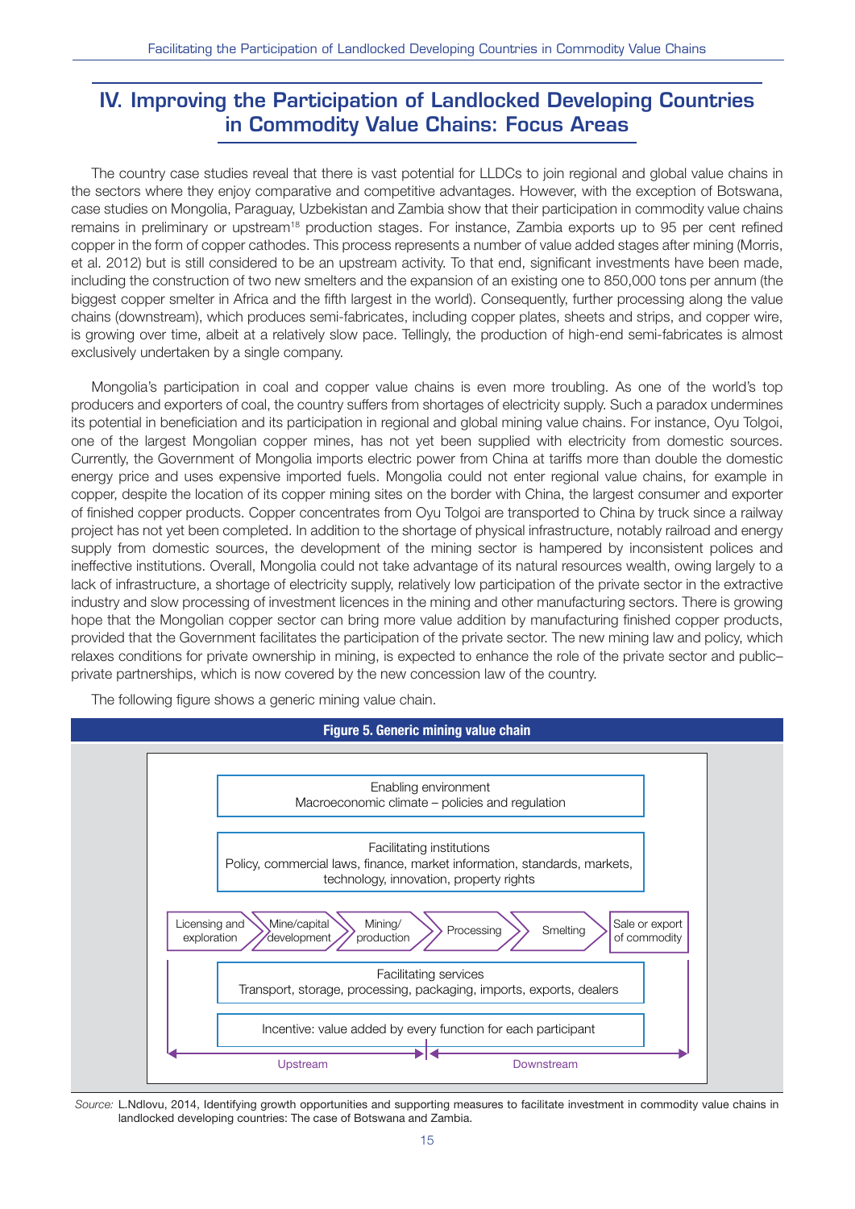# IV. Improving the Participation of Landlocked Developing Countries in Commodity Value Chains: Focus Areas

The country case studies reveal that there is vast potential for LLDCs to join regional and global value chains in the sectors where they enjoy comparative and competitive advantages. However, with the exception of Botswana, case studies on Mongolia, Paraguay, Uzbekistan and Zambia show that their participation in commodity value chains remains in preliminary or upstream[18] production stages. For instance, Zambia exports up to 95 per cent refined copper in the form of copper cathodes. This process represents a number of value added stages after mining (Morris, et al. 2012) but is still considered to be an upstream activity. To that end, significant investments have been made, including the construction of two new smelters and the expansion of an existing one to 850,000 tons per annum (the biggest copper smelter in Africa and the fifth largest in the world). Consequently, further processing along the value chains (downstream), which produces semi-fabricates, including copper plates, sheets and strips, and copper wire, is growing over time, albeit at a relatively slow pace. Tellingly, the production of high-end semi-fabricates is almost exclusively undertaken by a single company.

Mongolia's participation in coal and copper value chains is even more troubling. As one of the world's top producers and exporters of coal, the country suffers from shortages of electricity supply. Such a paradox undermines its potential in beneficiation and its participation in regional and global mining value chains. For instance, Oyu Tolgoi, one of the largest Mongolian copper mines, has not yet been supplied with electricity from domestic sources. Currently, the Government of Mongolia imports electric power from China at tariffs more than double the domestic energy price and uses expensive imported fuels. Mongolia could not enter regional value chains, for example in copper, despite the location of its copper mining sites on the border with China, the largest consumer and exporter of finished copper products. Copper concentrates from Oyu Tolgoi are transported to China by truck since a railway project has not yet been completed. In addition to the shortage of physical infrastructure, notably railroad and energy supply from domestic sources, the development of the mining sector is hampered by inconsistent polices and ineffective institutions. Overall, Mongolia could not take advantage of its natural resources wealth, owing largely to a lack of infrastructure, a shortage of electricity supply, relatively low participation of the private sector in the extractive industry and slow processing of investment licences in the mining and other manufacturing sectors. There is growing hope that the Mongolian copper sector can bring more value addition by manufacturing finished copper products, provided that the Government facilitates the participation of the private sector. The new mining law and policy, which relaxes conditions for private ownership in mining, is expected to enhance the role of the private sector and public–private partnerships, which is now covered by the new concession law of the country.

The following figure shows a generic mining value chain.

**Figure 5. Generic mining value chain**

Enabling environment
Macroeconomic climate – policies and regulation

Facilitating institutions
Policy, commercial laws, finance, market information, standards, markets, technology, innovation, property rights

Licensing and exploration → Mine/capital development → Mining/ production → Processing → Smelting → Sale or export of commodity

Facilitating services
Transport, storage, processing, packaging, imports, exports, dealers

Incentive: value added by every function for each participant

Upstream | Downstream

*Source:* L.Ndlovu, 2014, Identifying growth opportunities and supporting measures to facilitate investment in commodity value chains in landlocked developing countries: The case of Botswana and Zambia.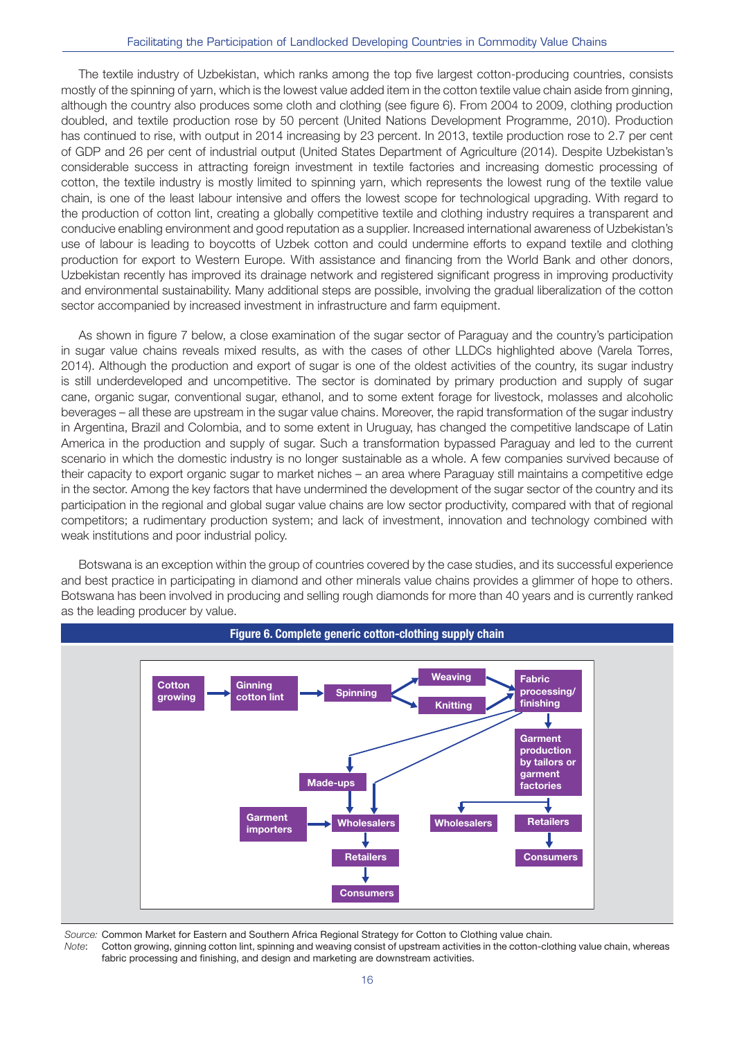The textile industry of Uzbekistan, which ranks among the top five largest cotton-producing countries, consists mostly of the spinning of yarn, which is the lowest value added item in the cotton textile value chain aside from ginning, although the country also produces some cloth and clothing (see figure 6). From 2004 to 2009, clothing production doubled, and textile production rose by 50 percent (United Nations Development Programme, 2010). Production has continued to rise, with output in 2014 increasing by 23 percent. In 2013, textile production rose to 2.7 per cent of GDP and 26 per cent of industrial output (United States Department of Agriculture (2014). Despite Uzbekistan's considerable success in attracting foreign investment in textile factories and increasing domestic processing of cotton, the textile industry is mostly limited to spinning yarn, which represents the lowest rung of the textile value chain, is one of the least labour intensive and offers the lowest scope for technological upgrading. With regard to the production of cotton lint, creating a globally competitive textile and clothing industry requires a transparent and conducive enabling environment and good reputation as a supplier. Increased international awareness of Uzbekistan's use of labour is leading to boycotts of Uzbek cotton and could undermine efforts to expand textile and clothing production for export to Western Europe. With assistance and financing from the World Bank and other donors, Uzbekistan recently has improved its drainage network and registered significant progress in improving productivity and environmental sustainability. Many additional steps are possible, involving the gradual liberalization of the cotton sector accompanied by increased investment in infrastructure and farm equipment.

As shown in figure 7 below, a close examination of the sugar sector of Paraguay and the country's participation in sugar value chains reveals mixed results, as with the cases of other LLDCs highlighted above (Varela Torres, 2014). Although the production and export of sugar is one of the oldest activities of the country, its sugar industry is still underdeveloped and uncompetitive. The sector is dominated by primary production and supply of sugar cane, organic sugar, conventional sugar, ethanol, and to some extent forage for livestock, molasses and alcoholic beverages – all these are upstream in the sugar value chains. Moreover, the rapid transformation of the sugar industry in Argentina, Brazil and Colombia, and to some extent in Uruguay, has changed the competitive landscape of Latin America in the production and supply of sugar. Such a transformation bypassed Paraguay and led to the current scenario in which the domestic industry is no longer sustainable as a whole. A few companies survived because of their capacity to export organic sugar to market niches – an area where Paraguay still maintains a competitive edge in the sector. Among the key factors that have undermined the development of the sugar sector of the country and its participation in the regional and global sugar value chains are low sector productivity, compared with that of regional competitors; a rudimentary production system; and lack of investment, innovation and technology combined with weak institutions and poor industrial policy.

Botswana is an exception within the group of countries covered by the case studies, and its successful experience and best practice in participating in diamond and other minerals value chains provides a glimmer of hope to others. Botswana has been involved in producing and selling rough diamonds for more than 40 years and is currently ranked as the leading producer by value.

**Figure 6. Complete generic cotton-clothing supply chain**

Cotton growing → Ginning cotton lint → Spinning → Weaving / Knitting → Fabric processing/ finishing → Garment production by tailors or garment factories → Wholesalers / Retailers → Consumers

Fabric processing/ finishing → Made-ups → Wholesalers → Retailers → Consumers

Fabric processing/ finishing → Wholesalers

Garment importers → Wholesalers

*Source:* Common Market for Eastern and Southern Africa Regional Strategy for Cotton to Clothing value chain.

*Note*: Cotton growing, ginning cotton lint, spinning and weaving consist of upstream activities in the cotton-clothing value chain, whereas fabric processing and finishing, and design and marketing are downstream activities.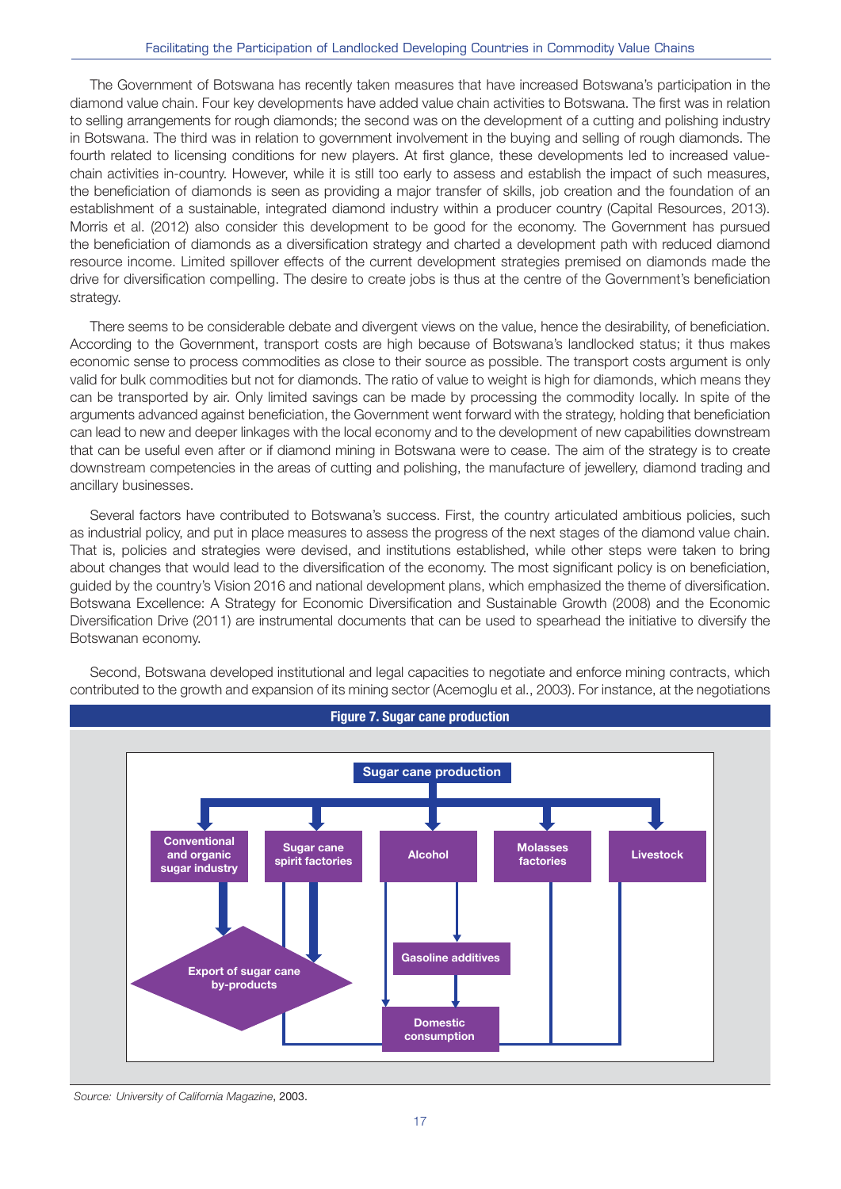The Government of Botswana has recently taken measures that have increased Botswana's participation in the diamond value chain. Four key developments have added value chain activities to Botswana. The first was in relation to selling arrangements for rough diamonds; the second was on the development of a cutting and polishing industry in Botswana. The third was in relation to government involvement in the buying and selling of rough diamonds. The fourth related to licensing conditions for new players. At first glance, these developments led to increased value-chain activities in-country. However, while it is still too early to assess and establish the impact of such measures, the beneficiation of diamonds is seen as providing a major transfer of skills, job creation and the foundation of an establishment of a sustainable, integrated diamond industry within a producer country (Capital Resources, 2013). Morris et al. (2012) also consider this development to be good for the economy. The Government has pursued the beneficiation of diamonds as a diversification strategy and charted a development path with reduced diamond resource income. Limited spillover effects of the current development strategies premised on diamonds made the drive for diversification compelling. The desire to create jobs is thus at the centre of the Government's beneficiation strategy.

There seems to be considerable debate and divergent views on the value, hence the desirability, of beneficiation. According to the Government, transport costs are high because of Botswana's landlocked status; it thus makes economic sense to process commodities as close to their source as possible. The transport costs argument is only valid for bulk commodities but not for diamonds. The ratio of value to weight is high for diamonds, which means they can be transported by air. Only limited savings can be made by processing the commodity locally. In spite of the arguments advanced against beneficiation, the Government went forward with the strategy, holding that beneficiation can lead to new and deeper linkages with the local economy and to the development of new capabilities downstream that can be useful even after or if diamond mining in Botswana were to cease. The aim of the strategy is to create downstream competencies in the areas of cutting and polishing, the manufacture of jewellery, diamond trading and ancillary businesses.

Several factors have contributed to Botswana's success. First, the country articulated ambitious policies, such as industrial policy, and put in place measures to assess the progress of the next stages of the diamond value chain. That is, policies and strategies were devised, and institutions established, while other steps were taken to bring about changes that would lead to the diversification of the economy. The most significant policy is on beneficiation, guided by the country's Vision 2016 and national development plans, which emphasized the theme of diversification. Botswana Excellence: A Strategy for Economic Diversification and Sustainable Growth (2008) and the Economic Diversification Drive (2011) are instrumental documents that can be used to spearhead the initiative to diversify the Botswanan economy.

Second, Botswana developed institutional and legal capacities to negotiate and enforce mining contracts, which contributed to the growth and expansion of its mining sector (Acemoglu et al., 2003). For instance, at the negotiations

**Figure 7. Sugar cane production**

Sugar cane production → Conventional and organic sugar industry; Sugar cane spirit factories; Alcohol; Molasses factories; Livestock

Conventional and organic sugar industry → Export of sugar cane by-products

Sugar cane spirit factories → Export of sugar cane by-products; Domestic consumption

Alcohol → Gasoline additives → Domestic consumption

Alcohol → Domestic consumption

Molasses factories → Domestic consumption

Livestock → Domestic consumption

*Source: University of California Magazine*, 2003.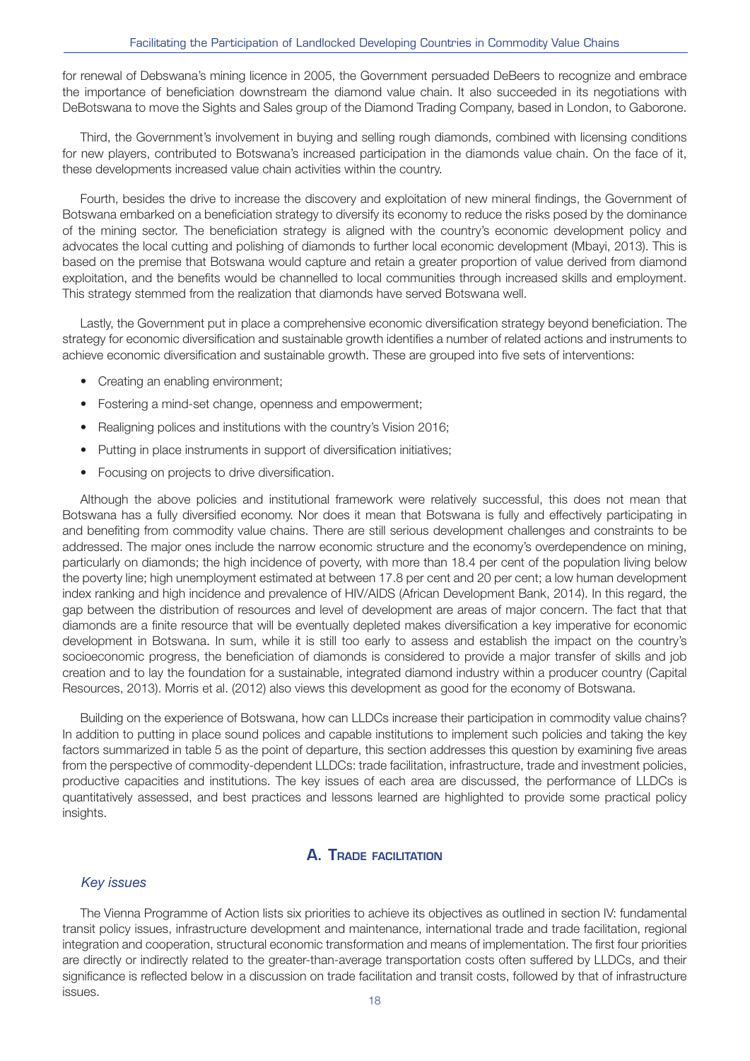for renewal of Debswana's mining licence in 2005, the Government persuaded DeBeers to recognize and embrace the importance of beneficiation downstream the diamond value chain. It also succeeded in its negotiations with DeBotswana to move the Sights and Sales group of the Diamond Trading Company, based in London, to Gaborone.

Third, the Government's involvement in buying and selling rough diamonds, combined with licensing conditions for new players, contributed to Botswana's increased participation in the diamonds value chain. On the face of it, these developments increased value chain activities within the country.

Fourth, besides the drive to increase the discovery and exploitation of new mineral findings, the Government of Botswana embarked on a beneficiation strategy to diversify its economy to reduce the risks posed by the dominance of the mining sector. The beneficiation strategy is aligned with the country's economic development policy and advocates the local cutting and polishing of diamonds to further local economic development (Mbayi, 2013). This is based on the premise that Botswana would capture and retain a greater proportion of value derived from diamond exploitation, and the benefits would be channelled to local communities through increased skills and employment. This strategy stemmed from the realization that diamonds have served Botswana well.

Lastly, the Government put in place a comprehensive economic diversification strategy beyond beneficiation. The strategy for economic diversification and sustainable growth identifies a number of related actions and instruments to achieve economic diversification and sustainable growth. These are grouped into five sets of interventions:

- Creating an enabling environment;
- Fostering a mind-set change, openness and empowerment;
- Realigning polices and institutions with the country's Vision 2016;
- Putting in place instruments in support of diversification initiatives;
- Focusing on projects to drive diversification.

Although the above policies and institutional framework were relatively successful, this does not mean that Botswana has a fully diversified economy. Nor does it mean that Botswana is fully and effectively participating in and benefiting from commodity value chains. There are still serious development challenges and constraints to be addressed. The major ones include the narrow economic structure and the economy's overdependence on mining, particularly on diamonds; the high incidence of poverty, with more than 18.4 per cent of the population living below the poverty line; high unemployment estimated at between 17.8 per cent and 20 per cent; a low human development index ranking and high incidence and prevalence of HIV/AIDS (African Development Bank, 2014). In this regard, the gap between the distribution of resources and level of development are areas of major concern. The fact that that diamonds are a finite resource that will be eventually depleted makes diversification a key imperative for economic development in Botswana. In sum, while it is still too early to assess and establish the impact on the country's socioeconomic progress, the beneficiation of diamonds is considered to provide a major transfer of skills and job creation and to lay the foundation for a sustainable, integrated diamond industry within a producer country (Capital Resources, 2013). Morris et al. (2012) also views this development as good for the economy of Botswana.

Building on the experience of Botswana, how can LLDCs increase their participation in commodity value chains? In addition to putting in place sound polices and capable institutions to implement such policies and taking the key factors summarized in table 5 as the point of departure, this section addresses this question by examining five areas from the perspective of commodity-dependent LLDCs: trade facilitation, infrastructure, trade and investment policies, productive capacities and institutions. The key issues of each area are discussed, the performance of LLDCs is quantitatively assessed, and best practices and lessons learned are highlighted to provide some practical policy insights.

## A. Trade facilitation

### *Key issues*

The Vienna Programme of Action lists six priorities to achieve its objectives as outlined in section IV: fundamental transit policy issues, infrastructure development and maintenance, international trade and trade facilitation, regional integration and cooperation, structural economic transformation and means of implementation. The first four priorities are directly or indirectly related to the greater-than-average transportation costs often suffered by LLDCs, and their significance is reflected below in a discussion on trade facilitation and transit costs, followed by that of infrastructure issues.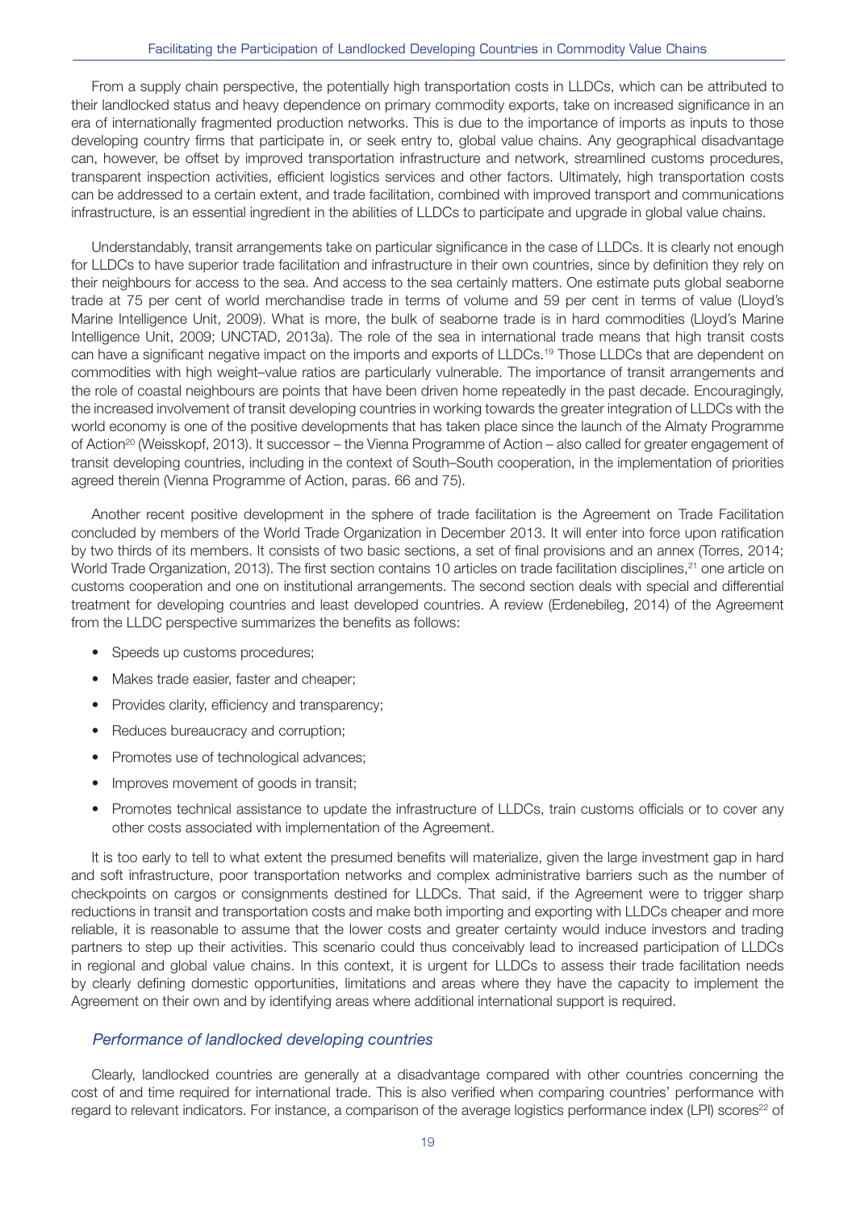From a supply chain perspective, the potentially high transportation costs in LLDCs, which can be attributed to their landlocked status and heavy dependence on primary commodity exports, take on increased significance in an era of internationally fragmented production networks. This is due to the importance of imports as inputs to those developing country firms that participate in, or seek entry to, global value chains. Any geographical disadvantage can, however, be offset by improved transportation infrastructure and network, streamlined customs procedures, transparent inspection activities, efficient logistics services and other factors. Ultimately, high transportation costs can be addressed to a certain extent, and trade facilitation, combined with improved transport and communications infrastructure, is an essential ingredient in the abilities of LLDCs to participate and upgrade in global value chains.

Understandably, transit arrangements take on particular significance in the case of LLDCs. It is clearly not enough for LLDCs to have superior trade facilitation and infrastructure in their own countries, since by definition they rely on their neighbours for access to the sea. And access to the sea certainly matters. One estimate puts global seaborne trade at 75 per cent of world merchandise trade in terms of volume and 59 per cent in terms of value (Lloyd's Marine Intelligence Unit, 2009). What is more, the bulk of seaborne trade is in hard commodities (Lloyd's Marine Intelligence Unit, 2009; UNCTAD, 2013a). The role of the sea in international trade means that high transit costs can have a significant negative impact on the imports and exports of LLDCs.[19] Those LLDCs that are dependent on commodities with high weight–value ratios are particularly vulnerable. The importance of transit arrangements and the role of coastal neighbours are points that have been driven home repeatedly in the past decade. Encouragingly, the increased involvement of transit developing countries in working towards the greater integration of LLDCs with the world economy is one of the positive developments that has taken place since the launch of the Almaty Programme of Action[20] (Weisskopf, 2013). It successor – the Vienna Programme of Action – also called for greater engagement of transit developing countries, including in the context of South–South cooperation, in the implementation of priorities agreed therein (Vienna Programme of Action, paras. 66 and 75).

Another recent positive development in the sphere of trade facilitation is the Agreement on Trade Facilitation concluded by members of the World Trade Organization in December 2013. It will enter into force upon ratification by two thirds of its members. It consists of two basic sections, a set of final provisions and an annex (Torres, 2014; World Trade Organization, 2013). The first section contains 10 articles on trade facilitation disciplines,[21] one article on customs cooperation and one on institutional arrangements. The second section deals with special and differential treatment for developing countries and least developed countries. A review (Erdenebileg, 2014) of the Agreement from the LLDC perspective summarizes the benefits as follows:

- Speeds up customs procedures;
- Makes trade easier, faster and cheaper;
- Provides clarity, efficiency and transparency;
- Reduces bureaucracy and corruption;
- Promotes use of technological advances;
- Improves movement of goods in transit;
- Promotes technical assistance to update the infrastructure of LLDCs, train customs officials or to cover any other costs associated with implementation of the Agreement.

It is too early to tell to what extent the presumed benefits will materialize, given the large investment gap in hard and soft infrastructure, poor transportation networks and complex administrative barriers such as the number of checkpoints on cargos or consignments destined for LLDCs. That said, if the Agreement were to trigger sharp reductions in transit and transportation costs and make both importing and exporting with LLDCs cheaper and more reliable, it is reasonable to assume that the lower costs and greater certainty would induce investors and trading partners to step up their activities. This scenario could thus conceivably lead to increased participation of LLDCs in regional and global value chains. In this context, it is urgent for LLDCs to assess their trade facilitation needs by clearly defining domestic opportunities, limitations and areas where they have the capacity to implement the Agreement on their own and by identifying areas where additional international support is required.

### *Performance of landlocked developing countries*

Clearly, landlocked countries are generally at a disadvantage compared with other countries concerning the cost of and time required for international trade. This is also verified when comparing countries' performance with regard to relevant indicators. For instance, a comparison of the average logistics performance index (LPI) scores[22] of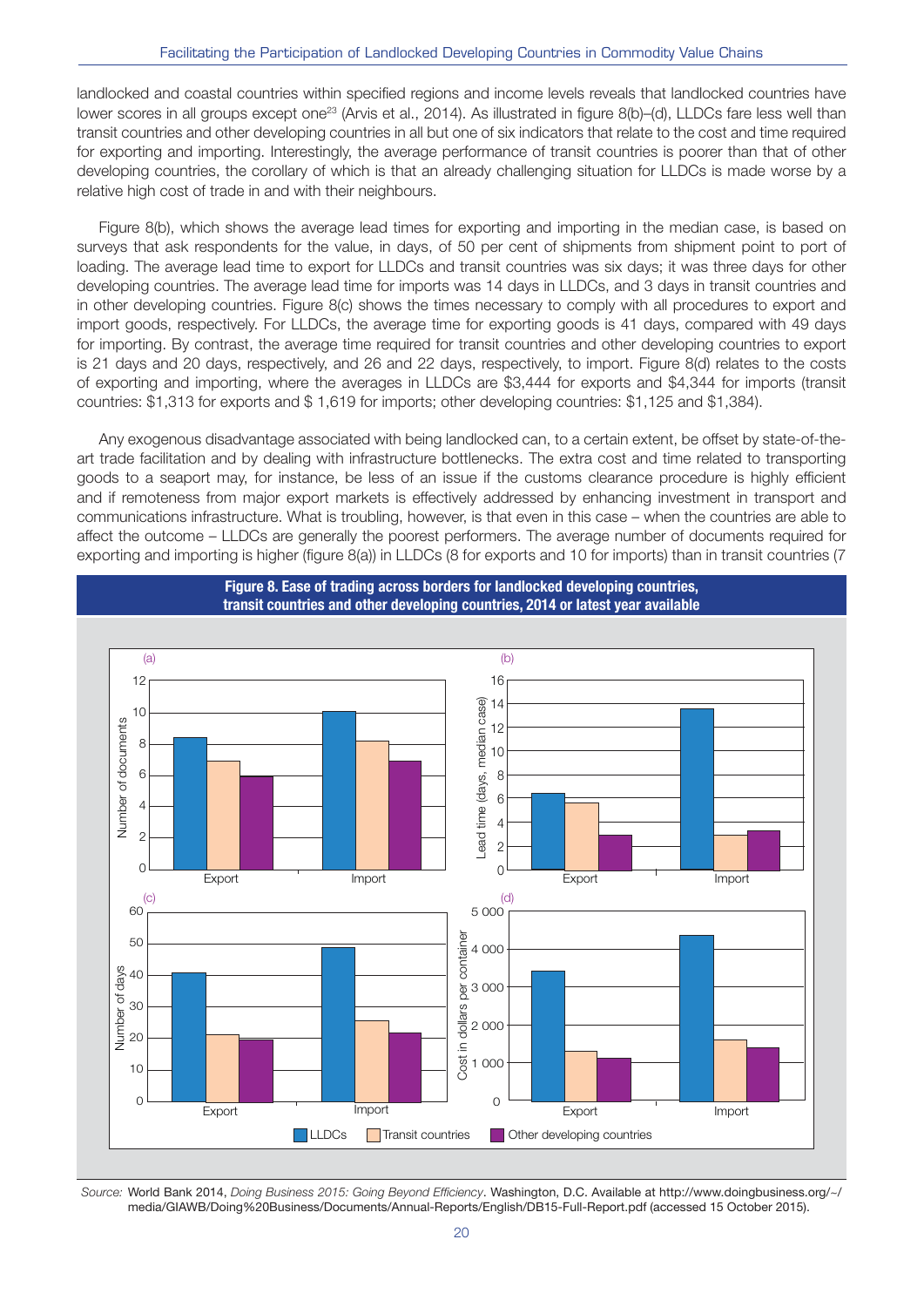landlocked and coastal countries within specified regions and income levels reveals that landlocked countries have lower scores in all groups except one[23] (Arvis et al., 2014). As illustrated in figure 8(b)–(d), LLDCs fare less well than transit countries and other developing countries in all but one of six indicators that relate to the cost and time required for exporting and importing. Interestingly, the average performance of transit countries is poorer than that of other developing countries, the corollary of which is that an already challenging situation for LLDCs is made worse by a relative high cost of trade in and with their neighbours.

Figure 8(b), which shows the average lead times for exporting and importing in the median case, is based on surveys that ask respondents for the value, in days, of 50 per cent of shipments from shipment point to port of loading. The average lead time to export for LLDCs and transit countries was six days; it was three days for other developing countries. The average lead time for imports was 14 days in LLDCs, and 3 days in transit countries and in other developing countries. Figure 8(c) shows the times necessary to comply with all procedures to export and import goods, respectively. For LLDCs, the average time for exporting goods is 41 days, compared with 49 days for importing. By contrast, the average time required for transit countries and other developing countries to export is 21 days and 20 days, respectively, and 26 and 22 days, respectively, to import. Figure 8(d) relates to the costs of exporting and importing, where the averages in LLDCs are $3,444 for exports and $4,344 for imports (transit countries: $1,313 for exports and $ 1,619 for imports; other developing countries: $1,125 and $1,384).

Any exogenous disadvantage associated with being landlocked can, to a certain extent, be offset by state-of-the-art trade facilitation and by dealing with infrastructure bottlenecks. The extra cost and time related to transporting goods to a seaport may, for instance, be less of an issue if the customs clearance procedure is highly efficient and if remoteness from major export markets is effectively addressed by enhancing investment in transport and communications infrastructure. What is troubling, however, is that even in this case – when the countries are able to affect the outcome – LLDCs are generally the poorest performers. The average number of documents required for exporting and importing is higher (figure 8(a)) in LLDCs (8 for exports and 10 for imports) than in transit countries (7

**Figure 8. Ease of trading across borders for landlocked developing countries, transit countries and other developing countries, 2014 or latest year available**

*Source:* World Bank 2014, *Doing Business 2015: Going Beyond Efficiency*. Washington, D.C. Available at http://www.doingbusiness.org/~/media/GIAWB/Doing%20Business/Documents/Annual-Reports/English/DB15-Full-Report.pdf (accessed 15 October 2015).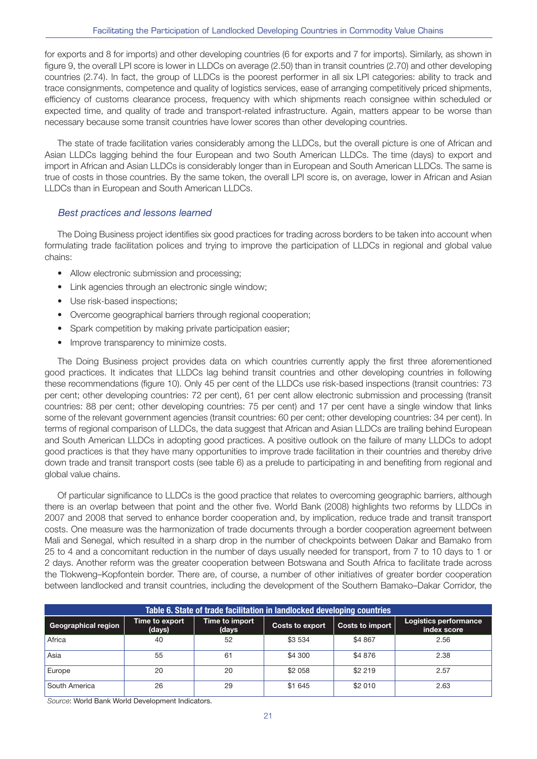for exports and 8 for imports) and other developing countries (6 for exports and 7 for imports). Similarly, as shown in figure 9, the overall LPI score is lower in LLDCs on average (2.50) than in transit countries (2.70) and other developing countries (2.74). In fact, the group of LLDCs is the poorest performer in all six LPI categories: ability to track and trace consignments, competence and quality of logistics services, ease of arranging competitively priced shipments, efficiency of customs clearance process, frequency with which shipments reach consignee within scheduled or expected time, and quality of trade and transport-related infrastructure. Again, matters appear to be worse than necessary because some transit countries have lower scores than other developing countries.

The state of trade facilitation varies considerably among the LLDCs, but the overall picture is one of African and Asian LLDCs lagging behind the four European and two South American LLDCs. The time (days) to export and import in African and Asian LLDCs is considerably longer than in European and South American LLDCs. The same is true of costs in those countries. By the same token, the overall LPI score is, on average, lower in African and Asian LLDCs than in European and South American LLDCs.

### *Best practices and lessons learned*

The Doing Business project identifies six good practices for trading across borders to be taken into account when formulating trade facilitation polices and trying to improve the participation of LLDCs in regional and global value chains:

- Allow electronic submission and processing;
- Link agencies through an electronic single window;
- Use risk-based inspections;
- Overcome geographical barriers through regional cooperation;
- Spark competition by making private participation easier;
- Improve transparency to minimize costs.

The Doing Business project provides data on which countries currently apply the first three aforementioned good practices. It indicates that LLDCs lag behind transit countries and other developing countries in following these recommendations (figure 10). Only 45 per cent of the LLDCs use risk-based inspections (transit countries: 73 per cent; other developing countries: 72 per cent), 61 per cent allow electronic submission and processing (transit countries: 88 per cent; other developing countries: 75 per cent) and 17 per cent have a single window that links some of the relevant government agencies (transit countries: 60 per cent; other developing countries: 34 per cent). In terms of regional comparison of LLDCs, the data suggest that African and Asian LLDCs are trailing behind European and South American LLDCs in adopting good practices. A positive outlook on the failure of many LLDCs to adopt good practices is that they have many opportunities to improve trade facilitation in their countries and thereby drive down trade and transit transport costs (see table 6) as a prelude to participating in and benefiting from regional and global value chains.

Of particular significance to LLDCs is the good practice that relates to overcoming geographic barriers, although there is an overlap between that point and the other five. World Bank (2008) highlights two reforms by LLDCs in 2007 and 2008 that served to enhance border cooperation and, by implication, reduce trade and transit transport costs. One measure was the harmonization of trade documents through a border cooperation agreement between Mali and Senegal, which resulted in a sharp drop in the number of checkpoints between Dakar and Bamako from 25 to 4 and a concomitant reduction in the number of days usually needed for transport, from 7 to 10 days to 1 or 2 days. Another reform was the greater cooperation between Botswana and South Africa to facilitate trade across the Tlokweng–Kopfontein border. There are, of course, a number of other initiatives of greater border cooperation between landlocked and transit countries, including the development of the Southern Bamako–Dakar Corridor, the

**Table 6. State of trade facilitation in landlocked developing countries**

| Geographical region | Time to export (days) | Time to import (days | Costs to export | Costs to import | Logistics performance index score |
|---|---|---|---|---|---|
| Africa | 40 | 52 | $3 534 | $4 867 | 2.56 |
| Asia | 55 | 61 | $4 300 | $4 876 | 2.38 |
| Europe | 20 | 20 | $2 058 | $2 219 | 2.57 |
| South America | 26 | 29 | $1 645 | $2 010 | 2.63 |

*Source*: World Bank World Development Indicators.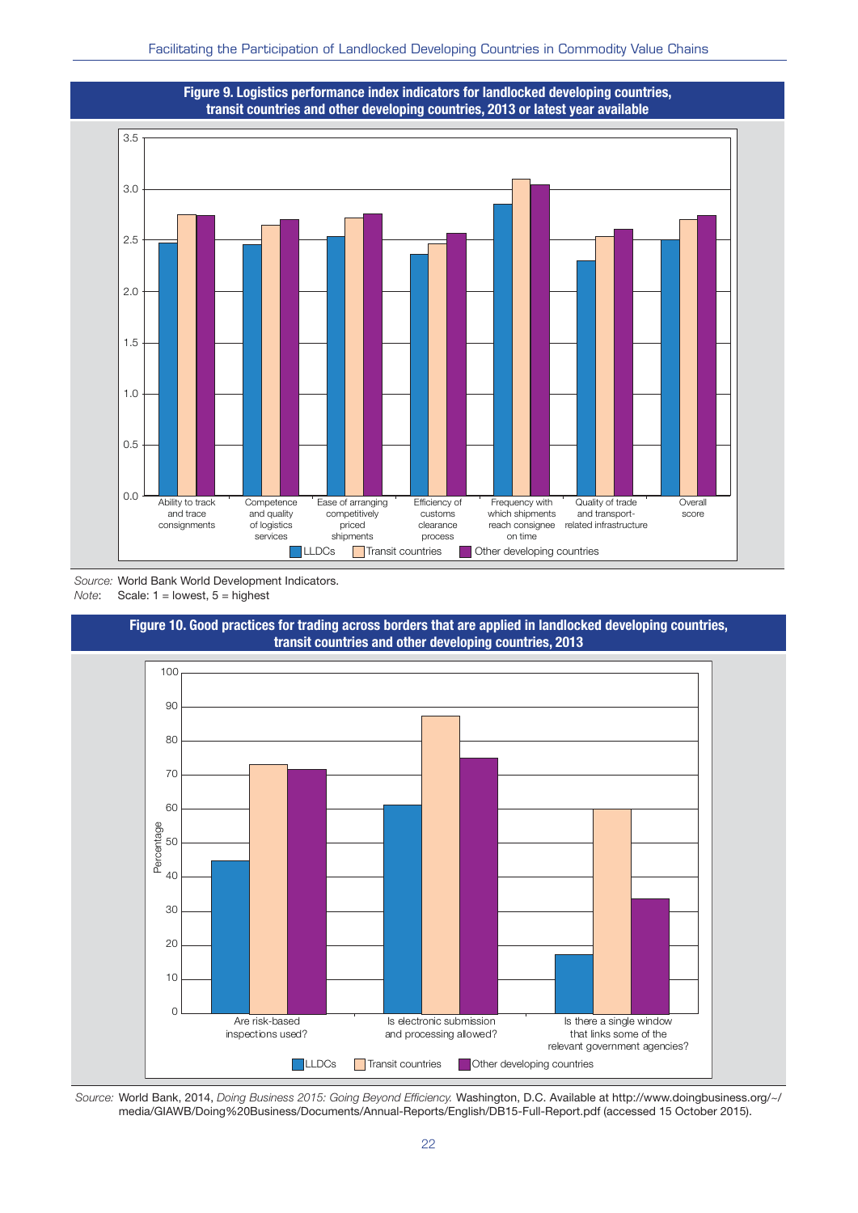**Figure 9. Logistics performance index indicators for landlocked developing countries, transit countries and other developing countries, 2013 or latest year available**

*Source:* World Bank World Development Indicators.
*Note*: Scale: 1 = lowest, 5 = highest

**Figure 10. Good practices for trading across borders that are applied in landlocked developing countries, transit countries and other developing countries, 2013**

*Source:* World Bank, 2014, *Doing Business 2015: Going Beyond Efficiency.* Washington, D.C. Available at http://www.doingbusiness.org/~/media/GIAWB/Doing%20Business/Documents/Annual-Reports/English/DB15-Full-Report.pdf (accessed 15 October 2015).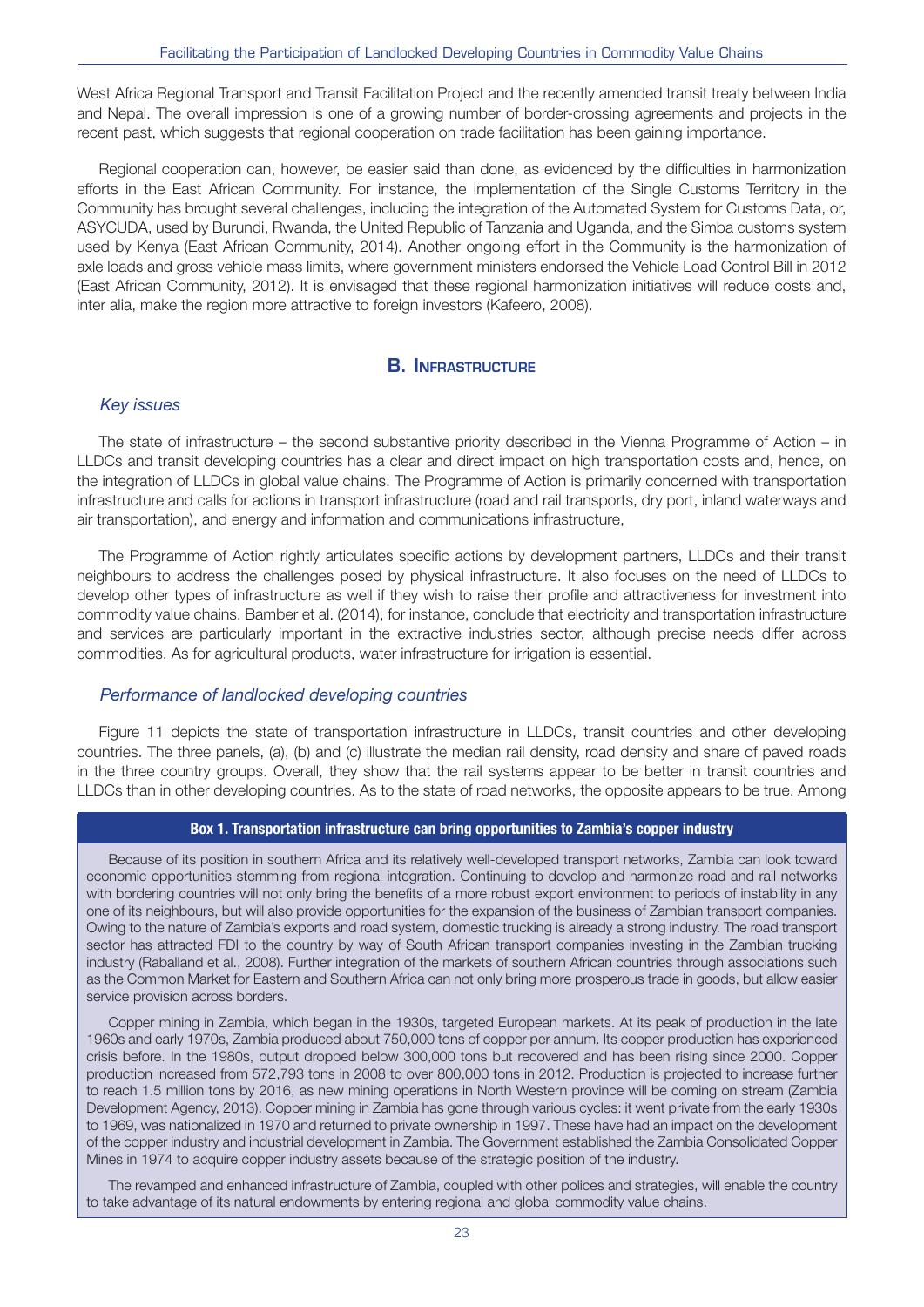West Africa Regional Transport and Transit Facilitation Project and the recently amended transit treaty between India and Nepal. The overall impression is one of a growing number of border-crossing agreements and projects in the recent past, which suggests that regional cooperation on trade facilitation has been gaining importance.

Regional cooperation can, however, be easier said than done, as evidenced by the difficulties in harmonization efforts in the East African Community. For instance, the implementation of the Single Customs Territory in the Community has brought several challenges, including the integration of the Automated System for Customs Data, or, ASYCUDA, used by Burundi, Rwanda, the United Republic of Tanzania and Uganda, and the Simba customs system used by Kenya (East African Community, 2014). Another ongoing effort in the Community is the harmonization of axle loads and gross vehicle mass limits, where government ministers endorsed the Vehicle Load Control Bill in 2012 (East African Community, 2012). It is envisaged that these regional harmonization initiatives will reduce costs and, inter alia, make the region more attractive to foreign investors (Kafeero, 2008).

## B. Infrastructure

### *Key issues*

The state of infrastructure – the second substantive priority described in the Vienna Programme of Action – in LLDCs and transit developing countries has a clear and direct impact on high transportation costs and, hence, on the integration of LLDCs in global value chains. The Programme of Action is primarily concerned with transportation infrastructure and calls for actions in transport infrastructure (road and rail transports, dry port, inland waterways and air transportation), and energy and information and communications infrastructure,

The Programme of Action rightly articulates specific actions by development partners, LLDCs and their transit neighbours to address the challenges posed by physical infrastructure. It also focuses on the need of LLDCs to develop other types of infrastructure as well if they wish to raise their profile and attractiveness for investment into commodity value chains. Bamber et al. (2014), for instance, conclude that electricity and transportation infrastructure and services are particularly important in the extractive industries sector, although precise needs differ across commodities. As for agricultural products, water infrastructure for irrigation is essential.

### *Performance of landlocked developing countries*

Figure 11 depicts the state of transportation infrastructure in LLDCs, transit countries and other developing countries. The three panels, (a), (b) and (c) illustrate the median rail density, road density and share of paved roads in the three country groups. Overall, they show that the rail systems appear to be better in transit countries and LLDCs than in other developing countries. As to the state of road networks, the opposite appears to be true. Among

**Box 1. Transportation infrastructure can bring opportunities to Zambia's copper industry**

Because of its position in southern Africa and its relatively well-developed transport networks, Zambia can look toward economic opportunities stemming from regional integration. Continuing to develop and harmonize road and rail networks with bordering countries will not only bring the benefits of a more robust export environment to periods of instability in any one of its neighbours, but will also provide opportunities for the expansion of the business of Zambian transport companies. Owing to the nature of Zambia's exports and road system, domestic trucking is already a strong industry. The road transport sector has attracted FDI to the country by way of South African transport companies investing in the Zambian trucking industry (Raballand et al., 2008). Further integration of the markets of southern African countries through associations such as the Common Market for Eastern and Southern Africa can not only bring more prosperous trade in goods, but allow easier service provision across borders.

Copper mining in Zambia, which began in the 1930s, targeted European markets. At its peak of production in the late 1960s and early 1970s, Zambia produced about 750,000 tons of copper per annum. Its copper production has experienced crisis before. In the 1980s, output dropped below 300,000 tons but recovered and has been rising since 2000. Copper production increased from 572,793 tons in 2008 to over 800,000 tons in 2012. Production is projected to increase further to reach 1.5 million tons by 2016, as new mining operations in North Western province will be coming on stream (Zambia Development Agency, 2013). Copper mining in Zambia has gone through various cycles: it went private from the early 1930s to 1969, was nationalized in 1970 and returned to private ownership in 1997. These have had an impact on the development of the copper industry and industrial development in Zambia. The Government established the Zambia Consolidated Copper Mines in 1974 to acquire copper industry assets because of the strategic position of the industry.

The revamped and enhanced infrastructure of Zambia, coupled with other polices and strategies, will enable the country to take advantage of its natural endowments by entering regional and global commodity value chains.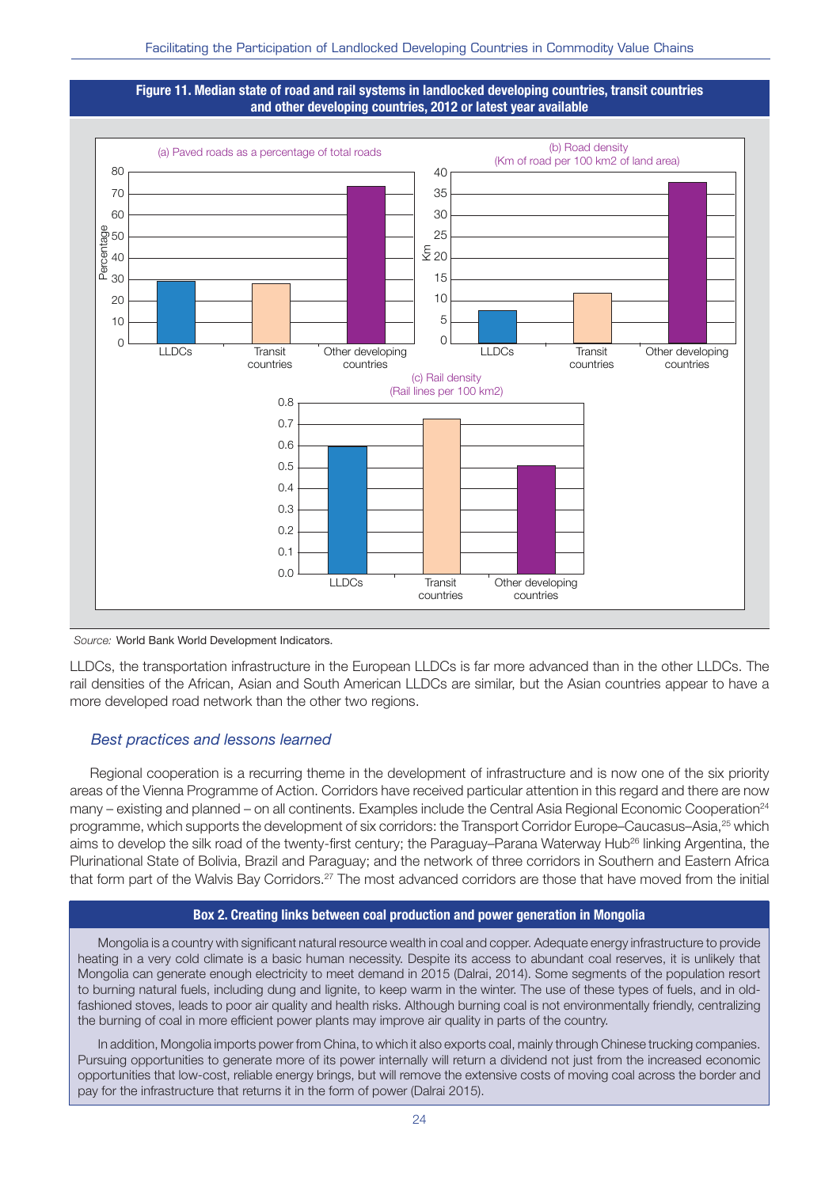**Figure 11. Median state of road and rail systems in landlocked developing countries, transit countries and other developing countries, 2012 or latest year available**

(a) Paved roads as a percentage of total roads

(b) Road density (Km of road per 100 km2 of land area)

(c) Rail density (Rail lines per 100 km2)

*Source:* World Bank World Development Indicators.

LLDCs, the transportation infrastructure in the European LLDCs is far more advanced than in the other LLDCs. The rail densities of the African, Asian and South American LLDCs are similar, but the Asian countries appear to have a more developed road network than the other two regions.

## *Best practices and lessons learned*

Regional cooperation is a recurring theme in the development of infrastructure and is now one of the six priority areas of the Vienna Programme of Action. Corridors have received particular attention in this regard and there are now many – existing and planned – on all continents. Examples include the Central Asia Regional Economic Cooperation[24] programme, which supports the development of six corridors: the Transport Corridor Europe–Caucasus–Asia,[25] which aims to develop the silk road of the twenty-first century; the Paraguay–Parana Waterway Hub[26] linking Argentina, the Plurinational State of Bolivia, Brazil and Paraguay; and the network of three corridors in Southern and Eastern Africa that form part of the Walvis Bay Corridors.[27] The most advanced corridors are those that have moved from the initial

**Box 2. Creating links between coal production and power generation in Mongolia**

Mongolia is a country with significant natural resource wealth in coal and copper. Adequate energy infrastructure to provide heating in a very cold climate is a basic human necessity. Despite its access to abundant coal reserves, it is unlikely that Mongolia can generate enough electricity to meet demand in 2015 (Dalrai, 2014). Some segments of the population resort to burning natural fuels, including dung and lignite, to keep warm in the winter. The use of these types of fuels, and in old-fashioned stoves, leads to poor air quality and health risks. Although burning coal is not environmentally friendly, centralizing the burning of coal in more efficient power plants may improve air quality in parts of the country.

In addition, Mongolia imports power from China, to which it also exports coal, mainly through Chinese trucking companies. Pursuing opportunities to generate more of its power internally will return a dividend not just from the increased economic opportunities that low-cost, reliable energy brings, but will remove the extensive costs of moving coal across the border and pay for the infrastructure that returns it in the form of power (Dalrai 2015).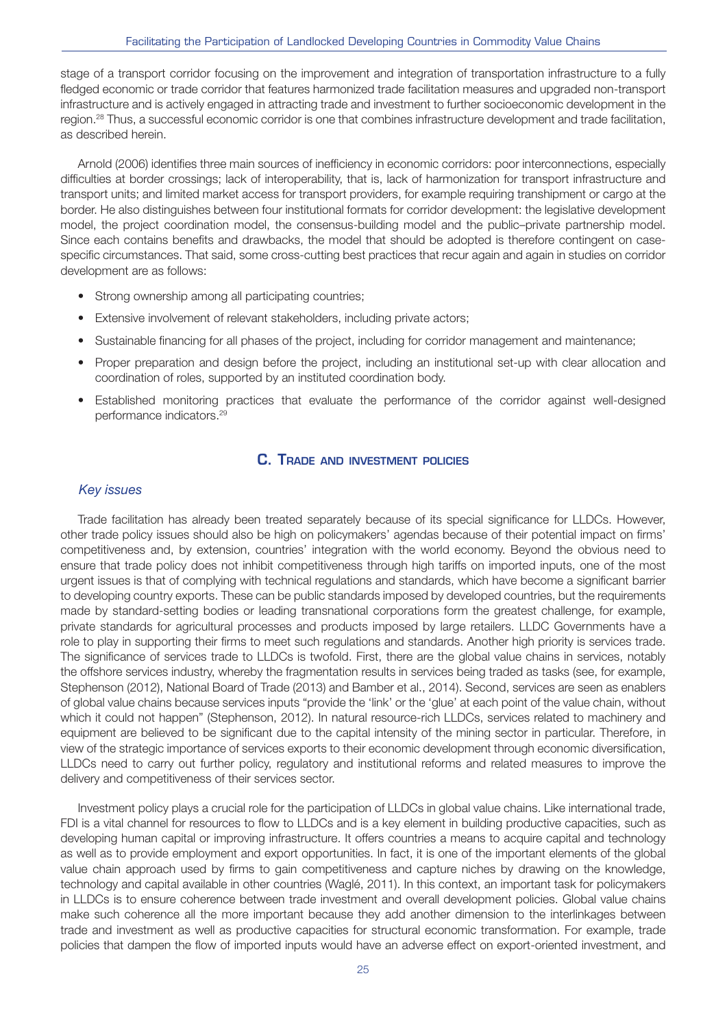stage of a transport corridor focusing on the improvement and integration of transportation infrastructure to a fully fledged economic or trade corridor that features harmonized trade facilitation measures and upgraded non-transport infrastructure and is actively engaged in attracting trade and investment to further socioeconomic development in the region.[28] Thus, a successful economic corridor is one that combines infrastructure development and trade facilitation, as described herein.

Arnold (2006) identifies three main sources of inefficiency in economic corridors: poor interconnections, especially difficulties at border crossings; lack of interoperability, that is, lack of harmonization for transport infrastructure and transport units; and limited market access for transport providers, for example requiring transhipment or cargo at the border. He also distinguishes between four institutional formats for corridor development: the legislative development model, the project coordination model, the consensus-building model and the public–private partnership model. Since each contains benefits and drawbacks, the model that should be adopted is therefore contingent on case-specific circumstances. That said, some cross-cutting best practices that recur again and again in studies on corridor development are as follows:

- Strong ownership among all participating countries;
- Extensive involvement of relevant stakeholders, including private actors;
- Sustainable financing for all phases of the project, including for corridor management and maintenance;
- Proper preparation and design before the project, including an institutional set-up with clear allocation and coordination of roles, supported by an instituted coordination body.
- Established monitoring practices that evaluate the performance of the corridor against well-designed performance indicators.[29]

## C. Trade and investment policies

### *Key issues*

Trade facilitation has already been treated separately because of its special significance for LLDCs. However, other trade policy issues should also be high on policymakers' agendas because of their potential impact on firms' competitiveness and, by extension, countries' integration with the world economy. Beyond the obvious need to ensure that trade policy does not inhibit competitiveness through high tariffs on imported inputs, one of the most urgent issues is that of complying with technical regulations and standards, which have become a significant barrier to developing country exports. These can be public standards imposed by developed countries, but the requirements made by standard-setting bodies or leading transnational corporations form the greatest challenge, for example, private standards for agricultural processes and products imposed by large retailers. LLDC Governments have a role to play in supporting their firms to meet such regulations and standards. Another high priority is services trade. The significance of services trade to LLDCs is twofold. First, there are the global value chains in services, notably the offshore services industry, whereby the fragmentation results in services being traded as tasks (see, for example, Stephenson (2012), National Board of Trade (2013) and Bamber et al., 2014). Second, services are seen as enablers of global value chains because services inputs "provide the 'link' or the 'glue' at each point of the value chain, without which it could not happen" (Stephenson, 2012). In natural resource-rich LLDCs, services related to machinery and equipment are believed to be significant due to the capital intensity of the mining sector in particular. Therefore, in view of the strategic importance of services exports to their economic development through economic diversification, LLDCs need to carry out further policy, regulatory and institutional reforms and related measures to improve the delivery and competitiveness of their services sector.

Investment policy plays a crucial role for the participation of LLDCs in global value chains. Like international trade, FDI is a vital channel for resources to flow to LLDCs and is a key element in building productive capacities, such as developing human capital or improving infrastructure. It offers countries a means to acquire capital and technology as well as to provide employment and export opportunities. In fact, it is one of the important elements of the global value chain approach used by firms to gain competitiveness and capture niches by drawing on the knowledge, technology and capital available in other countries (Waglé, 2011). In this context, an important task for policymakers in LLDCs is to ensure coherence between trade investment and overall development policies. Global value chains make such coherence all the more important because they add another dimension to the interlinkages between trade and investment as well as productive capacities for structural economic transformation. For example, trade policies that dampen the flow of imported inputs would have an adverse effect on export-oriented investment, and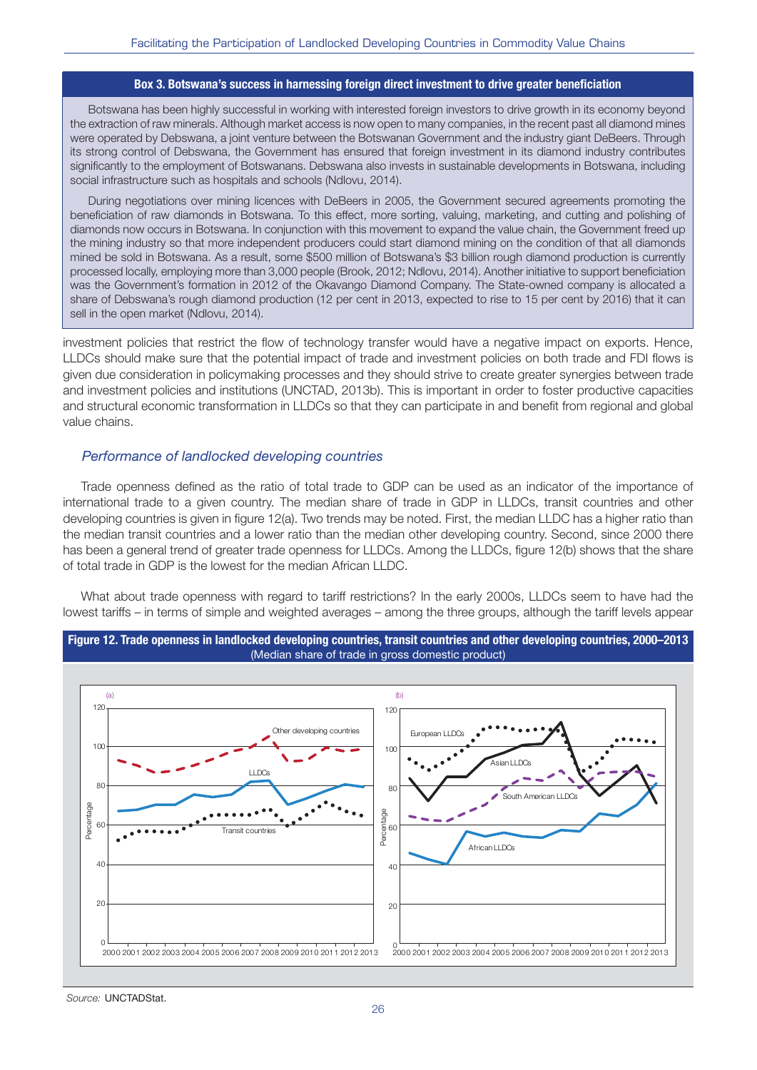**Box 3. Botswana's success in harnessing foreign direct investment to drive greater beneficiation**

Botswana has been highly successful in working with interested foreign investors to drive growth in its economy beyond the extraction of raw minerals. Although market access is now open to many companies, in the recent past all diamond mines were operated by Debswana, a joint venture between the Botswanan Government and the industry giant DeBeers. Through its strong control of Debswana, the Government has ensured that foreign investment in its diamond industry contributes significantly to the employment of Botswanans. Debswana also invests in sustainable developments in Botswana, including social infrastructure such as hospitals and schools (Ndlovu, 2014).

During negotiations over mining licences with DeBeers in 2005, the Government secured agreements promoting the beneficiation of raw diamonds in Botswana. To this effect, more sorting, valuing, marketing, and cutting and polishing of diamonds now occurs in Botswana. In conjunction with this movement to expand the value chain, the Government freed up the mining industry so that more independent producers could start diamond mining on the condition of that all diamonds mined be sold in Botswana. As a result, some $500 million of Botswana's $3 billion rough diamond production is currently processed locally, employing more than 3,000 people (Brook, 2012; Ndlovu, 2014). Another initiative to support beneficiation was the Government's formation in 2012 of the Okavango Diamond Company. The State-owned company is allocated a share of Debswana's rough diamond production (12 per cent in 2013, expected to rise to 15 per cent by 2016) that it can sell in the open market (Ndlovu, 2014).

investment policies that restrict the flow of technology transfer would have a negative impact on exports. Hence, LLDCs should make sure that the potential impact of trade and investment policies on both trade and FDI flows is given due consideration in policymaking processes and they should strive to create greater synergies between trade and investment policies and institutions (UNCTAD, 2013b). This is important in order to foster productive capacities and structural economic transformation in LLDCs so that they can participate in and benefit from regional and global value chains.

### *Performance of landlocked developing countries*

Trade openness defined as the ratio of total trade to GDP can be used as an indicator of the importance of international trade to a given country. The median share of trade in GDP in LLDCs, transit countries and other developing countries is given in figure 12(a). Two trends may be noted. First, the median LLDC has a higher ratio than the median transit countries and a lower ratio than the median other developing country. Second, since 2000 there has been a general trend of greater trade openness for LLDCs. Among the LLDCs, figure 12(b) shows that the share of total trade in GDP is the lowest for the median African LLDC.

What about trade openness with regard to tariff restrictions? In the early 2000s, LLDCs seem to have had the lowest tariffs – in terms of simple and weighted averages – among the three groups, although the tariff levels appear

**Figure 12. Trade openness in landlocked developing countries, transit countries and other developing countries, 2000–2013**
(Median share of trade in gross domestic product)

*Source:* UNCTADStat.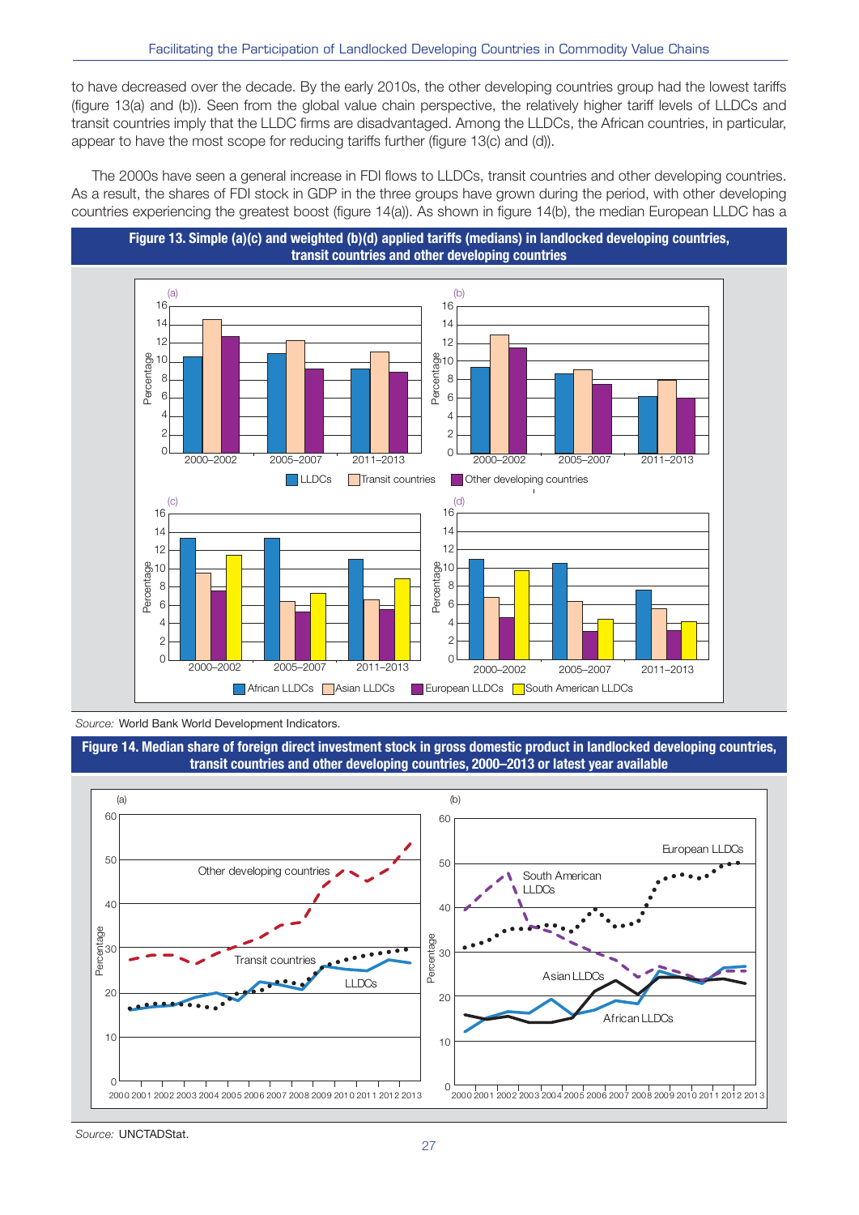to have decreased over the decade. By the early 2010s, the other developing countries group had the lowest tariffs (figure 13(a) and (b)). Seen from the global value chain perspective, the relatively higher tariff levels of LLDCs and transit countries imply that the LLDC firms are disadvantaged. Among the LLDCs, the African countries, in particular, appear to have the most scope for reducing tariffs further (figure 13(c) and (d)).

The 2000s have seen a general increase in FDI flows to LLDCs, transit countries and other developing countries. As a result, the shares of FDI stock in GDP in the three groups have grown during the period, with other developing countries experiencing the greatest boost (figure 14(a)). As shown in figure 14(b), the median European LLDC has a

**Figure 13. Simple (a)(c) and weighted (b)(d) applied tariffs (medians) in landlocked developing countries, transit countries and other developing countries**

*Source:* World Bank World Development Indicators.

**Figure 14. Median share of foreign direct investment stock in gross domestic product in landlocked developing countries, transit countries and other developing countries, 2000–2013 or latest year available**

*Source:* UNCTADStat.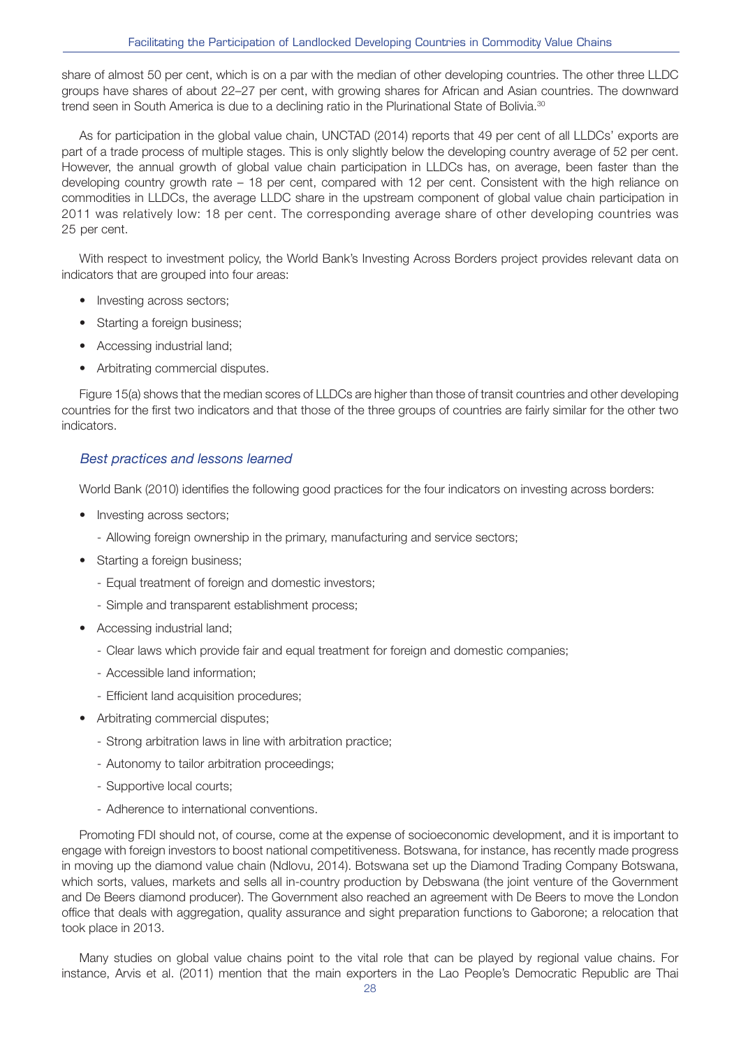share of almost 50 per cent, which is on a par with the median of other developing countries. The other three LLDC groups have shares of about 22–27 per cent, with growing shares for African and Asian countries. The downward trend seen in South America is due to a declining ratio in the Plurinational State of Bolivia.[30]

As for participation in the global value chain, UNCTAD (2014) reports that 49 per cent of all LLDCs' exports are part of a trade process of multiple stages. This is only slightly below the developing country average of 52 per cent. However, the annual growth of global value chain participation in LLDCs has, on average, been faster than the developing country growth rate – 18 per cent, compared with 12 per cent. Consistent with the high reliance on commodities in LLDCs, the average LLDC share in the upstream component of global value chain participation in 2011 was relatively low: 18 per cent. The corresponding average share of other developing countries was 25 per cent.

With respect to investment policy, the World Bank's Investing Across Borders project provides relevant data on indicators that are grouped into four areas:

- Investing across sectors;
- Starting a foreign business;
- Accessing industrial land;
- Arbitrating commercial disputes.

Figure 15(a) shows that the median scores of LLDCs are higher than those of transit countries and other developing countries for the first two indicators and that those of the three groups of countries are fairly similar for the other two indicators.

### *Best practices and lessons learned*

World Bank (2010) identifies the following good practices for the four indicators on investing across borders:

- Investing across sectors;
  - Allowing foreign ownership in the primary, manufacturing and service sectors;
- Starting a foreign business;
  - Equal treatment of foreign and domestic investors;
  - Simple and transparent establishment process;
- Accessing industrial land;
  - Clear laws which provide fair and equal treatment for foreign and domestic companies;
  - Accessible land information;
  - Efficient land acquisition procedures;
- Arbitrating commercial disputes;
  - Strong arbitration laws in line with arbitration practice;
  - Autonomy to tailor arbitration proceedings;
  - Supportive local courts;
  - Adherence to international conventions.

Promoting FDI should not, of course, come at the expense of socioeconomic development, and it is important to engage with foreign investors to boost national competitiveness. Botswana, for instance, has recently made progress in moving up the diamond value chain (Ndlovu, 2014). Botswana set up the Diamond Trading Company Botswana, which sorts, values, markets and sells all in-country production by Debswana (the joint venture of the Government and De Beers diamond producer). The Government also reached an agreement with De Beers to move the London office that deals with aggregation, quality assurance and sight preparation functions to Gaborone; a relocation that took place in 2013.

Many studies on global value chains point to the vital role that can be played by regional value chains. For instance, Arvis et al. (2011) mention that the main exporters in the Lao People's Democratic Republic are Thai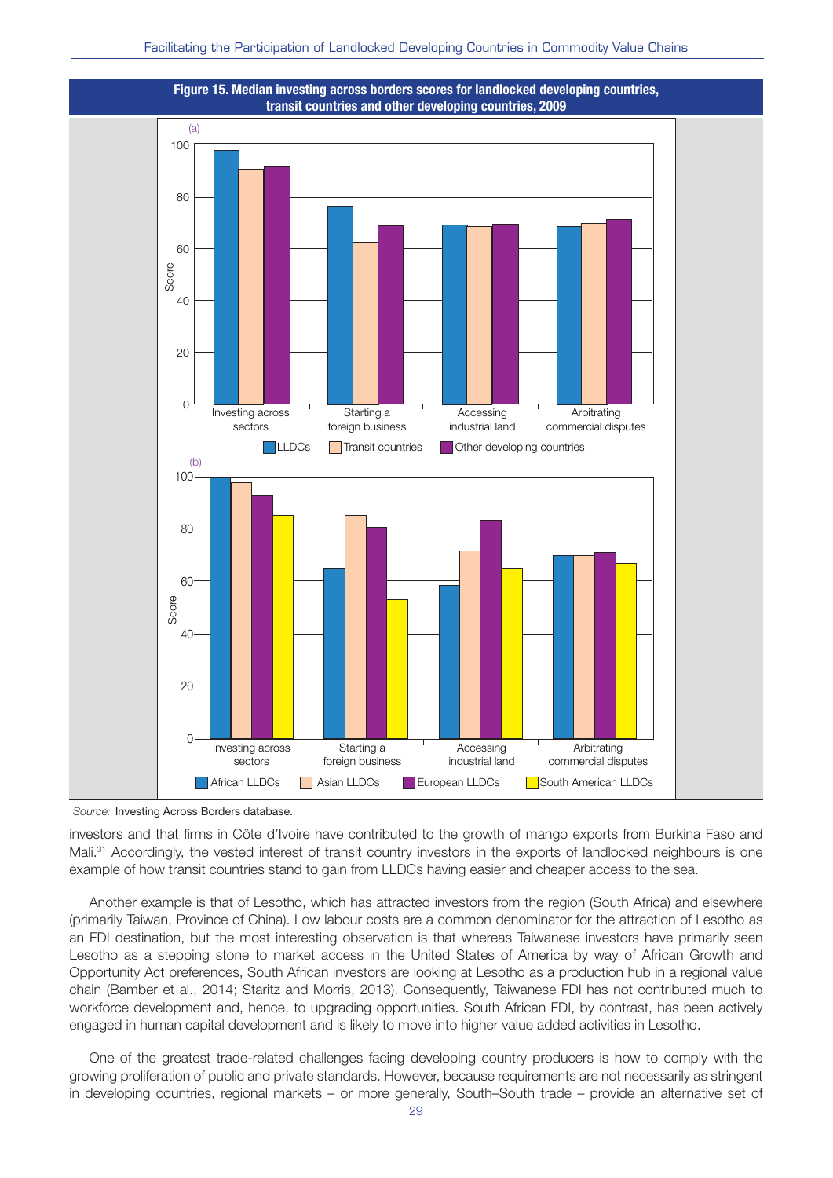**Figure 15. Median investing across borders scores for landlocked developing countries, transit countries and other developing countries, 2009**

*Source:* Investing Across Borders database.

investors and that firms in Côte d'Ivoire have contributed to the growth of mango exports from Burkina Faso and Mali.[31] Accordingly, the vested interest of transit country investors in the exports of landlocked neighbours is one example of how transit countries stand to gain from LLDCs having easier and cheaper access to the sea.

Another example is that of Lesotho, which has attracted investors from the region (South Africa) and elsewhere (primarily Taiwan, Province of China). Low labour costs are a common denominator for the attraction of Lesotho as an FDI destination, but the most interesting observation is that whereas Taiwanese investors have primarily seen Lesotho as a stepping stone to market access in the United States of America by way of African Growth and Opportunity Act preferences, South African investors are looking at Lesotho as a production hub in a regional value chain (Bamber et al., 2014; Staritz and Morris, 2013). Consequently, Taiwanese FDI has not contributed much to workforce development and, hence, to upgrading opportunities. South African FDI, by contrast, has been actively engaged in human capital development and is likely to move into higher value added activities in Lesotho.

One of the greatest trade-related challenges facing developing country producers is how to comply with the growing proliferation of public and private standards. However, because requirements are not necessarily as stringent in developing countries, regional markets – or more generally, South–South trade – provide an alternative set of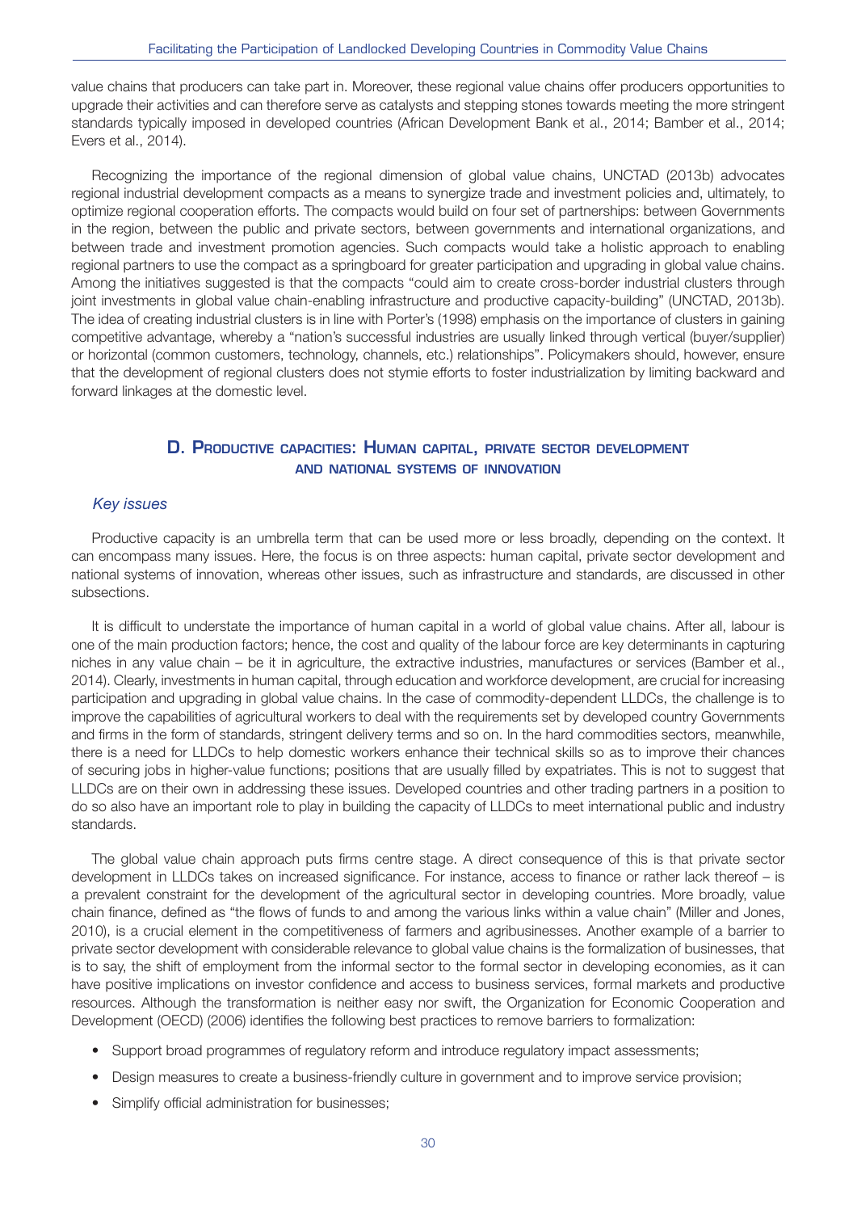value chains that producers can take part in. Moreover, these regional value chains offer producers opportunities to upgrade their activities and can therefore serve as catalysts and stepping stones towards meeting the more stringent standards typically imposed in developed countries (African Development Bank et al., 2014; Bamber et al., 2014; Evers et al., 2014).

Recognizing the importance of the regional dimension of global value chains, UNCTAD (2013b) advocates regional industrial development compacts as a means to synergize trade and investment policies and, ultimately, to optimize regional cooperation efforts. The compacts would build on four set of partnerships: between Governments in the region, between the public and private sectors, between governments and international organizations, and between trade and investment promotion agencies. Such compacts would take a holistic approach to enabling regional partners to use the compact as a springboard for greater participation and upgrading in global value chains. Among the initiatives suggested is that the compacts "could aim to create cross-border industrial clusters through joint investments in global value chain-enabling infrastructure and productive capacity-building" (UNCTAD, 2013b). The idea of creating industrial clusters is in line with Porter's (1998) emphasis on the importance of clusters in gaining competitive advantage, whereby a "nation's successful industries are usually linked through vertical (buyer/supplier) or horizontal (common customers, technology, channels, etc.) relationships". Policymakers should, however, ensure that the development of regional clusters does not stymie efforts to foster industrialization by limiting backward and forward linkages at the domestic level.

## D. Productive capacities: Human capital, private sector development and national systems of innovation

### *Key issues*

Productive capacity is an umbrella term that can be used more or less broadly, depending on the context. It can encompass many issues. Here, the focus is on three aspects: human capital, private sector development and national systems of innovation, whereas other issues, such as infrastructure and standards, are discussed in other subsections.

It is difficult to understate the importance of human capital in a world of global value chains. After all, labour is one of the main production factors; hence, the cost and quality of the labour force are key determinants in capturing niches in any value chain – be it in agriculture, the extractive industries, manufactures or services (Bamber et al., 2014). Clearly, investments in human capital, through education and workforce development, are crucial for increasing participation and upgrading in global value chains. In the case of commodity-dependent LLDCs, the challenge is to improve the capabilities of agricultural workers to deal with the requirements set by developed country Governments and firms in the form of standards, stringent delivery terms and so on. In the hard commodities sectors, meanwhile, there is a need for LLDCs to help domestic workers enhance their technical skills so as to improve their chances of securing jobs in higher-value functions; positions that are usually filled by expatriates. This is not to suggest that LLDCs are on their own in addressing these issues. Developed countries and other trading partners in a position to do so also have an important role to play in building the capacity of LLDCs to meet international public and industry standards.

The global value chain approach puts firms centre stage. A direct consequence of this is that private sector development in LLDCs takes on increased significance. For instance, access to finance or rather lack thereof – is a prevalent constraint for the development of the agricultural sector in developing countries. More broadly, value chain finance, defined as "the flows of funds to and among the various links within a value chain" (Miller and Jones, 2010), is a crucial element in the competitiveness of farmers and agribusinesses. Another example of a barrier to private sector development with considerable relevance to global value chains is the formalization of businesses, that is to say, the shift of employment from the informal sector to the formal sector in developing economies, as it can have positive implications on investor confidence and access to business services, formal markets and productive resources. Although the transformation is neither easy nor swift, the Organization for Economic Cooperation and Development (OECD) (2006) identifies the following best practices to remove barriers to formalization:

- Support broad programmes of regulatory reform and introduce regulatory impact assessments;
- Design measures to create a business-friendly culture in government and to improve service provision;
- Simplify official administration for businesses;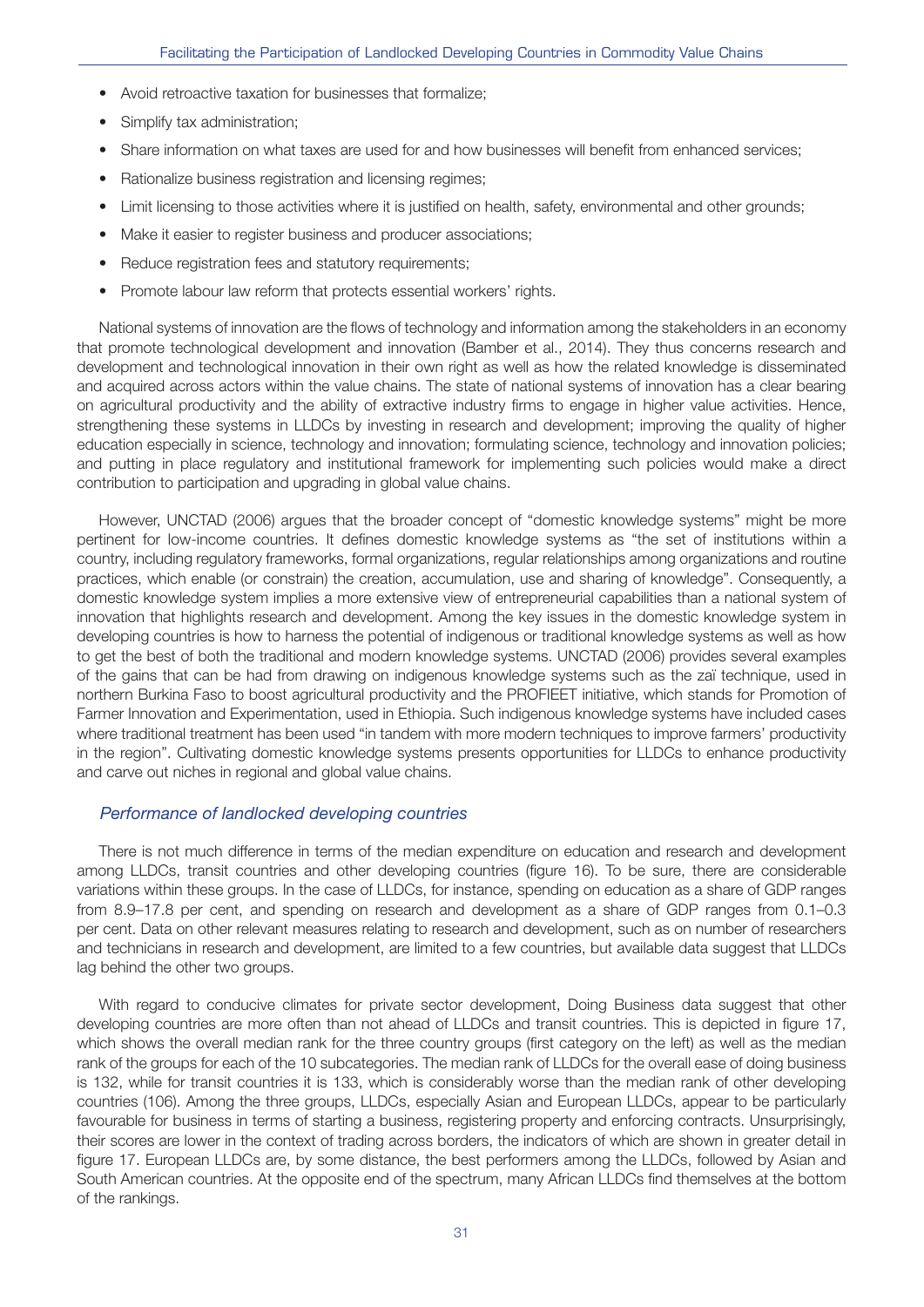- Avoid retroactive taxation for businesses that formalize;
- Simplify tax administration;
- Share information on what taxes are used for and how businesses will benefit from enhanced services;
- Rationalize business registration and licensing regimes;
- Limit licensing to those activities where it is justified on health, safety, environmental and other grounds;
- Make it easier to register business and producer associations;
- Reduce registration fees and statutory requirements;
- Promote labour law reform that protects essential workers' rights.

National systems of innovation are the flows of technology and information among the stakeholders in an economy that promote technological development and innovation (Bamber et al., 2014). They thus concerns research and development and technological innovation in their own right as well as how the related knowledge is disseminated and acquired across actors within the value chains. The state of national systems of innovation has a clear bearing on agricultural productivity and the ability of extractive industry firms to engage in higher value activities. Hence, strengthening these systems in LLDCs by investing in research and development; improving the quality of higher education especially in science, technology and innovation; formulating science, technology and innovation policies; and putting in place regulatory and institutional framework for implementing such policies would make a direct contribution to participation and upgrading in global value chains.

However, UNCTAD (2006) argues that the broader concept of "domestic knowledge systems" might be more pertinent for low-income countries. It defines domestic knowledge systems as "the set of institutions within a country, including regulatory frameworks, formal organizations, regular relationships among organizations and routine practices, which enable (or constrain) the creation, accumulation, use and sharing of knowledge". Consequently, a domestic knowledge system implies a more extensive view of entrepreneurial capabilities than a national system of innovation that highlights research and development. Among the key issues in the domestic knowledge system in developing countries is how to harness the potential of indigenous or traditional knowledge systems as well as how to get the best of both the traditional and modern knowledge systems. UNCTAD (2006) provides several examples of the gains that can be had from drawing on indigenous knowledge systems such as the zaï technique, used in northern Burkina Faso to boost agricultural productivity and the PROFIEET initiative, which stands for Promotion of Farmer Innovation and Experimentation, used in Ethiopia. Such indigenous knowledge systems have included cases where traditional treatment has been used "in tandem with more modern techniques to improve farmers' productivity in the region". Cultivating domestic knowledge systems presents opportunities for LLDCs to enhance productivity and carve out niches in regional and global value chains.

### *Performance of landlocked developing countries*

There is not much difference in terms of the median expenditure on education and research and development among LLDCs, transit countries and other developing countries (figure 16). To be sure, there are considerable variations within these groups. In the case of LLDCs, for instance, spending on education as a share of GDP ranges from 8.9–17.8 per cent, and spending on research and development as a share of GDP ranges from 0.1–0.3 per cent. Data on other relevant measures relating to research and development, such as on number of researchers and technicians in research and development, are limited to a few countries, but available data suggest that LLDCs lag behind the other two groups.

With regard to conducive climates for private sector development, Doing Business data suggest that other developing countries are more often than not ahead of LLDCs and transit countries. This is depicted in figure 17, which shows the overall median rank for the three country groups (first category on the left) as well as the median rank of the groups for each of the 10 subcategories. The median rank of LLDCs for the overall ease of doing business is 132, while for transit countries it is 133, which is considerably worse than the median rank of other developing countries (106). Among the three groups, LLDCs, especially Asian and European LLDCs, appear to be particularly favourable for business in terms of starting a business, registering property and enforcing contracts. Unsurprisingly, their scores are lower in the context of trading across borders, the indicators of which are shown in greater detail in figure 17. European LLDCs are, by some distance, the best performers among the LLDCs, followed by Asian and South American countries. At the opposite end of the spectrum, many African LLDCs find themselves at the bottom of the rankings.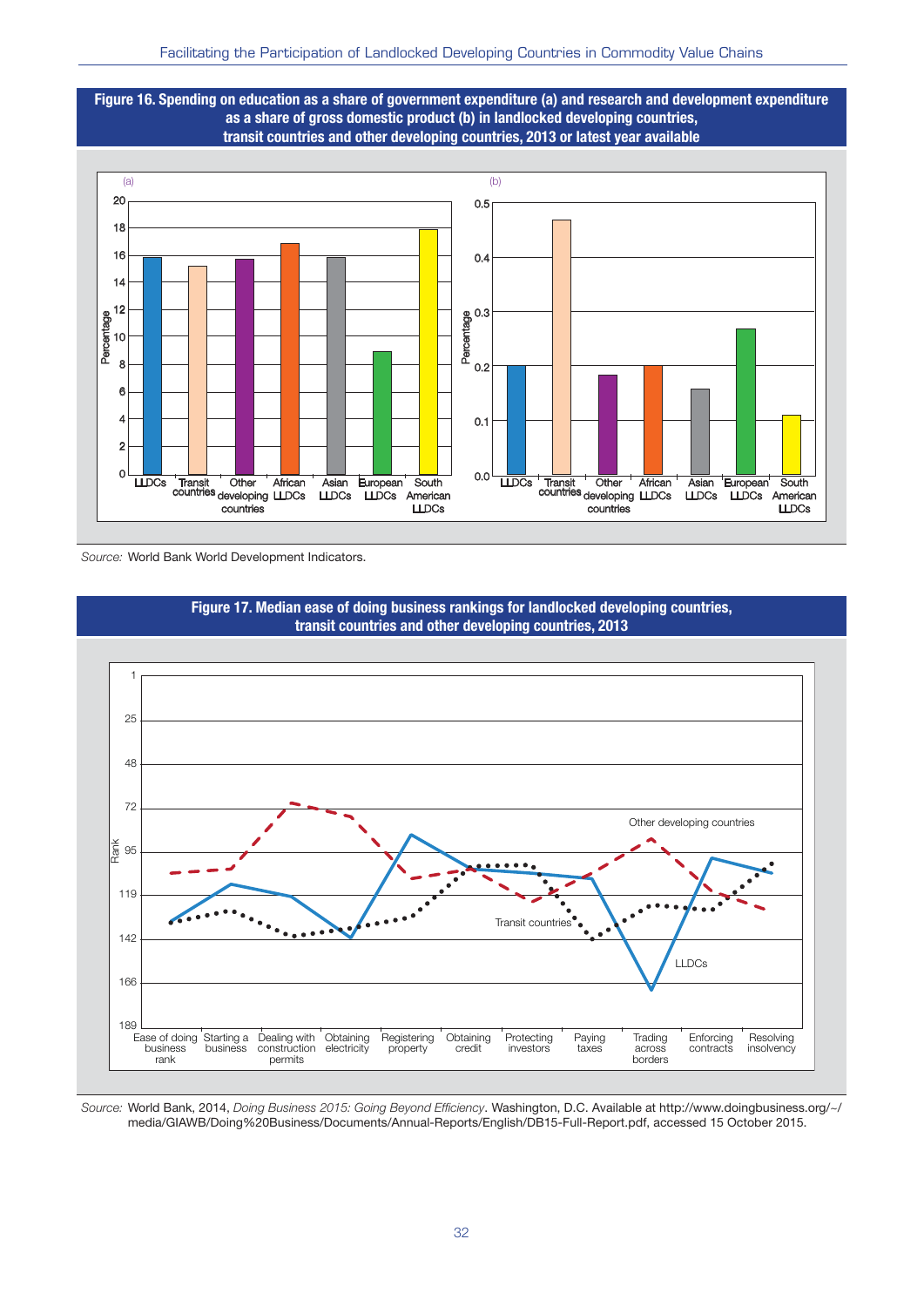**Figure 16. Spending on education as a share of government expenditure (a) and research and development expenditure as a share of gross domestic product (b) in landlocked developing countries, transit countries and other developing countries, 2013 or latest year available**

*Source:* World Bank World Development Indicators.

**Figure 17. Median ease of doing business rankings for landlocked developing countries, transit countries and other developing countries, 2013**

*Source:* World Bank, 2014, *Doing Business 2015: Going Beyond Efficiency*. Washington, D.C. Available at http://www.doingbusiness.org/~/media/GIAWB/Doing%20Business/Documents/Annual-Reports/English/DB15-Full-Report.pdf, accessed 15 October 2015.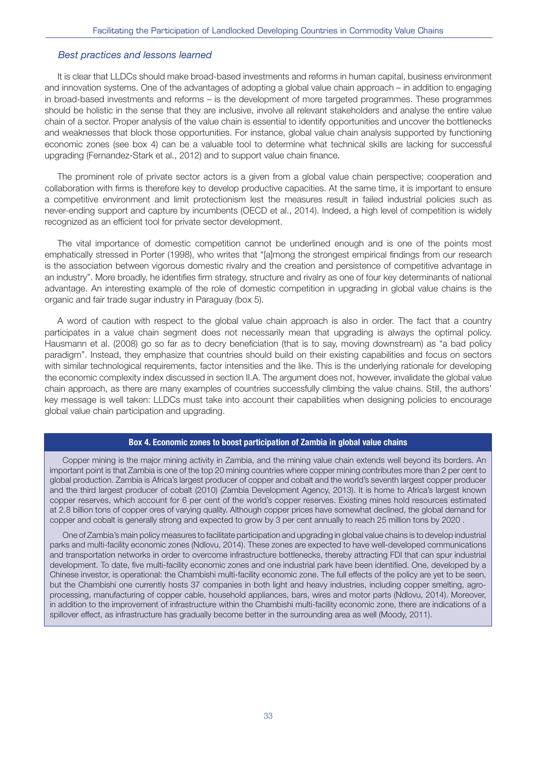### *Best practices and lessons learned*

It is clear that LLDCs should make broad-based investments and reforms in human capital, business environment and innovation systems. One of the advantages of adopting a global value chain approach – in addition to engaging in broad-based investments and reforms – is the development of more targeted programmes. These programmes should be holistic in the sense that they are inclusive, involve all relevant stakeholders and analyse the entire value chain of a sector. Proper analysis of the value chain is essential to identify opportunities and uncover the bottlenecks and weaknesses that block those opportunities. For instance, global value chain analysis supported by functioning economic zones (see box 4) can be a valuable tool to determine what technical skills are lacking for successful upgrading (Fernandez-Stark et al., 2012) and to support value chain finance.

The prominent role of private sector actors is a given from a global value chain perspective; cooperation and collaboration with firms is therefore key to develop productive capacities. At the same time, it is important to ensure a competitive environment and limit protectionism lest the measures result in failed industrial policies such as never-ending support and capture by incumbents (OECD et al., 2014). Indeed, a high level of competition is widely recognized as an efficient tool for private sector development.

The vital importance of domestic competition cannot be underlined enough and is one of the points most emphatically stressed in Porter (1998), who writes that "[a]mong the strongest empirical findings from our research is the association between vigorous domestic rivalry and the creation and persistence of competitive advantage in an industry". More broadly, he identifies firm strategy, structure and rivalry as one of four key determinants of national advantage. An interesting example of the role of domestic competition in upgrading in global value chains is the organic and fair trade sugar industry in Paraguay (box 5).

A word of caution with respect to the global value chain approach is also in order. The fact that a country participates in a value chain segment does not necessarily mean that upgrading is always the optimal policy. Hausmann et al. (2008) go so far as to decry beneficiation (that is to say, moving downstream) as "a bad policy paradigm". Instead, they emphasize that countries should build on their existing capabilities and focus on sectors with similar technological requirements, factor intensities and the like. This is the underlying rationale for developing the economic complexity index discussed in section II.A. The argument does not, however, invalidate the global value chain approach, as there are many examples of countries successfully climbing the value chains. Still, the authors' key message is well taken: LLDCs must take into account their capabilities when designing policies to encourage global value chain participation and upgrading.

**Box 4. Economic zones to boost participation of Zambia in global value chains**

Copper mining is the major mining activity in Zambia, and the mining value chain extends well beyond its borders. An important point is that Zambia is one of the top 20 mining countries where copper mining contributes more than 2 per cent to global production. Zambia is Africa's largest producer of copper and cobalt and the world's seventh largest copper producer and the third largest producer of cobalt (2010) (Zambia Development Agency, 2013). It is home to Africa's largest known copper reserves, which account for 6 per cent of the world's copper reserves. Existing mines hold resources estimated at 2.8 billion tons of copper ores of varying quality. Although copper prices have somewhat declined, the global demand for copper and cobalt is generally strong and expected to grow by 3 per cent annually to reach 25 million tons by 2020 .

One of Zambia's main policy measures to facilitate participation and upgrading in global value chains is to develop industrial parks and multi-facility economic zones (Ndlovu, 2014). These zones are expected to have well-developed communications and transportation networks in order to overcome infrastructure bottlenecks, thereby attracting FDI that can spur industrial development. To date, five multi-facility economic zones and one industrial park have been identified. One, developed by a Chinese investor, is operational: the Chambishi multi-facility economic zone. The full effects of the policy are yet to be seen, but the Chambishi one currently hosts 37 companies in both light and heavy industries, including copper smelting, agro-processing, manufacturing of copper cable, household appliances, bars, wires and motor parts (Ndlovu, 2014). Moreover, in addition to the improvement of infrastructure within the Chambishi multi-facility economic zone, there are indications of a spillover effect, as infrastructure has gradually become better in the surrounding area as well (Moody, 2011).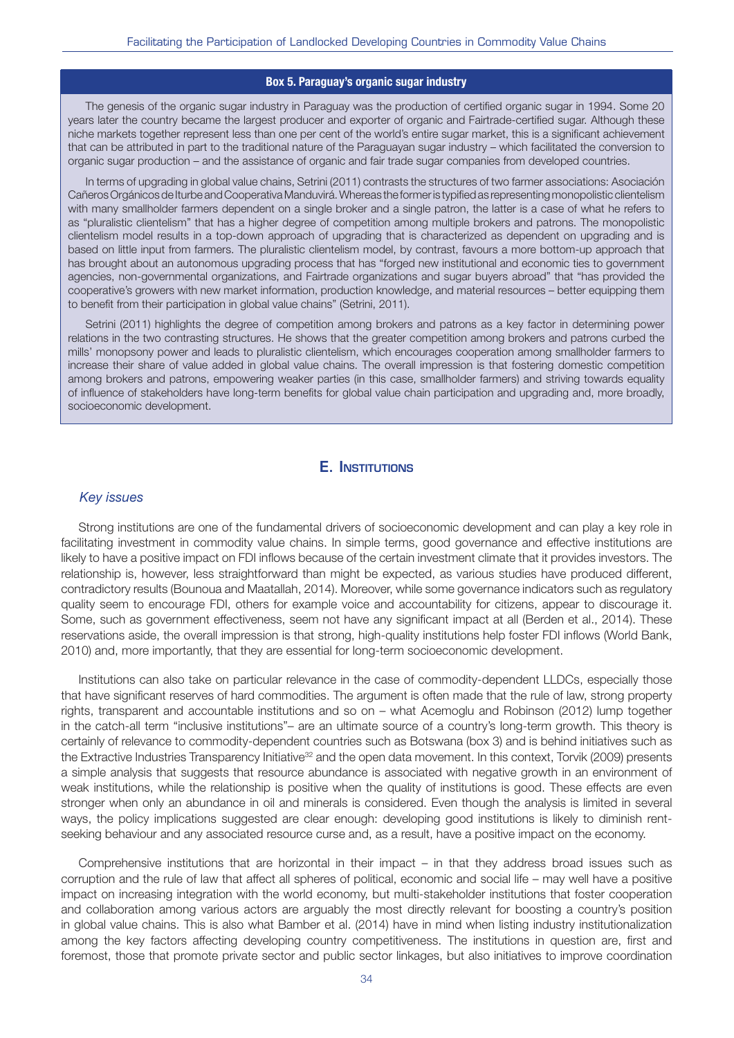**Box 5. Paraguay's organic sugar industry**

The genesis of the organic sugar industry in Paraguay was the production of certified organic sugar in 1994. Some 20 years later the country became the largest producer and exporter of organic and Fairtrade-certified sugar. Although these niche markets together represent less than one per cent of the world's entire sugar market, this is a significant achievement that can be attributed in part to the traditional nature of the Paraguayan sugar industry – which facilitated the conversion to organic sugar production – and the assistance of organic and fair trade sugar companies from developed countries.

In terms of upgrading in global value chains, Setrini (2011) contrasts the structures of two farmer associations: Asociación Cañeros Orgánicos de Iturbe and Cooperativa Manduvirá. Whereas the former is typified as representing monopolistic clientelism with many smallholder farmers dependent on a single broker and a single patron, the latter is a case of what he refers to as "pluralistic clientelism" that has a higher degree of competition among multiple brokers and patrons. The monopolistic clientelism model results in a top-down approach of upgrading that is characterized as dependent on upgrading and is based on little input from farmers. The pluralistic clientelism model, by contrast, favours a more bottom-up approach that has brought about an autonomous upgrading process that has "forged new institutional and economic ties to government agencies, non-governmental organizations, and Fairtrade organizations and sugar buyers abroad" that "has provided the cooperative's growers with new market information, production knowledge, and material resources – better equipping them to benefit from their participation in global value chains" (Setrini, 2011).

Setrini (2011) highlights the degree of competition among brokers and patrons as a key factor in determining power relations in the two contrasting structures. He shows that the greater competition among brokers and patrons curbed the mills' monopsony power and leads to pluralistic clientelism, which encourages cooperation among smallholder farmers to increase their share of value added in global value chains. The overall impression is that fostering domestic competition among brokers and patrons, empowering weaker parties (in this case, smallholder farmers) and striving towards equality of influence of stakeholders have long-term benefits for global value chain participation and upgrading and, more broadly, socioeconomic development.

## E. Institutions

### *Key issues*

Strong institutions are one of the fundamental drivers of socioeconomic development and can play a key role in facilitating investment in commodity value chains. In simple terms, good governance and effective institutions are likely to have a positive impact on FDI inflows because of the certain investment climate that it provides investors. The relationship is, however, less straightforward than might be expected, as various studies have produced different, contradictory results (Bounoua and Maatallah, 2014). Moreover, while some governance indicators such as regulatory quality seem to encourage FDI, others for example voice and accountability for citizens, appear to discourage it. Some, such as government effectiveness, seem not have any significant impact at all (Berden et al., 2014). These reservations aside, the overall impression is that strong, high-quality institutions help foster FDI inflows (World Bank, 2010) and, more importantly, that they are essential for long-term socioeconomic development.

Institutions can also take on particular relevance in the case of commodity-dependent LLDCs, especially those that have significant reserves of hard commodities. The argument is often made that the rule of law, strong property rights, transparent and accountable institutions and so on – what Acemoglu and Robinson (2012) lump together in the catch-all term "inclusive institutions"– are an ultimate source of a country's long-term growth. This theory is certainly of relevance to commodity-dependent countries such as Botswana (box 3) and is behind initiatives such as the Extractive Industries Transparency Initiative[32] and the open data movement. In this context, Torvik (2009) presents a simple analysis that suggests that resource abundance is associated with negative growth in an environment of weak institutions, while the relationship is positive when the quality of institutions is good. These effects are even stronger when only an abundance in oil and minerals is considered. Even though the analysis is limited in several ways, the policy implications suggested are clear enough: developing good institutions is likely to diminish rent-seeking behaviour and any associated resource curse and, as a result, have a positive impact on the economy.

Comprehensive institutions that are horizontal in their impact – in that they address broad issues such as corruption and the rule of law that affect all spheres of political, economic and social life – may well have a positive impact on increasing integration with the world economy, but multi-stakeholder institutions that foster cooperation and collaboration among various actors are arguably the most directly relevant for boosting a country's position in global value chains. This is also what Bamber et al. (2014) have in mind when listing industry institutionalization among the key factors affecting developing country competitiveness. The institutions in question are, first and foremost, those that promote private sector and public sector linkages, but also initiatives to improve coordination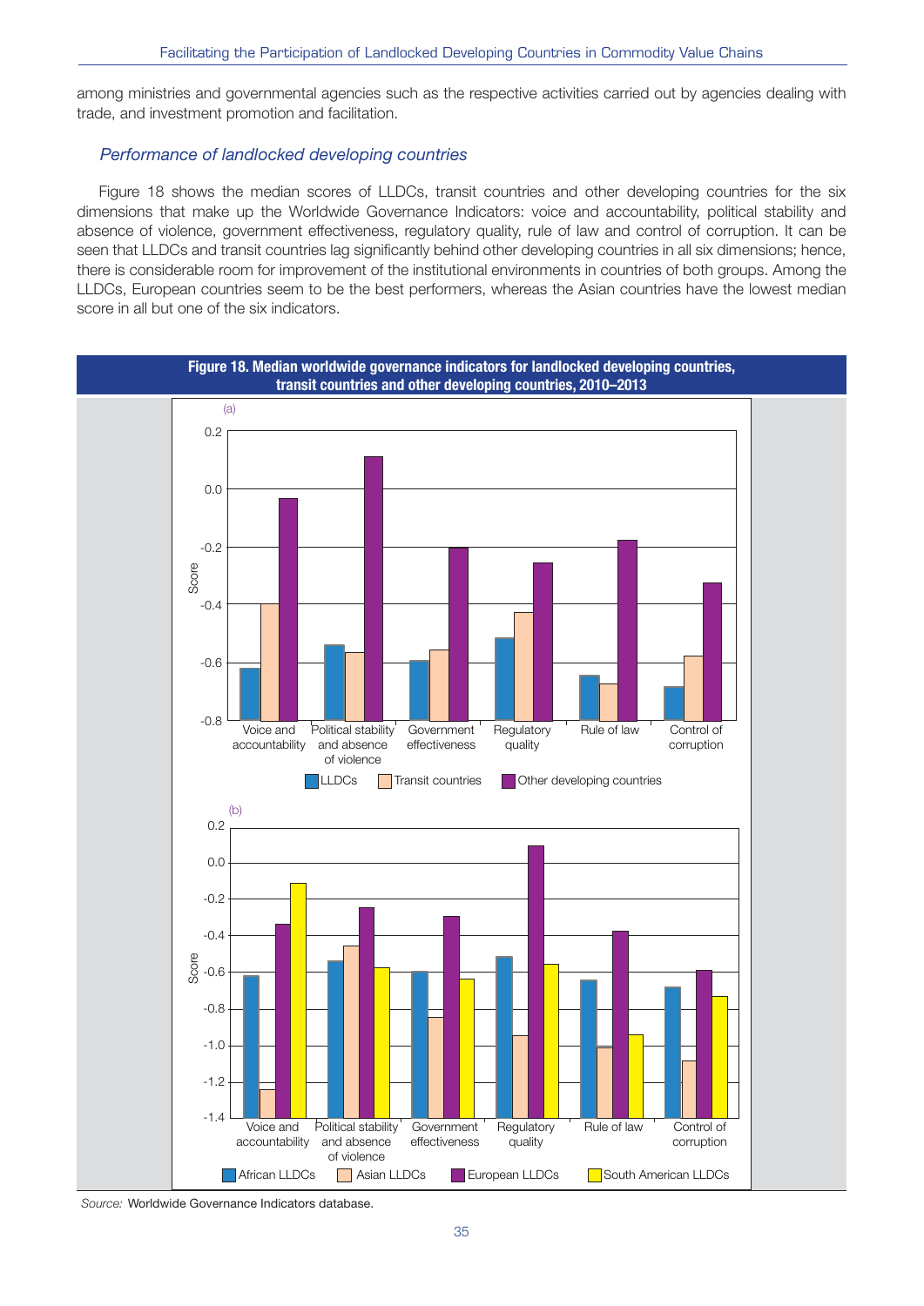among ministries and governmental agencies such as the respective activities carried out by agencies dealing with trade, and investment promotion and facilitation.

### *Performance of landlocked developing countries*

Figure 18 shows the median scores of LLDCs, transit countries and other developing countries for the six dimensions that make up the Worldwide Governance Indicators: voice and accountability, political stability and absence of violence, government effectiveness, regulatory quality, rule of law and control of corruption. It can be seen that LLDCs and transit countries lag significantly behind other developing countries in all six dimensions; hence, there is considerable room for improvement of the institutional environments in countries of both groups. Among the LLDCs, European countries seem to be the best performers, whereas the Asian countries have the lowest median score in all but one of the six indicators.

**Figure 18. Median worldwide governance indicators for landlocked developing countries, transit countries and other developing countries, 2010–2013**

(a)

| | LLDCs | Transit countries | Other developing countries |
|---|---|---|---|
| Voice and accountability | -0.62 | -0.40 | -0.03 |
| Political stability and absence of violence | -0.54 | -0.56 | 0.11 |
| Government effectiveness | -0.59 | -0.55 | -0.20 |
| Regulatory quality | -0.51 | -0.43 | -0.25 |
| Rule of law | -0.64 | -0.67 | -0.18 |
| Control of corruption | -0.68 | -0.57 | -0.32 |

(b)

| | African LLDCs | Asian LLDCs | European LLDCs | South American LLDCs |
|---|---|---|---|---|
| Voice and accountability | -0.62 | -1.24 | -0.34 | -0.11 |
| Political stability and absence of violence | -0.54 | -0.45 | -0.25 | -0.57 |
| Government effectiveness | -0.59 | -0.84 | -0.29 | -0.64 |
| Regulatory quality | -0.51 | -0.94 | 0.09 | -0.56 |
| Rule of law | -0.64 | -1.01 | -0.37 | -0.94 |
| Control of corruption | -0.68 | -1.08 | -0.59 | -0.73 |

*Source:* Worldwide Governance Indicators database.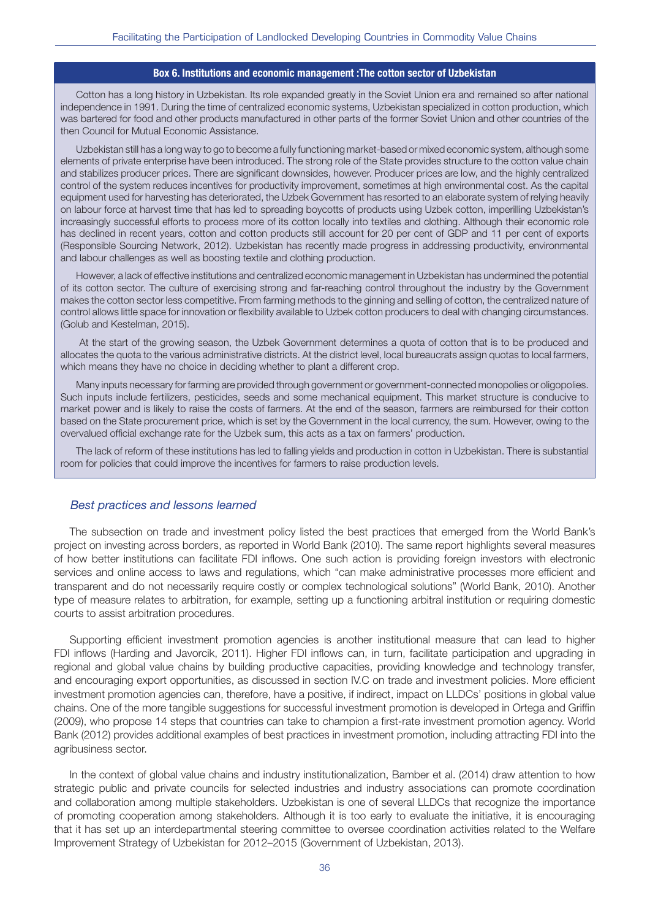**Box 6. Institutions and economic management :The cotton sector of Uzbekistan**

Cotton has a long history in Uzbekistan. Its role expanded greatly in the Soviet Union era and remained so after national independence in 1991. During the time of centralized economic systems, Uzbekistan specialized in cotton production, which was bartered for food and other products manufactured in other parts of the former Soviet Union and other countries of the then Council for Mutual Economic Assistance.

Uzbekistan still has a long way to go to become a fully functioning market-based or mixed economic system, although some elements of private enterprise have been introduced. The strong role of the State provides structure to the cotton value chain and stabilizes producer prices. There are significant downsides, however. Producer prices are low, and the highly centralized control of the system reduces incentives for productivity improvement, sometimes at high environmental cost. As the capital equipment used for harvesting has deteriorated, the Uzbek Government has resorted to an elaborate system of relying heavily on labour force at harvest time that has led to spreading boycotts of products using Uzbek cotton, imperilling Uzbekistan's increasingly successful efforts to process more of its cotton locally into textiles and clothing. Although their economic role has declined in recent years, cotton and cotton products still account for 20 per cent of GDP and 11 per cent of exports (Responsible Sourcing Network, 2012). Uzbekistan has recently made progress in addressing productivity, environmental and labour challenges as well as boosting textile and clothing production.

However, a lack of effective institutions and centralized economic management in Uzbekistan has undermined the potential of its cotton sector. The culture of exercising strong and far-reaching control throughout the industry by the Government makes the cotton sector less competitive. From farming methods to the ginning and selling of cotton, the centralized nature of control allows little space for innovation or flexibility available to Uzbek cotton producers to deal with changing circumstances. (Golub and Kestelman, 2015).

At the start of the growing season, the Uzbek Government determines a quota of cotton that is to be produced and allocates the quota to the various administrative districts. At the district level, local bureaucrats assign quotas to local farmers, which means they have no choice in deciding whether to plant a different crop.

Many inputs necessary for farming are provided through government or government-connected monopolies or oligopolies. Such inputs include fertilizers, pesticides, seeds and some mechanical equipment. This market structure is conducive to market power and is likely to raise the costs of farmers. At the end of the season, farmers are reimbursed for their cotton based on the State procurement price, which is set by the Government in the local currency, the sum. However, owing to the overvalued official exchange rate for the Uzbek sum, this acts as a tax on farmers' production.

The lack of reform of these institutions has led to falling yields and production in cotton in Uzbekistan. There is substantial room for policies that could improve the incentives for farmers to raise production levels.

### *Best practices and lessons learned*

The subsection on trade and investment policy listed the best practices that emerged from the World Bank's project on investing across borders, as reported in World Bank (2010). The same report highlights several measures of how better institutions can facilitate FDI inflows. One such action is providing foreign investors with electronic services and online access to laws and regulations, which "can make administrative processes more efficient and transparent and do not necessarily require costly or complex technological solutions" (World Bank, 2010). Another type of measure relates to arbitration, for example, setting up a functioning arbitral institution or requiring domestic courts to assist arbitration procedures.

Supporting efficient investment promotion agencies is another institutional measure that can lead to higher FDI inflows (Harding and Javorcik, 2011). Higher FDI inflows can, in turn, facilitate participation and upgrading in regional and global value chains by building productive capacities, providing knowledge and technology transfer, and encouraging export opportunities, as discussed in section IV.C on trade and investment policies. More efficient investment promotion agencies can, therefore, have a positive, if indirect, impact on LLDCs' positions in global value chains. One of the more tangible suggestions for successful investment promotion is developed in Ortega and Griffin (2009), who propose 14 steps that countries can take to champion a first-rate investment promotion agency. World Bank (2012) provides additional examples of best practices in investment promotion, including attracting FDI into the agribusiness sector.

In the context of global value chains and industry institutionalization, Bamber et al. (2014) draw attention to how strategic public and private councils for selected industries and industry associations can promote coordination and collaboration among multiple stakeholders. Uzbekistan is one of several LLDCs that recognize the importance of promoting cooperation among stakeholders. Although it is too early to evaluate the initiative, it is encouraging that it has set up an interdepartmental steering committee to oversee coordination activities related to the Welfare Improvement Strategy of Uzbekistan for 2012–2015 (Government of Uzbekistan, 2013).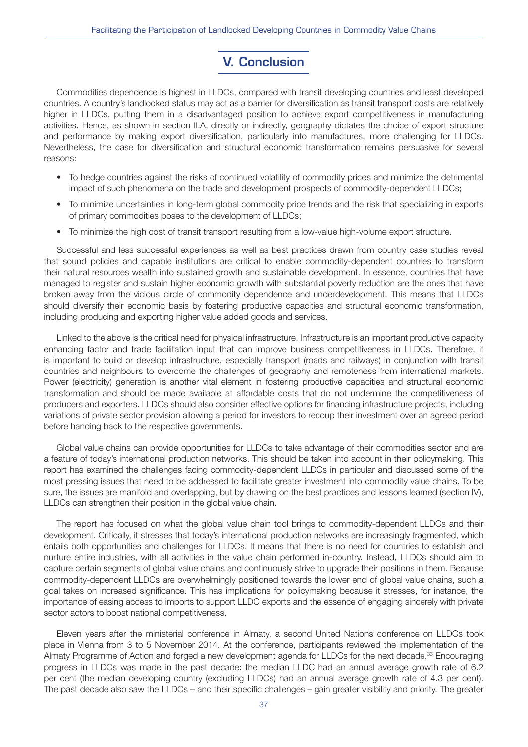## V. Conclusion

Commodities dependence is highest in LLDCs, compared with transit developing countries and least developed countries. A country's landlocked status may act as a barrier for diversification as transit transport costs are relatively higher in LLDCs, putting them in a disadvantaged position to achieve export competitiveness in manufacturing activities. Hence, as shown in section II.A, directly or indirectly, geography dictates the choice of export structure and performance by making export diversification, particularly into manufactures, more challenging for LLDCs. Nevertheless, the case for diversification and structural economic transformation remains persuasive for several reasons:

- To hedge countries against the risks of continued volatility of commodity prices and minimize the detrimental impact of such phenomena on the trade and development prospects of commodity-dependent LLDCs;
- To minimize uncertainties in long-term global commodity price trends and the risk that specializing in exports of primary commodities poses to the development of LLDCs;
- To minimize the high cost of transit transport resulting from a low-value high-volume export structure.

Successful and less successful experiences as well as best practices drawn from country case studies reveal that sound policies and capable institutions are critical to enable commodity-dependent countries to transform their natural resources wealth into sustained growth and sustainable development. In essence, countries that have managed to register and sustain higher economic growth with substantial poverty reduction are the ones that have broken away from the vicious circle of commodity dependence and underdevelopment. This means that LLDCs should diversify their economic basis by fostering productive capacities and structural economic transformation, including producing and exporting higher value added goods and services.

Linked to the above is the critical need for physical infrastructure. Infrastructure is an important productive capacity enhancing factor and trade facilitation input that can improve business competitiveness in LLDCs. Therefore, it is important to build or develop infrastructure, especially transport (roads and railways) in conjunction with transit countries and neighbours to overcome the challenges of geography and remoteness from international markets. Power (electricity) generation is another vital element in fostering productive capacities and structural economic transformation and should be made available at affordable costs that do not undermine the competitiveness of producers and exporters. LLDCs should also consider effective options for financing infrastructure projects, including variations of private sector provision allowing a period for investors to recoup their investment over an agreed period before handing back to the respective governments.

Global value chains can provide opportunities for LLDCs to take advantage of their commodities sector and are a feature of today's international production networks. This should be taken into account in their policymaking. This report has examined the challenges facing commodity-dependent LLDCs in particular and discussed some of the most pressing issues that need to be addressed to facilitate greater investment into commodity value chains. To be sure, the issues are manifold and overlapping, but by drawing on the best practices and lessons learned (section IV), LLDCs can strengthen their position in the global value chain.

The report has focused on what the global value chain tool brings to commodity-dependent LLDCs and their development. Critically, it stresses that today's international production networks are increasingly fragmented, which entails both opportunities and challenges for LLDCs. It means that there is no need for countries to establish and nurture entire industries, with all activities in the value chain performed in-country. Instead, LLDCs should aim to capture certain segments of global value chains and continuously strive to upgrade their positions in them. Because commodity-dependent LLDCs are overwhelmingly positioned towards the lower end of global value chains, such a goal takes on increased significance. This has implications for policymaking because it stresses, for instance, the importance of easing access to imports to support LLDC exports and the essence of engaging sincerely with private sector actors to boost national competitiveness.

Eleven years after the ministerial conference in Almaty, a second United Nations conference on LLDCs took place in Vienna from 3 to 5 November 2014. At the conference, participants reviewed the implementation of the Almaty Programme of Action and forged a new development agenda for LLDCs for the next decade.[33] Encouraging progress in LLDCs was made in the past decade: the median LLDC had an annual average growth rate of 6.2 per cent (the median developing country (excluding LLDCs) had an annual average growth rate of 4.3 per cent). The past decade also saw the LLDCs – and their specific challenges – gain greater visibility and priority. The greater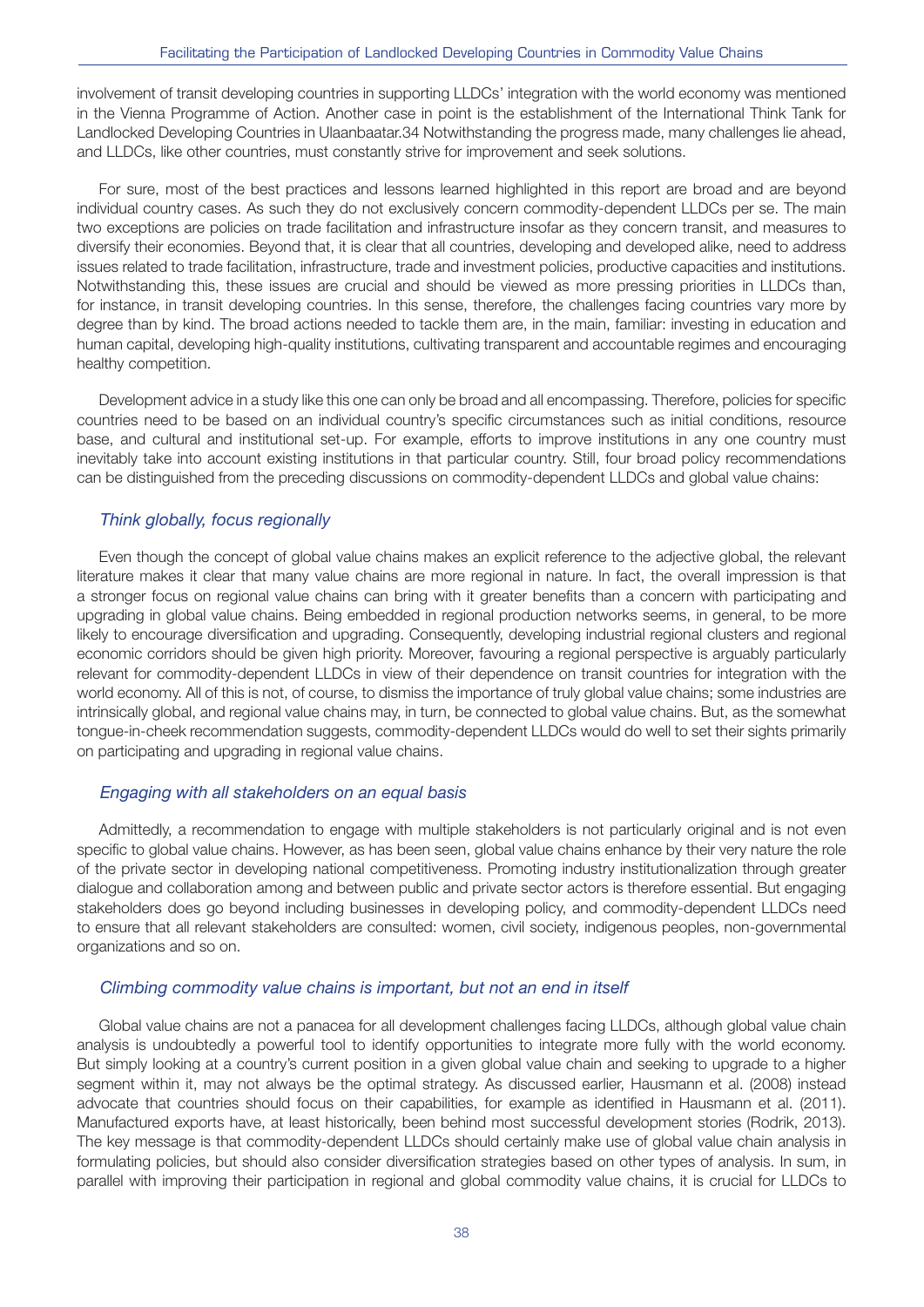involvement of transit developing countries in supporting LLDCs' integration with the world economy was mentioned in the Vienna Programme of Action. Another case in point is the establishment of the International Think Tank for Landlocked Developing Countries in Ulaanbaatar.34 Notwithstanding the progress made, many challenges lie ahead, and LLDCs, like other countries, must constantly strive for improvement and seek solutions.

For sure, most of the best practices and lessons learned highlighted in this report are broad and are beyond individual country cases. As such they do not exclusively concern commodity-dependent LLDCs per se. The main two exceptions are policies on trade facilitation and infrastructure insofar as they concern transit, and measures to diversify their economies. Beyond that, it is clear that all countries, developing and developed alike, need to address issues related to trade facilitation, infrastructure, trade and investment policies, productive capacities and institutions. Notwithstanding this, these issues are crucial and should be viewed as more pressing priorities in LLDCs than, for instance, in transit developing countries. In this sense, therefore, the challenges facing countries vary more by degree than by kind. The broad actions needed to tackle them are, in the main, familiar: investing in education and human capital, developing high-quality institutions, cultivating transparent and accountable regimes and encouraging healthy competition.

Development advice in a study like this one can only be broad and all encompassing. Therefore, policies for specific countries need to be based on an individual country's specific circumstances such as initial conditions, resource base, and cultural and institutional set-up. For example, efforts to improve institutions in any one country must inevitably take into account existing institutions in that particular country. Still, four broad policy recommendations can be distinguished from the preceding discussions on commodity-dependent LLDCs and global value chains:

### *Think globally, focus regionally*

Even though the concept of global value chains makes an explicit reference to the adjective global, the relevant literature makes it clear that many value chains are more regional in nature. In fact, the overall impression is that a stronger focus on regional value chains can bring with it greater benefits than a concern with participating and upgrading in global value chains. Being embedded in regional production networks seems, in general, to be more likely to encourage diversification and upgrading. Consequently, developing industrial regional clusters and regional economic corridors should be given high priority. Moreover, favouring a regional perspective is arguably particularly relevant for commodity-dependent LLDCs in view of their dependence on transit countries for integration with the world economy. All of this is not, of course, to dismiss the importance of truly global value chains; some industries are intrinsically global, and regional value chains may, in turn, be connected to global value chains. But, as the somewhat tongue-in-cheek recommendation suggests, commodity-dependent LLDCs would do well to set their sights primarily on participating and upgrading in regional value chains.

### *Engaging with all stakeholders on an equal basis*

Admittedly, a recommendation to engage with multiple stakeholders is not particularly original and is not even specific to global value chains. However, as has been seen, global value chains enhance by their very nature the role of the private sector in developing national competitiveness. Promoting industry institutionalization through greater dialogue and collaboration among and between public and private sector actors is therefore essential. But engaging stakeholders does go beyond including businesses in developing policy, and commodity-dependent LLDCs need to ensure that all relevant stakeholders are consulted: women, civil society, indigenous peoples, non-governmental organizations and so on.

### *Climbing commodity value chains is important, but not an end in itself*

Global value chains are not a panacea for all development challenges facing LLDCs, although global value chain analysis is undoubtedly a powerful tool to identify opportunities to integrate more fully with the world economy. But simply looking at a country's current position in a given global value chain and seeking to upgrade to a higher segment within it, may not always be the optimal strategy. As discussed earlier, Hausmann et al. (2008) instead advocate that countries should focus on their capabilities, for example as identified in Hausmann et al. (2011). Manufactured exports have, at least historically, been behind most successful development stories (Rodrik, 2013). The key message is that commodity-dependent LLDCs should certainly make use of global value chain analysis in formulating policies, but should also consider diversification strategies based on other types of analysis. In sum, in parallel with improving their participation in regional and global commodity value chains, it is crucial for LLDCs to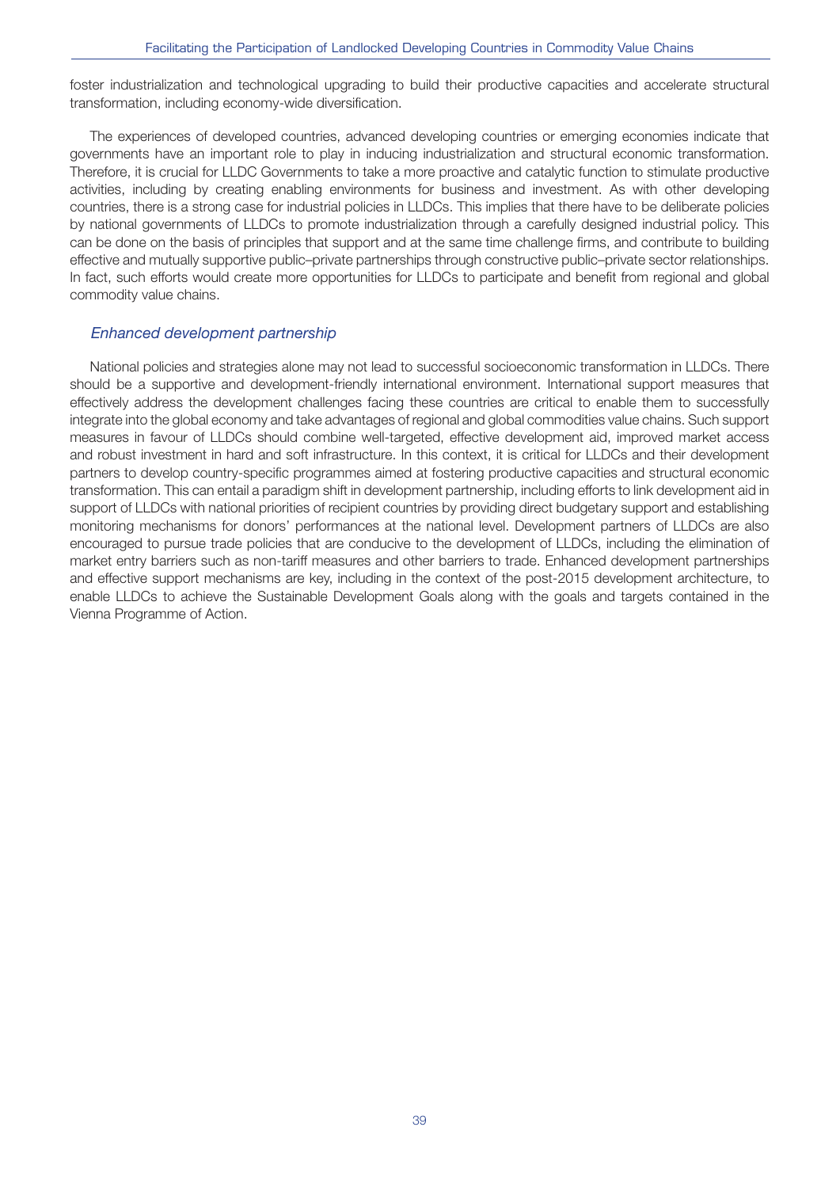foster industrialization and technological upgrading to build their productive capacities and accelerate structural transformation, including economy-wide diversification.

The experiences of developed countries, advanced developing countries or emerging economies indicate that governments have an important role to play in inducing industrialization and structural economic transformation. Therefore, it is crucial for LLDC Governments to take a more proactive and catalytic function to stimulate productive activities, including by creating enabling environments for business and investment. As with other developing countries, there is a strong case for industrial policies in LLDCs. This implies that there have to be deliberate policies by national governments of LLDCs to promote industrialization through a carefully designed industrial policy. This can be done on the basis of principles that support and at the same time challenge firms, and contribute to building effective and mutually supportive public–private partnerships through constructive public–private sector relationships. In fact, such efforts would create more opportunities for LLDCs to participate and benefit from regional and global commodity value chains.

### *Enhanced development partnership*

National policies and strategies alone may not lead to successful socioeconomic transformation in LLDCs. There should be a supportive and development-friendly international environment. International support measures that effectively address the development challenges facing these countries are critical to enable them to successfully integrate into the global economy and take advantages of regional and global commodities value chains. Such support measures in favour of LLDCs should combine well-targeted, effective development aid, improved market access and robust investment in hard and soft infrastructure. In this context, it is critical for LLDCs and their development partners to develop country-specific programmes aimed at fostering productive capacities and structural economic transformation. This can entail a paradigm shift in development partnership, including efforts to link development aid in support of LLDCs with national priorities of recipient countries by providing direct budgetary support and establishing monitoring mechanisms for donors' performances at the national level. Development partners of LLDCs are also encouraged to pursue trade policies that are conducive to the development of LLDCs, including the elimination of market entry barriers such as non-tariff measures and other barriers to trade. Enhanced development partnerships and effective support mechanisms are key, including in the context of the post-2015 development architecture, to enable LLDCs to achieve the Sustainable Development Goals along with the goals and targets contained in the Vienna Programme of Action.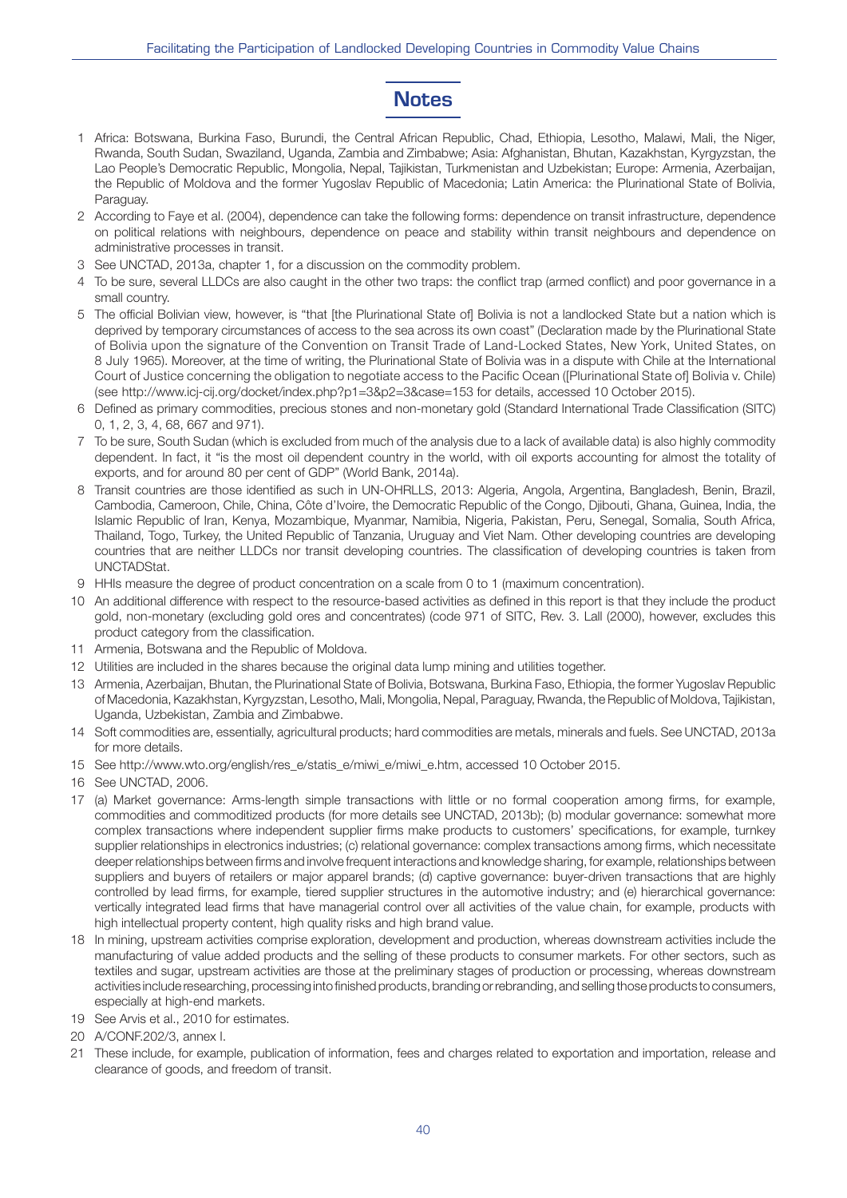# Notes

1 Africa: Botswana, Burkina Faso, Burundi, the Central African Republic, Chad, Ethiopia, Lesotho, Malawi, Mali, the Niger, Rwanda, South Sudan, Swaziland, Uganda, Zambia and Zimbabwe; Asia: Afghanistan, Bhutan, Kazakhstan, Kyrgyzstan, the Lao People's Democratic Republic, Mongolia, Nepal, Tajikistan, Turkmenistan and Uzbekistan; Europe: Armenia, Azerbaijan, the Republic of Moldova and the former Yugoslav Republic of Macedonia; Latin America: the Plurinational State of Bolivia, Paraguay.

2 According to Faye et al. (2004), dependence can take the following forms: dependence on transit infrastructure, dependence on political relations with neighbours, dependence on peace and stability within transit neighbours and dependence on administrative processes in transit.

3 See UNCTAD, 2013a, chapter 1, for a discussion on the commodity problem.

4 To be sure, several LLDCs are also caught in the other two traps: the conflict trap (armed conflict) and poor governance in a small country.

5 The official Bolivian view, however, is "that [the Plurinational State of] Bolivia is not a landlocked State but a nation which is deprived by temporary circumstances of access to the sea across its own coast" (Declaration made by the Plurinational State of Bolivia upon the signature of the Convention on Transit Trade of Land-Locked States, New York, United States, on 8 July 1965). Moreover, at the time of writing, the Plurinational State of Bolivia was in a dispute with Chile at the International Court of Justice concerning the obligation to negotiate access to the Pacific Ocean ([Plurinational State of] Bolivia v. Chile) (see http://www.icj-cij.org/docket/index.php?p1=3&p2=3&case=153 for details, accessed 10 October 2015).

6 Defined as primary commodities, precious stones and non-monetary gold (Standard International Trade Classification (SITC) 0, 1, 2, 3, 4, 68, 667 and 971).

7 To be sure, South Sudan (which is excluded from much of the analysis due to a lack of available data) is also highly commodity dependent. In fact, it "is the most oil dependent country in the world, with oil exports accounting for almost the totality of exports, and for around 80 per cent of GDP" (World Bank, 2014a).

8 Transit countries are those identified as such in UN-OHRLLS, 2013: Algeria, Angola, Argentina, Bangladesh, Benin, Brazil, Cambodia, Cameroon, Chile, China, Côte d'Ivoire, the Democratic Republic of the Congo, Djibouti, Ghana, Guinea, India, the Islamic Republic of Iran, Kenya, Mozambique, Myanmar, Namibia, Nigeria, Pakistan, Peru, Senegal, Somalia, South Africa, Thailand, Togo, Turkey, the United Republic of Tanzania, Uruguay and Viet Nam. Other developing countries are developing countries that are neither LLDCs nor transit developing countries. The classification of developing countries is taken from UNCTADStat.

9 HHIs measure the degree of product concentration on a scale from 0 to 1 (maximum concentration).

10 An additional difference with respect to the resource-based activities as defined in this report is that they include the product gold, non-monetary (excluding gold ores and concentrates) (code 971 of SITC, Rev. 3. Lall (2000), however, excludes this product category from the classification.

11 Armenia, Botswana and the Republic of Moldova.

12 Utilities are included in the shares because the original data lump mining and utilities together.

13 Armenia, Azerbaijan, Bhutan, the Plurinational State of Bolivia, Botswana, Burkina Faso, Ethiopia, the former Yugoslav Republic of Macedonia, Kazakhstan, Kyrgyzstan, Lesotho, Mali, Mongolia, Nepal, Paraguay, Rwanda, the Republic of Moldova, Tajikistan, Uganda, Uzbekistan, Zambia and Zimbabwe.

14 Soft commodities are, essentially, agricultural products; hard commodities are metals, minerals and fuels. See UNCTAD, 2013a for more details.

15 See http://www.wto.org/english/res_e/statis_e/miwi_e/miwi_e.htm, accessed 10 October 2015.

16 See UNCTAD, 2006.

17 (a) Market governance: Arms-length simple transactions with little or no formal cooperation among firms, for example, commodities and commoditized products (for more details see UNCTAD, 2013b); (b) modular governance: somewhat more complex transactions where independent supplier firms make products to customers' specifications, for example, turnkey supplier relationships in electronics industries; (c) relational governance: complex transactions among firms, which necessitate deeper relationships between firms and involve frequent interactions and knowledge sharing, for example, relationships between suppliers and buyers of retailers or major apparel brands; (d) captive governance: buyer-driven transactions that are highly controlled by lead firms, for example, tiered supplier structures in the automotive industry; and (e) hierarchical governance: vertically integrated lead firms that have managerial control over all activities of the value chain, for example, products with high intellectual property content, high quality risks and high brand value.

18 In mining, upstream activities comprise exploration, development and production, whereas downstream activities include the manufacturing of value added products and the selling of these products to consumer markets. For other sectors, such as textiles and sugar, upstream activities are those at the preliminary stages of production or processing, whereas downstream activities include researching, processing into finished products, branding or rebranding, and selling those products to consumers, especially at high-end markets.

19 See Arvis et al., 2010 for estimates.

20 A/CONF.202/3, annex I.

21 These include, for example, publication of information, fees and charges related to exportation and importation, release and clearance of goods, and freedom of transit.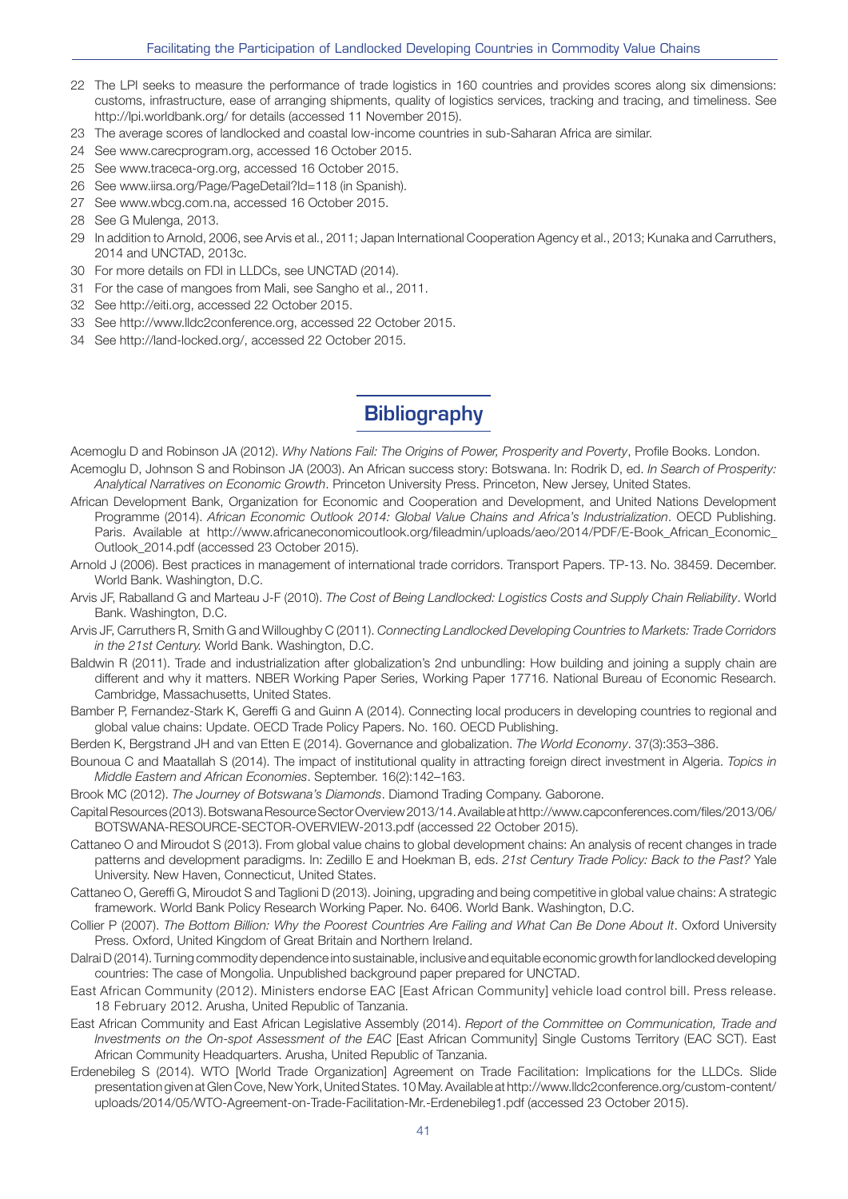22 The LPI seeks to measure the performance of trade logistics in 160 countries and provides scores along six dimensions: customs, infrastructure, ease of arranging shipments, quality of logistics services, tracking and tracing, and timeliness. See http://lpi.worldbank.org/ for details (accessed 11 November 2015).

23 The average scores of landlocked and coastal low-income countries in sub-Saharan Africa are similar.

24 See www.carecprogram.org, accessed 16 October 2015.

25 See www.traceca-org.org, accessed 16 October 2015.

26 See www.iirsa.org/Page/PageDetail?Id=118 (in Spanish).

27 See www.wbcg.com.na, accessed 16 October 2015.

28 See G Mulenga, 2013.

29 In addition to Arnold, 2006, see Arvis et al., 2011; Japan International Cooperation Agency et al., 2013; Kunaka and Carruthers, 2014 and UNCTAD, 2013c.

30 For more details on FDI in LLDCs, see UNCTAD (2014).

31 For the case of mangoes from Mali, see Sangho et al., 2011.

32 See http://eiti.org, accessed 22 October 2015.

33 See http://www.lldc2conference.org, accessed 22 October 2015.

34 See http://land-locked.org/, accessed 22 October 2015.

# Bibliography

Acemoglu D and Robinson JA (2012). *Why Nations Fail: The Origins of Power, Prosperity and Poverty*, Profile Books. London.

Acemoglu D, Johnson S and Robinson JA (2003). An African success story: Botswana. In: Rodrik D, ed. *In Search of Prosperity: Analytical Narratives on Economic Growth*. Princeton University Press. Princeton, New Jersey, United States.

African Development Bank, Organization for Economic and Cooperation and Development, and United Nations Development Programme (2014). *African Economic Outlook 2014: Global Value Chains and Africa's Industrialization*. OECD Publishing. Paris. Available at http://www.africaneconomicoutlook.org/fileadmin/uploads/aeo/2014/PDF/E-Book_African_Economic_Outlook_2014.pdf (accessed 23 October 2015).

Arnold J (2006). Best practices in management of international trade corridors. Transport Papers. TP-13. No. 38459. December. World Bank. Washington, D.C.

Arvis JF, Raballand G and Marteau J-F (2010). *The Cost of Being Landlocked: Logistics Costs and Supply Chain Reliability*. World Bank. Washington, D.C.

Arvis JF, Carruthers R, Smith G and Willoughby C (2011). *Connecting Landlocked Developing Countries to Markets: Trade Corridors in the 21st Century.* World Bank. Washington, D.C.

Baldwin R (2011). Trade and industrialization after globalization's 2nd unbundling: How building and joining a supply chain are different and why it matters. NBER Working Paper Series, Working Paper 17716. National Bureau of Economic Research. Cambridge, Massachusetts, United States.

Bamber P, Fernandez-Stark K, Gereffi G and Guinn A (2014). Connecting local producers in developing countries to regional and global value chains: Update. OECD Trade Policy Papers. No. 160. OECD Publishing.

Berden K, Bergstrand JH and van Etten E (2014). Governance and globalization. *The World Economy*. 37(3):353–386.

Bounoua C and Maatallah S (2014). The impact of institutional quality in attracting foreign direct investment in Algeria. *Topics in Middle Eastern and African Economies*. September. 16(2):142–163.

Brook MC (2012). *The Journey of Botswana's Diamonds*. Diamond Trading Company. Gaborone.

Capital Resources (2013). Botswana Resource Sector Overview 2013/14. Available at http://www.capconferences.com/files/2013/06/BOTSWANA-RESOURCE-SECTOR-OVERVIEW-2013.pdf (accessed 22 October 2015).

Cattaneo O and Miroudot S (2013). From global value chains to global development chains: An analysis of recent changes in trade patterns and development paradigms. In: Zedillo E and Hoekman B, eds. *21st Century Trade Policy: Back to the Past?* Yale University. New Haven, Connecticut, United States.

Cattaneo O, Gereffi G, Miroudot S and Taglioni D (2013). Joining, upgrading and being competitive in global value chains: A strategic framework. World Bank Policy Research Working Paper. No. 6406. World Bank. Washington, D.C.

Collier P (2007). *The Bottom Billion: Why the Poorest Countries Are Failing and What Can Be Done About It*. Oxford University Press. Oxford, United Kingdom of Great Britain and Northern Ireland.

Dalrai D (2014). Turning commodity dependence into sustainable, inclusive and equitable economic growth for landlocked developing countries: The case of Mongolia. Unpublished background paper prepared for UNCTAD.

East African Community (2012). Ministers endorse EAC [East African Community] vehicle load control bill. Press release. 18 February 2012. Arusha, United Republic of Tanzania.

East African Community and East African Legislative Assembly (2014). *Report of the Committee on Communication, Trade and Investments on the On-spot Assessment of the EAC* [East African Community] Single Customs Territory (EAC SCT). East African Community Headquarters. Arusha, United Republic of Tanzania.

Erdenebileg S (2014). WTO [World Trade Organization] Agreement on Trade Facilitation: Implications for the LLDCs. Slide presentation given at Glen Cove, New York, United States. 10 May. Available at http://www.lldc2conference.org/custom-content/uploads/2014/05/WTO-Agreement-on-Trade-Facilitation-Mr.-Erdenebileg1.pdf (accessed 23 October 2015).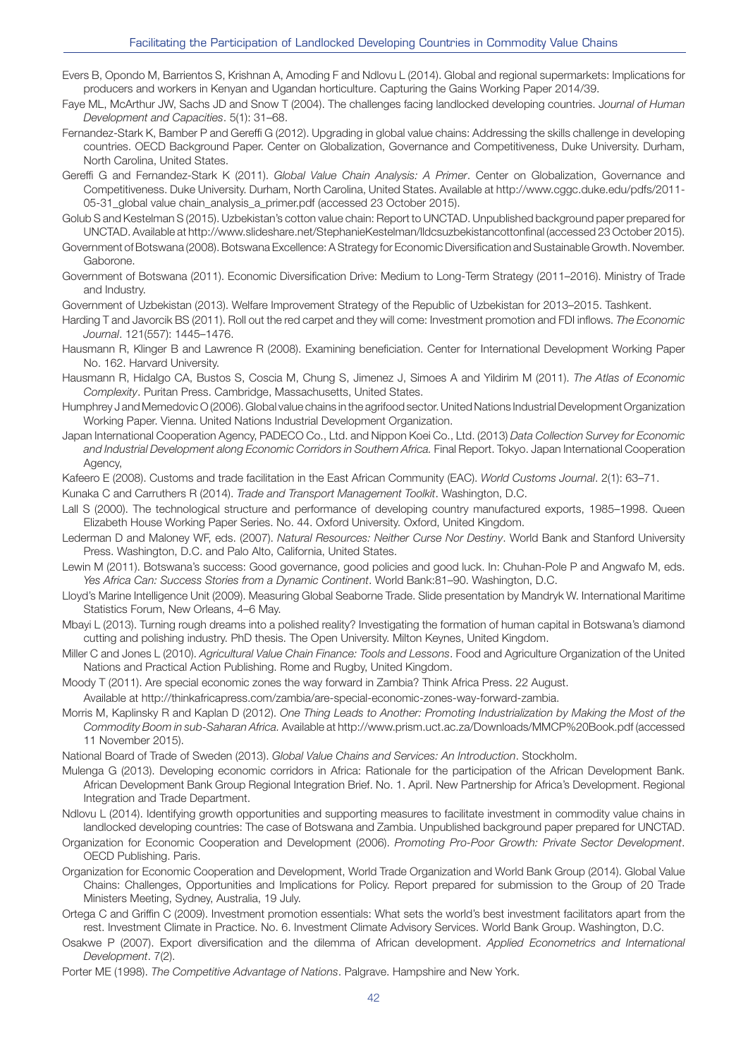Evers B, Opondo M, Barrientos S, Krishnan A, Amoding F and Ndlovu L (2014). Global and regional supermarkets: Implications for producers and workers in Kenyan and Ugandan horticulture. Capturing the Gains Working Paper 2014/39.

Faye ML, McArthur JW, Sachs JD and Snow T (2004). The challenges facing landlocked developing countries. *Journal of Human Development and Capacities*. 5(1): 31–68.

Fernandez-Stark K, Bamber P and Gereffi G (2012). Upgrading in global value chains: Addressing the skills challenge in developing countries. OECD Background Paper. Center on Globalization, Governance and Competitiveness, Duke University. Durham, North Carolina, United States.

Gereffi G and Fernandez-Stark K (2011). *Global Value Chain Analysis: A Primer*. Center on Globalization, Governance and Competitiveness. Duke University. Durham, North Carolina, United States. Available at http://www.cggc.duke.edu/pdfs/2011-05-31_global value chain_analysis_a_primer.pdf (accessed 23 October 2015).

Golub S and Kestelman S (2015). Uzbekistan's cotton value chain: Report to UNCTAD. Unpublished background paper prepared for UNCTAD. Available at http://www.slideshare.net/StephanieKestelman/lldcsuzbekistancottonfinal (accessed 23 October 2015).

Government of Botswana (2008). Botswana Excellence: A Strategy for Economic Diversification and Sustainable Growth. November. Gaborone.

Government of Botswana (2011). Economic Diversification Drive: Medium to Long-Term Strategy (2011–2016). Ministry of Trade and Industry.

Government of Uzbekistan (2013). Welfare Improvement Strategy of the Republic of Uzbekistan for 2013–2015. Tashkent.

Harding T and Javorcik BS (2011). Roll out the red carpet and they will come: Investment promotion and FDI inflows. *The Economic Journal*. 121(557): 1445–1476.

Hausmann R, Klinger B and Lawrence R (2008). Examining beneficiation. Center for International Development Working Paper No. 162. Harvard University.

Hausmann R, Hidalgo CA, Bustos S, Coscia M, Chung S, Jimenez J, Simoes A and Yildirim M (2011). *The Atlas of Economic Complexity*. Puritan Press. Cambridge, Massachusetts, United States.

Humphrey J and Memedovic O (2006). Global value chains in the agrifood sector. United Nations Industrial Development Organization Working Paper. Vienna. United Nations Industrial Development Organization.

Japan International Cooperation Agency, PADECO Co., Ltd. and Nippon Koei Co., Ltd. (2013) *Data Collection Survey for Economic and Industrial Development along Economic Corridors in Southern Africa.* Final Report. Tokyo. Japan International Cooperation Agency,

Kafeero E (2008). Customs and trade facilitation in the East African Community (EAC). *World Customs Journal*. 2(1): 63–71.

Kunaka C and Carruthers R (2014). *Trade and Transport Management Toolkit*. Washington, D.C.

Lall S (2000). The technological structure and performance of developing country manufactured exports, 1985–1998. Queen Elizabeth House Working Paper Series. No. 44. Oxford University. Oxford, United Kingdom.

Lederman D and Maloney WF, eds. (2007). *Natural Resources: Neither Curse Nor Destiny*. World Bank and Stanford University Press. Washington, D.C. and Palo Alto, California, United States.

Lewin M (2011). Botswana's success: Good governance, good policies and good luck. In: Chuhan-Pole P and Angwafo M, eds. *Yes Africa Can: Success Stories from a Dynamic Continent*. World Bank:81–90. Washington, D.C.

Lloyd's Marine Intelligence Unit (2009). Measuring Global Seaborne Trade. Slide presentation by Mandryk W. International Maritime Statistics Forum, New Orleans, 4–6 May.

Mbayi L (2013). Turning rough dreams into a polished reality? Investigating the formation of human capital in Botswana's diamond cutting and polishing industry. PhD thesis. The Open University. Milton Keynes, United Kingdom.

Miller C and Jones L (2010). *Agricultural Value Chain Finance: Tools and Lessons*. Food and Agriculture Organization of the United Nations and Practical Action Publishing. Rome and Rugby, United Kingdom.

Moody T (2011). Are special economic zones the way forward in Zambia? Think Africa Press. 22 August. Available at http://thinkafricapress.com/zambia/are-special-economic-zones-way-forward-zambia.

Morris M, Kaplinsky R and Kaplan D (2012). *One Thing Leads to Another: Promoting Industrialization by Making the Most of the Commodity Boom in sub-Saharan Africa.* Available at http://www.prism.uct.ac.za/Downloads/MMCP%20Book.pdf (accessed 11 November 2015).

National Board of Trade of Sweden (2013). *Global Value Chains and Services: An Introduction*. Stockholm.

Mulenga G (2013). Developing economic corridors in Africa: Rationale for the participation of the African Development Bank. African Development Bank Group Regional Integration Brief. No. 1. April. New Partnership for Africa's Development. Regional Integration and Trade Department.

Ndlovu L (2014). Identifying growth opportunities and supporting measures to facilitate investment in commodity value chains in landlocked developing countries: The case of Botswana and Zambia. Unpublished background paper prepared for UNCTAD.

Organization for Economic Cooperation and Development (2006). *Promoting Pro-Poor Growth: Private Sector Development*. OECD Publishing. Paris.

Organization for Economic Cooperation and Development, World Trade Organization and World Bank Group (2014). Global Value Chains: Challenges, Opportunities and Implications for Policy. Report prepared for submission to the Group of 20 Trade Ministers Meeting, Sydney, Australia, 19 July.

Ortega C and Griffin C (2009). Investment promotion essentials: What sets the world's best investment facilitators apart from the rest. Investment Climate in Practice. No. 6. Investment Climate Advisory Services. World Bank Group. Washington, D.C.

Osakwe P (2007). Export diversification and the dilemma of African development. *Applied Econometrics and International Development*. 7(2).

Porter ME (1998). *The Competitive Advantage of Nations*. Palgrave. Hampshire and New York.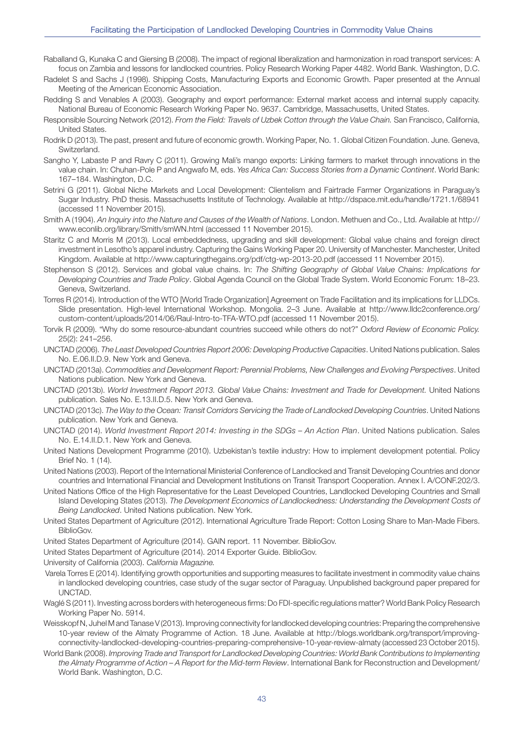Raballand G, Kunaka C and Giersing B (2008). The impact of regional liberalization and harmonization in road transport services: A focus on Zambia and lessons for landlocked countries. Policy Research Working Paper 4482. World Bank. Washington, D.C.

Radelet S and Sachs J (1998). Shipping Costs, Manufacturing Exports and Economic Growth. Paper presented at the Annual Meeting of the American Economic Association.

Redding S and Venables A (2003). Geography and export performance: External market access and internal supply capacity. National Bureau of Economic Research Working Paper No. 9637. Cambridge, Massachusetts, United States.

Responsible Sourcing Network (2012). *From the Field: Travels of Uzbek Cotton through the Value Chain.* San Francisco, California, United States.

Rodrik D (2013). The past, present and future of economic growth. Working Paper, No. 1. Global Citizen Foundation. June. Geneva, Switzerland.

Sangho Y, Labaste P and Ravry C (2011). Growing Mali's mango exports: Linking farmers to market through innovations in the value chain. In: Chuhan-Pole P and Angwafo M, eds. *Yes Africa Can: Success Stories from a Dynamic Continent*. World Bank: 167–184. Washington, D.C.

Setrini G (2011). Global Niche Markets and Local Development: Clientelism and Fairtrade Farmer Organizations in Paraguay's Sugar Industry. PhD thesis. Massachusetts Institute of Technology. Available at http://dspace.mit.edu/handle/1721.1/68941 (accessed 11 November 2015).

Smith A (1904). *An Inquiry into the Nature and Causes of the Wealth of Nations*. London. Methuen and Co., Ltd. Available at http://www.econlib.org/library/Smith/smWN.html (accessed 11 November 2015).

Staritz C and Morris M (2013). Local embeddedness, upgrading and skill development: Global value chains and foreign direct investment in Lesotho's apparel industry. Capturing the Gains Working Paper 20. University of Manchester. Manchester, United Kingdom. Available at http://www.capturingthegains.org/pdf/ctg-wp-2013-20.pdf (accessed 11 November 2015).

Stephenson S (2012). Services and global value chains. In: *The Shifting Geography of Global Value Chains: Implications for Developing Countries and Trade Policy*. Global Agenda Council on the Global Trade System. World Economic Forum: 18–23. Geneva, Switzerland.

Torres R (2014). Introduction of the WTO [World Trade Organization] Agreement on Trade Facilitation and its implications for LLDCs. Slide presentation. High-level International Workshop. Mongolia. 2–3 June. Available at http://www.lldc2conference.org/custom-content/uploads/2014/06/Raul-Intro-to-TFA-WTO.pdf (accessed 11 November 2015).

Torvik R (2009). "Why do some resource-abundant countries succeed while others do not?" *Oxford Review of Economic Policy.* 25(2): 241–256.

UNCTAD (2006). *The Least Developed Countries Report 2006: Developing Productive Capacities*. United Nations publication. Sales No. E.06.II.D.9. New York and Geneva.

UNCTAD (2013a). *Commodities and Development Report: Perennial Problems, New Challenges and Evolving Perspectives*. United Nations publication. New York and Geneva.

UNCTAD (2013b). *World Investment Report 2013. Global Value Chains: Investment and Trade for Development.* United Nations publication. Sales No. E.13.II.D.5. New York and Geneva.

UNCTAD (2013c). *The Way to the Ocean: Transit Corridors Servicing the Trade of Landlocked Developing Countries*. United Nations publication. New York and Geneva.

UNCTAD (2014). *World Investment Report 2014: Investing in the SDGs – An Action Plan*. United Nations publication. Sales No. E.14.II.D.1. New York and Geneva.

United Nations Development Programme (2010). Uzbekistan's textile industry: How to implement development potential. Policy Brief No. 1 (14).

United Nations (2003). Report of the International Ministerial Conference of Landlocked and Transit Developing Countries and donor countries and International Financial and Development Institutions on Transit Transport Cooperation. Annex I. A/CONF.202/3.

United Nations Office of the High Representative for the Least Developed Countries, Landlocked Developing Countries and Small Island Developing States (2013). *The Development Economics of Landlockedness: Understanding the Development Costs of Being Landlocked*. United Nations publication. New York.

United States Department of Agriculture (2012). International Agriculture Trade Report: Cotton Losing Share to Man-Made Fibers. BiblioGov.

United States Department of Agriculture (2014). GAIN report. 11 November. BiblioGov.

United States Department of Agriculture (2014). 2014 Exporter Guide. BiblioGov.

University of California (2003). *California Magazine.*

Varela Torres E (2014). Identifying growth opportunities and supporting measures to facilitate investment in commodity value chains in landlocked developing countries, case study of the sugar sector of Paraguay. Unpublished background paper prepared for UNCTAD.

Waglé S (2011). Investing across borders with heterogeneous firms: Do FDI-specific regulations matter? World Bank Policy Research Working Paper No. 5914.

Weisskopf N, Juhel M and Tanase V (2013). Improving connectivity for landlocked developing countries: Preparing the comprehensive 10-year review of the Almaty Programme of Action. 18 June. Available at http://blogs.worldbank.org/transport/improving-connectivity-landlocked-developing-countries-preparing-comprehensive-10-year-review-almaty (accessed 23 October 2015).

World Bank (2008). *Improving Trade and Transport for Landlocked Developing Countries: World Bank Contributions to Implementing the Almaty Programme of Action – A Report for the Mid-term Review*. International Bank for Reconstruction and Development/ World Bank. Washington, D.C.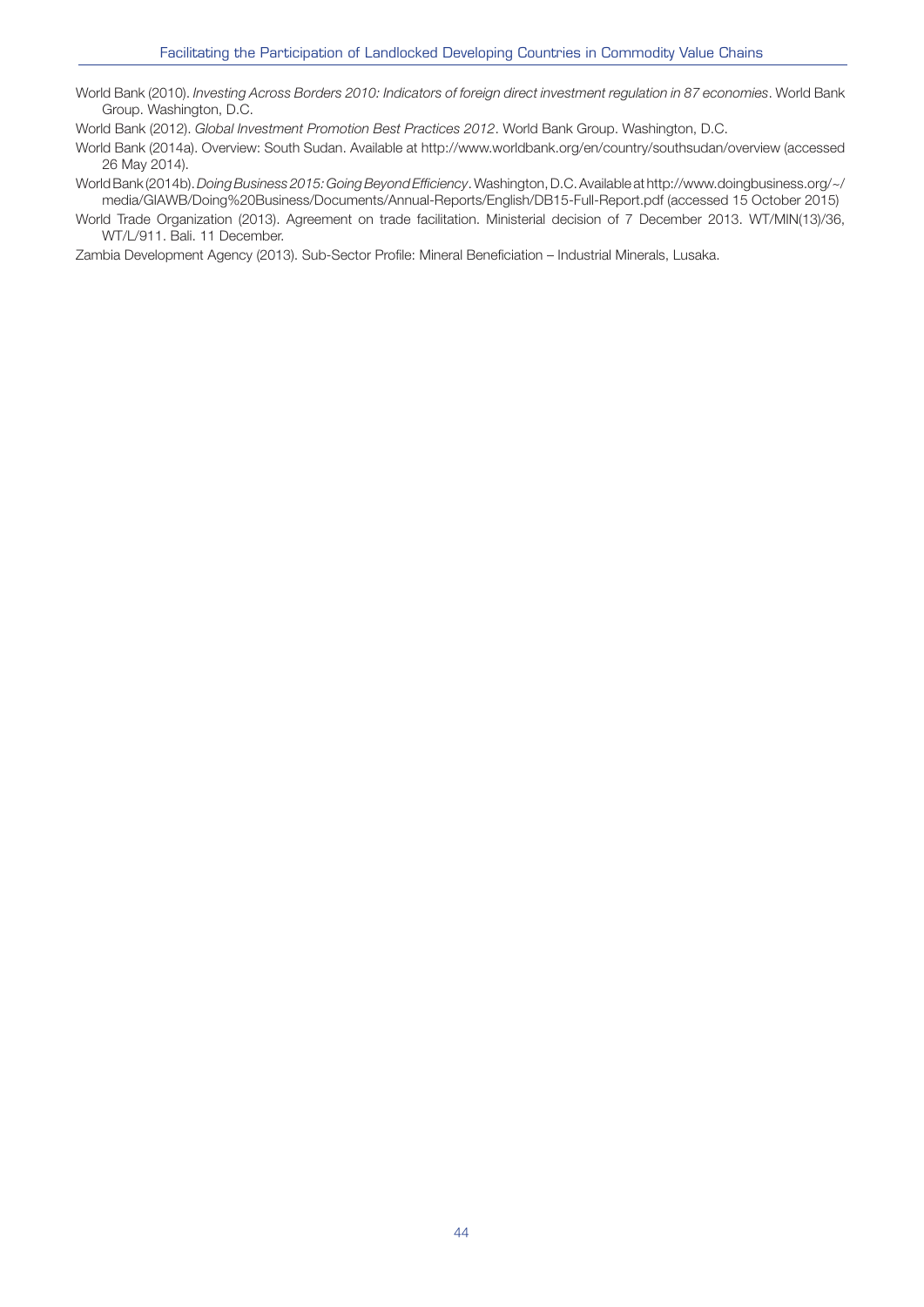World Bank (2010). *Investing Across Borders 2010: Indicators of foreign direct investment regulation in 87 economies*. World Bank Group. Washington, D.C.

World Bank (2012). *Global Investment Promotion Best Practices 2012*. World Bank Group. Washington, D.C.

World Bank (2014a). Overview: South Sudan. Available at http://www.worldbank.org/en/country/southsudan/overview (accessed 26 May 2014).

World Bank (2014b). *Doing Business 2015: Going Beyond Efficiency*. Washington, D.C. Available at http://www.doingbusiness.org/~/media/GIAWB/Doing%20Business/Documents/Annual-Reports/English/DB15-Full-Report.pdf (accessed 15 October 2015)

World Trade Organization (2013). Agreement on trade facilitation. Ministerial decision of 7 December 2013. WT/MIN(13)/36, WT/L/911. Bali. 11 December.

Zambia Development Agency (2013). Sub-Sector Profile: Mineral Beneficiation – Industrial Minerals, Lusaka.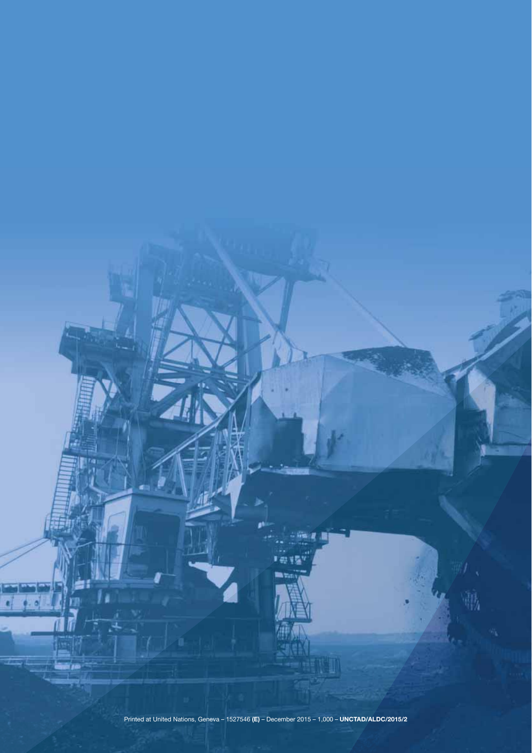Printed at United Nations, Geneva – 1527546 **(E)** – December 2015 – 1,000 – **UNCTAD/ALDC/2015/2**